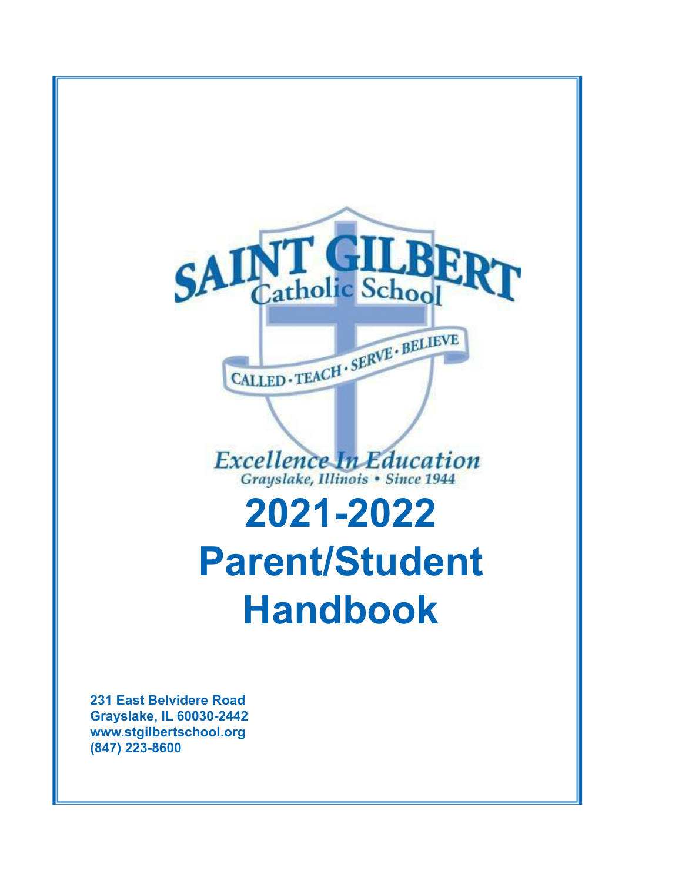SAINT GILBERT
Catholic School

CALLED · TEACH · SERVE · BELIEVE

*Excellence In Education*
*Grayslake, Illinois • Since 1944*

# 2021-2022 Parent/Student Handbook

**231 East Belvidere Road**
**Grayslake, IL 60030-2442**
**www.stgilbertschool.org**
**(847) 223-8600**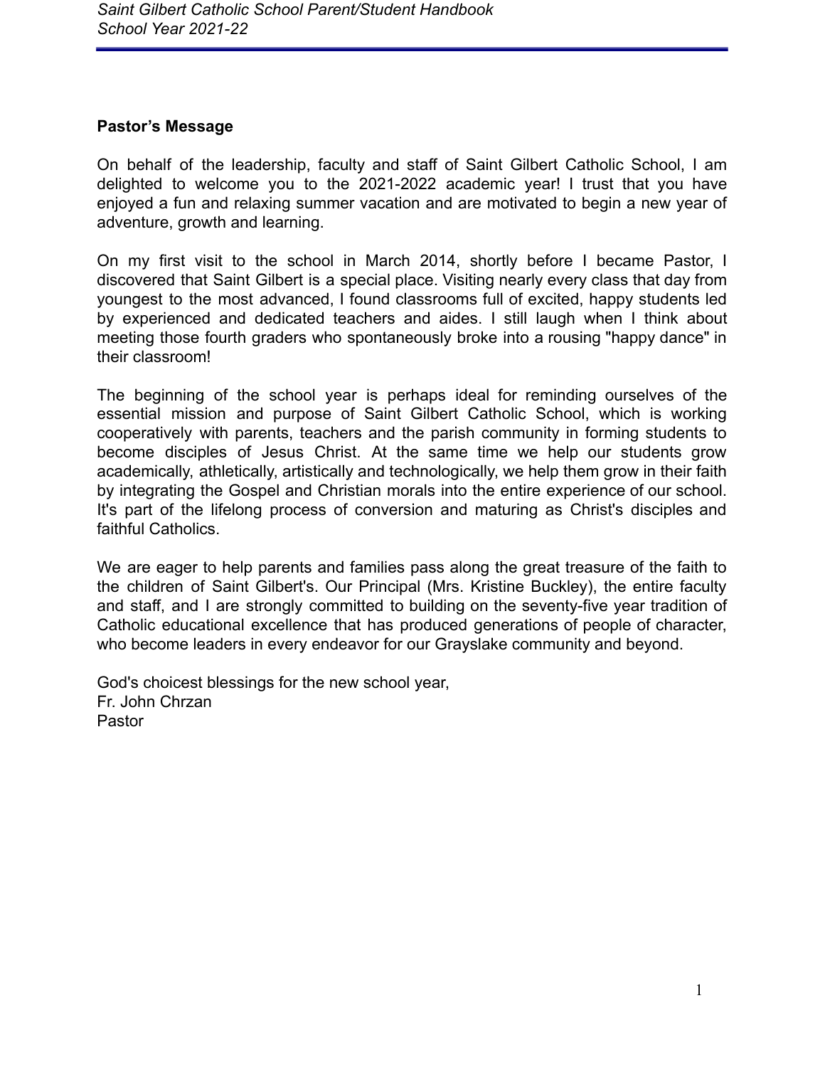**Pastor's Message**

On behalf of the leadership, faculty and staff of Saint Gilbert Catholic School, I am delighted to welcome you to the 2021-2022 academic year! I trust that you have enjoyed a fun and relaxing summer vacation and are motivated to begin a new year of adventure, growth and learning.

On my first visit to the school in March 2014, shortly before I became Pastor, I discovered that Saint Gilbert is a special place. Visiting nearly every class that day from youngest to the most advanced, I found classrooms full of excited, happy students led by experienced and dedicated teachers and aides. I still laugh when I think about meeting those fourth graders who spontaneously broke into a rousing "happy dance" in their classroom!

The beginning of the school year is perhaps ideal for reminding ourselves of the essential mission and purpose of Saint Gilbert Catholic School, which is working cooperatively with parents, teachers and the parish community in forming students to become disciples of Jesus Christ. At the same time we help our students grow academically, athletically, artistically and technologically, we help them grow in their faith by integrating the Gospel and Christian morals into the entire experience of our school. It's part of the lifelong process of conversion and maturing as Christ's disciples and faithful Catholics.

We are eager to help parents and families pass along the great treasure of the faith to the children of Saint Gilbert's. Our Principal (Mrs. Kristine Buckley), the entire faculty and staff, and I are strongly committed to building on the seventy-five year tradition of Catholic educational excellence that has produced generations of people of character, who become leaders in every endeavor for our Grayslake community and beyond.

God's choicest blessings for the new school year,
Fr. John Chrzan
Pastor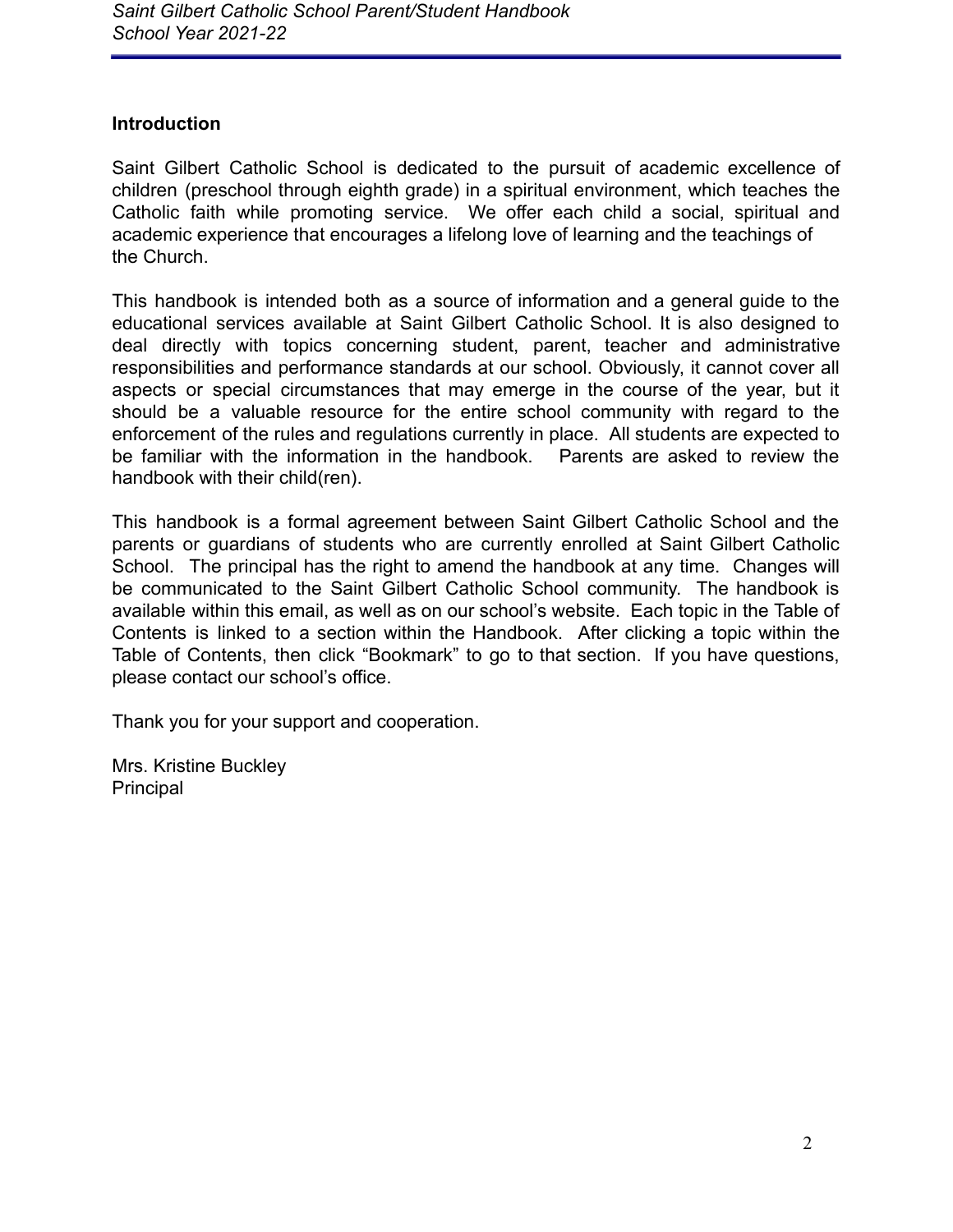## Introduction

Saint Gilbert Catholic School is dedicated to the pursuit of academic excellence of children (preschool through eighth grade) in a spiritual environment, which teaches the Catholic faith while promoting service. We offer each child a social, spiritual and academic experience that encourages a lifelong love of learning and the teachings of the Church.

This handbook is intended both as a source of information and a general guide to the educational services available at Saint Gilbert Catholic School. It is also designed to deal directly with topics concerning student, parent, teacher and administrative responsibilities and performance standards at our school. Obviously, it cannot cover all aspects or special circumstances that may emerge in the course of the year, but it should be a valuable resource for the entire school community with regard to the enforcement of the rules and regulations currently in place. All students are expected to be familiar with the information in the handbook. Parents are asked to review the handbook with their child(ren).

This handbook is a formal agreement between Saint Gilbert Catholic School and the parents or guardians of students who are currently enrolled at Saint Gilbert Catholic School. The principal has the right to amend the handbook at any time. Changes will be communicated to the Saint Gilbert Catholic School community. The handbook is available within this email, as well as on our school's website. Each topic in the Table of Contents is linked to a section within the Handbook. After clicking a topic within the Table of Contents, then click "Bookmark" to go to that section. If you have questions, please contact our school's office.

Thank you for your support and cooperation.

Mrs. Kristine Buckley
Principal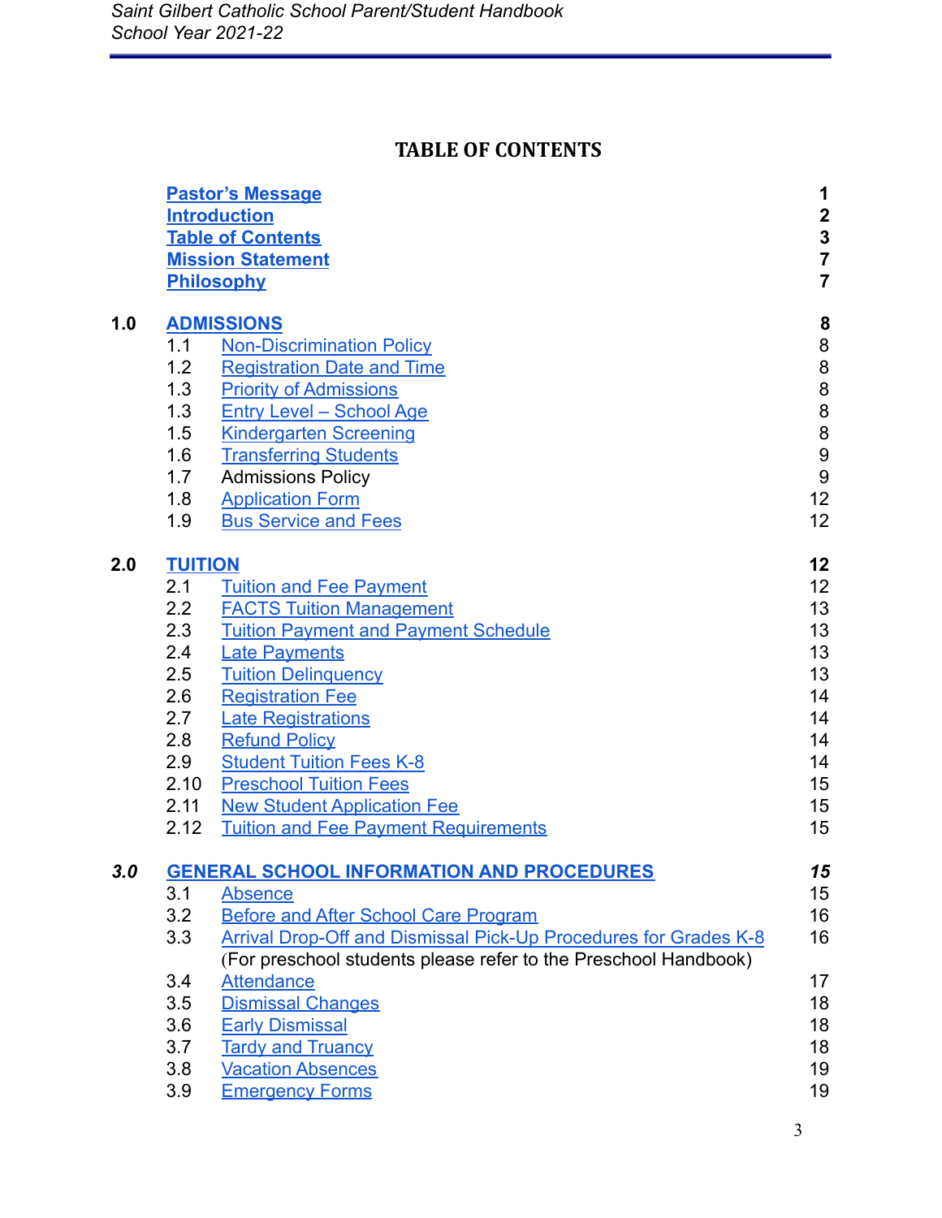# TABLE OF CONTENTS

| | | |
|---|---|---|
| | **Pastor's Message** | **1** |
| | **Introduction** | **2** |
| | **Table of Contents** | **3** |
| | **Mission Statement** | **7** |
| | **Philosophy** | **7** |
| | | |
| **1.0** | **ADMISSIONS** | **8** |
| 1.1 | Non-Discrimination Policy | 8 |
| 1.2 | Registration Date and Time | 8 |
| 1.3 | Priority of Admissions | 8 |
| 1.3 | Entry Level – School Age | 8 |
| 1.5 | Kindergarten Screening | 8 |
| 1.6 | Transferring Students | 9 |
| 1.7 | Admissions Policy | 9 |
| 1.8 | Application Form | 12 |
| 1.9 | Bus Service and Fees | 12 |
| | | |
| **2.0** | **TUITION** | **12** |
| 2.1 | Tuition and Fee Payment | 12 |
| 2.2 | FACTS Tuition Management | 13 |
| 2.3 | Tuition Payment and Payment Schedule | 13 |
| 2.4 | Late Payments | 13 |
| 2.5 | Tuition Delinquency | 13 |
| 2.6 | Registration Fee | 14 |
| 2.7 | Late Registrations | 14 |
| 2.8 | Refund Policy | 14 |
| 2.9 | Student Tuition Fees K-8 | 14 |
| 2.10 | Preschool Tuition Fees | 15 |
| 2.11 | New Student Application Fee | 15 |
| 2.12 | Tuition and Fee Payment Requirements | 15 |
| | | |
| ***3.0*** | **GENERAL SCHOOL INFORMATION AND PROCEDURES** | ***15*** |
| 3.1 | Absence | 15 |
| 3.2 | Before and After School Care Program | 16 |
| 3.3 | Arrival Drop-Off and Dismissal Pick-Up Procedures for Grades K-8 (For preschool students please refer to the Preschool Handbook) | 16 |
| 3.4 | Attendance | 17 |
| 3.5 | Dismissal Changes | 18 |
| 3.6 | Early Dismissal | 18 |
| 3.7 | Tardy and Truancy | 18 |
| 3.8 | Vacation Absences | 19 |
| 3.9 | Emergency Forms | 19 |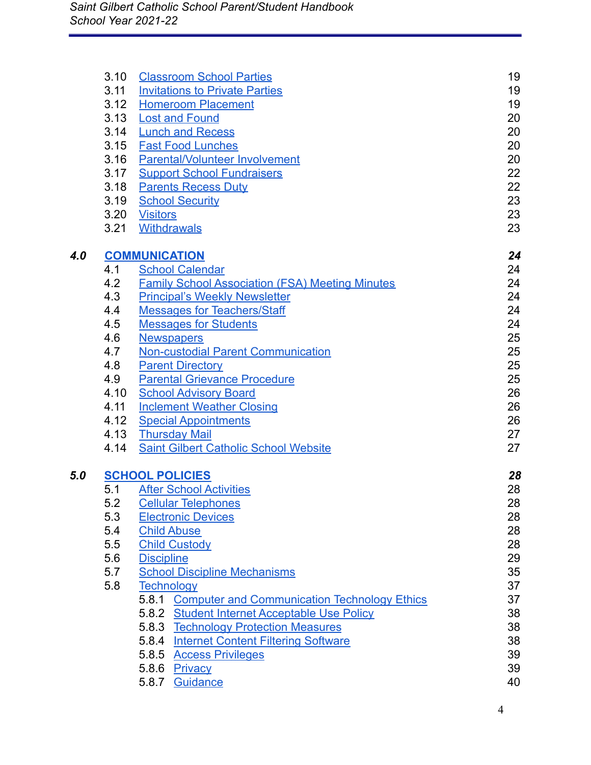| | | |
|---|---|---|
| 3.10 | Classroom School Parties | 19 |
| 3.11 | Invitations to Private Parties | 19 |
| 3.12 | Homeroom Placement | 19 |
| 3.13 | Lost and Found | 20 |
| 3.14 | Lunch and Recess | 20 |
| 3.15 | Fast Food Lunches | 20 |
| 3.16 | Parental/Volunteer Involvement | 20 |
| 3.17 | Support School Fundraisers | 22 |
| 3.18 | Parents Recess Duty | 22 |
| 3.19 | School Security | 23 |
| 3.20 | Visitors | 23 |
| 3.21 | Withdrawals | 23 |
| ***4.0*** | **COMMUNICATION** | ***24*** |
| 4.1 | School Calendar | 24 |
| 4.2 | Family School Association (FSA) Meeting Minutes | 24 |
| 4.3 | Principal's Weekly Newsletter | 24 |
| 4.4 | Messages for Teachers/Staff | 24 |
| 4.5 | Messages for Students | 24 |
| 4.6 | Newspapers | 25 |
| 4.7 | Non-custodial Parent Communication | 25 |
| 4.8 | Parent Directory | 25 |
| 4.9 | Parental Grievance Procedure | 25 |
| 4.10 | School Advisory Board | 26 |
| 4.11 | Inclement Weather Closing | 26 |
| 4.12 | Special Appointments | 26 |
| 4.13 | Thursday Mail | 27 |
| 4.14 | Saint Gilbert Catholic School Website | 27 |
| ***5.0*** | **SCHOOL POLICIES** | ***28*** |
| 5.1 | After School Activities | 28 |
| 5.2 | Cellular Telephones | 28 |
| 5.3 | Electronic Devices | 28 |
| 5.4 | Child Abuse | 28 |
| 5.5 | Child Custody | 28 |
| 5.6 | Discipline | 29 |
| 5.7 | School Discipline Mechanisms | 35 |
| 5.8 | Technology | 37 |
| 5.8.1 | Computer and Communication Technology Ethics | 37 |
| 5.8.2 | Student Internet Acceptable Use Policy | 38 |
| 5.8.3 | Technology Protection Measures | 38 |
| 5.8.4 | Internet Content Filtering Software | 38 |
| 5.8.5 | Access Privileges | 39 |
| 5.8.6 | Privacy | 39 |
| 5.8.7 | Guidance | 40 |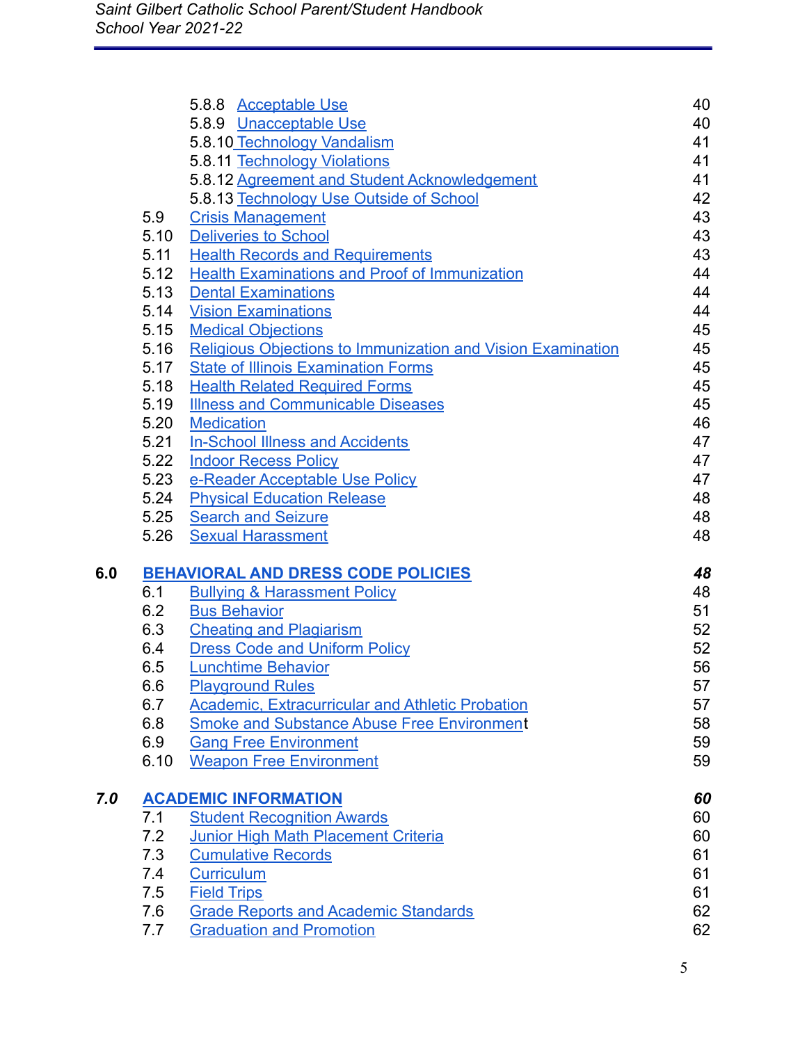| | | |
|---|---|---|
| 5.8.8 | Acceptable Use | 40 |
| 5.8.9 | Unacceptable Use | 40 |
| 5.8.10 | Technology Vandalism | 41 |
| 5.8.11 | Technology Violations | 41 |
| 5.8.12 | Agreement and Student Acknowledgement | 41 |
| 5.8.13 | Technology Use Outside of School | 42 |
| 5.9 | Crisis Management | 43 |
| 5.10 | Deliveries to School | 43 |
| 5.11 | Health Records and Requirements | 43 |
| 5.12 | Health Examinations and Proof of Immunization | 44 |
| 5.13 | Dental Examinations | 44 |
| 5.14 | Vision Examinations | 44 |
| 5.15 | Medical Objections | 45 |
| 5.16 | Religious Objections to Immunization and Vision Examination | 45 |
| 5.17 | State of Illinois Examination Forms | 45 |
| 5.18 | Health Related Required Forms | 45 |
| 5.19 | Illness and Communicable Diseases | 45 |
| 5.20 | Medication | 46 |
| 5.21 | In-School Illness and Accidents | 47 |
| 5.22 | Indoor Recess Policy | 47 |
| 5.23 | e-Reader Acceptable Use Policy | 47 |
| 5.24 | Physical Education Release | 48 |
| 5.25 | Search and Seizure | 48 |
| 5.26 | Sexual Harassment | 48 |
| **6.0** | **BEHAVIORAL AND DRESS CODE POLICIES** | ***48*** |
| 6.1 | Bullying & Harassment Policy | 48 |
| 6.2 | Bus Behavior | 51 |
| 6.3 | Cheating and Plagiarism | 52 |
| 6.4 | Dress Code and Uniform Policy | 52 |
| 6.5 | Lunchtime Behavior | 56 |
| 6.6 | Playground Rules | 57 |
| 6.7 | Academic, Extracurricular and Athletic Probation | 57 |
| 6.8 | Smoke and Substance Abuse Free Environment | 58 |
| 6.9 | Gang Free Environment | 59 |
| 6.10 | Weapon Free Environment | 59 |
| ***7.0*** | **ACADEMIC INFORMATION** | ***60*** |
| 7.1 | Student Recognition Awards | 60 |
| 7.2 | Junior High Math Placement Criteria | 60 |
| 7.3 | Cumulative Records | 61 |
| 7.4 | Curriculum | 61 |
| 7.5 | Field Trips | 61 |
| 7.6 | Grade Reports and Academic Standards | 62 |
| 7.7 | Graduation and Promotion | 62 |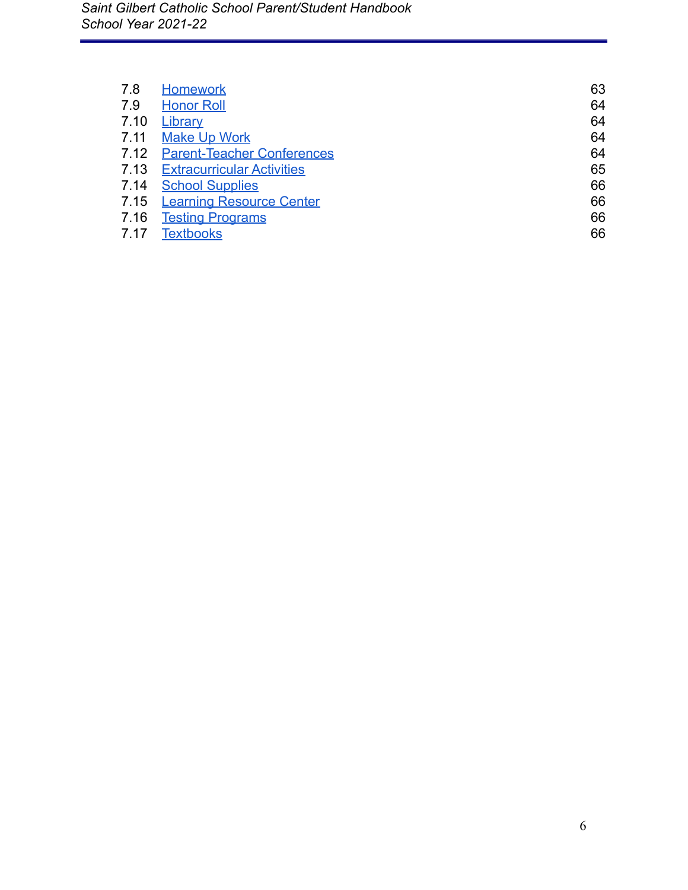| | | |
|---|---|---|
| 7.8 | Homework | 63 |
| 7.9 | Honor Roll | 64 |
| 7.10 | Library | 64 |
| 7.11 | Make Up Work | 64 |
| 7.12 | Parent-Teacher Conferences | 64 |
| 7.13 | Extracurricular Activities | 65 |
| 7.14 | School Supplies | 66 |
| 7.15 | Learning Resource Center | 66 |
| 7.16 | Testing Programs | 66 |
| 7.17 | Textbooks | 66 |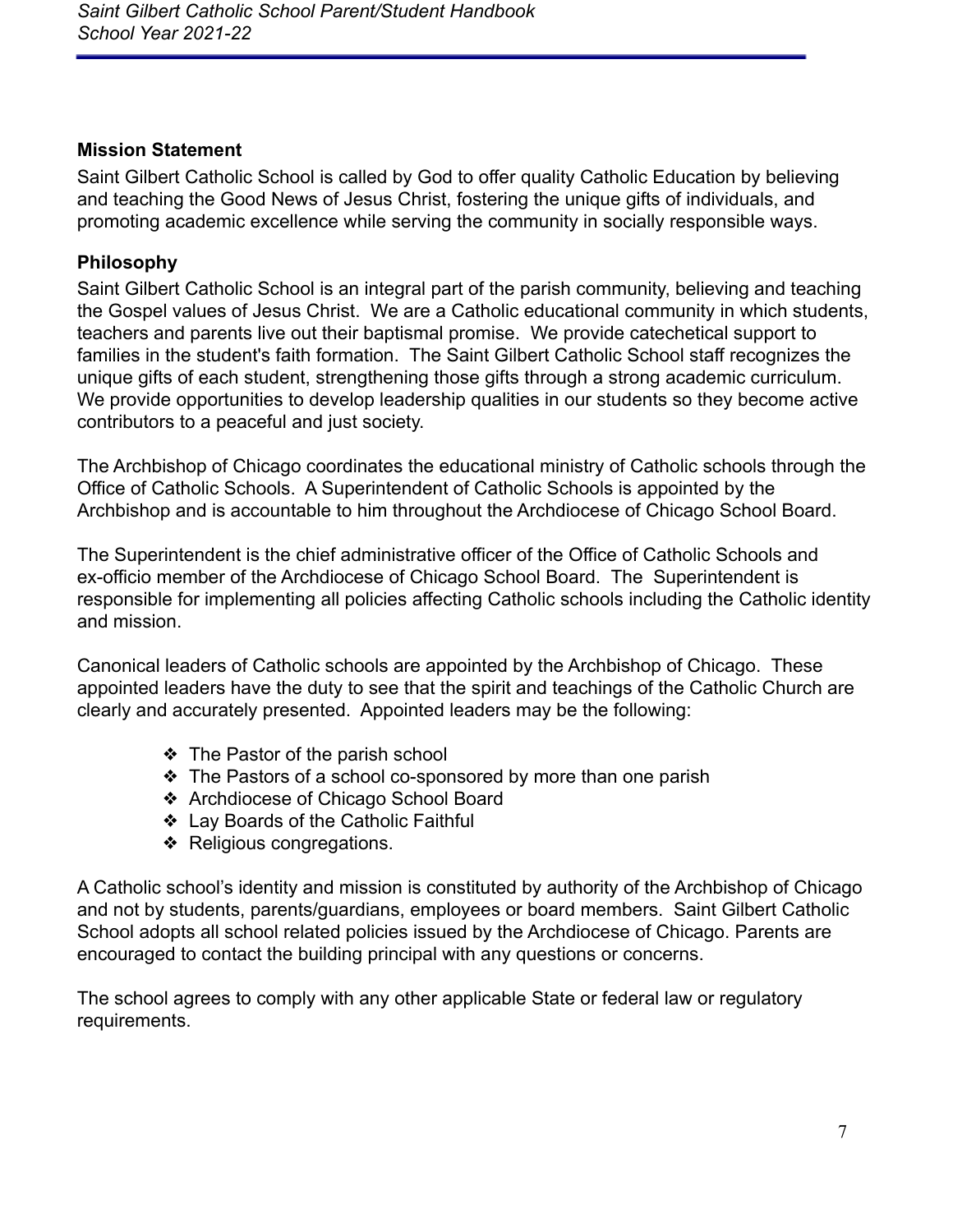## Mission Statement

Saint Gilbert Catholic School is called by God to offer quality Catholic Education by believing and teaching the Good News of Jesus Christ, fostering the unique gifts of individuals, and promoting academic excellence while serving the community in socially responsible ways.

## Philosophy

Saint Gilbert Catholic School is an integral part of the parish community, believing and teaching the Gospel values of Jesus Christ. We are a Catholic educational community in which students, teachers and parents live out their baptismal promise. We provide catechetical support to families in the student's faith formation. The Saint Gilbert Catholic School staff recognizes the unique gifts of each student, strengthening those gifts through a strong academic curriculum. We provide opportunities to develop leadership qualities in our students so they become active contributors to a peaceful and just society.

The Archbishop of Chicago coordinates the educational ministry of Catholic schools through the Office of Catholic Schools. A Superintendent of Catholic Schools is appointed by the Archbishop and is accountable to him throughout the Archdiocese of Chicago School Board.

The Superintendent is the chief administrative officer of the Office of Catholic Schools and ex-officio member of the Archdiocese of Chicago School Board. The Superintendent is responsible for implementing all policies affecting Catholic schools including the Catholic identity and mission.

Canonical leaders of Catholic schools are appointed by the Archbishop of Chicago. These appointed leaders have the duty to see that the spirit and teachings of the Catholic Church are clearly and accurately presented. Appointed leaders may be the following:

- The Pastor of the parish school
- The Pastors of a school co-sponsored by more than one parish
- Archdiocese of Chicago School Board
- Lay Boards of the Catholic Faithful
- Religious congregations.

A Catholic school's identity and mission is constituted by authority of the Archbishop of Chicago and not by students, parents/guardians, employees or board members. Saint Gilbert Catholic School adopts all school related policies issued by the Archdiocese of Chicago. Parents are encouraged to contact the building principal with any questions or concerns.

The school agrees to comply with any other applicable State or federal law or regulatory requirements.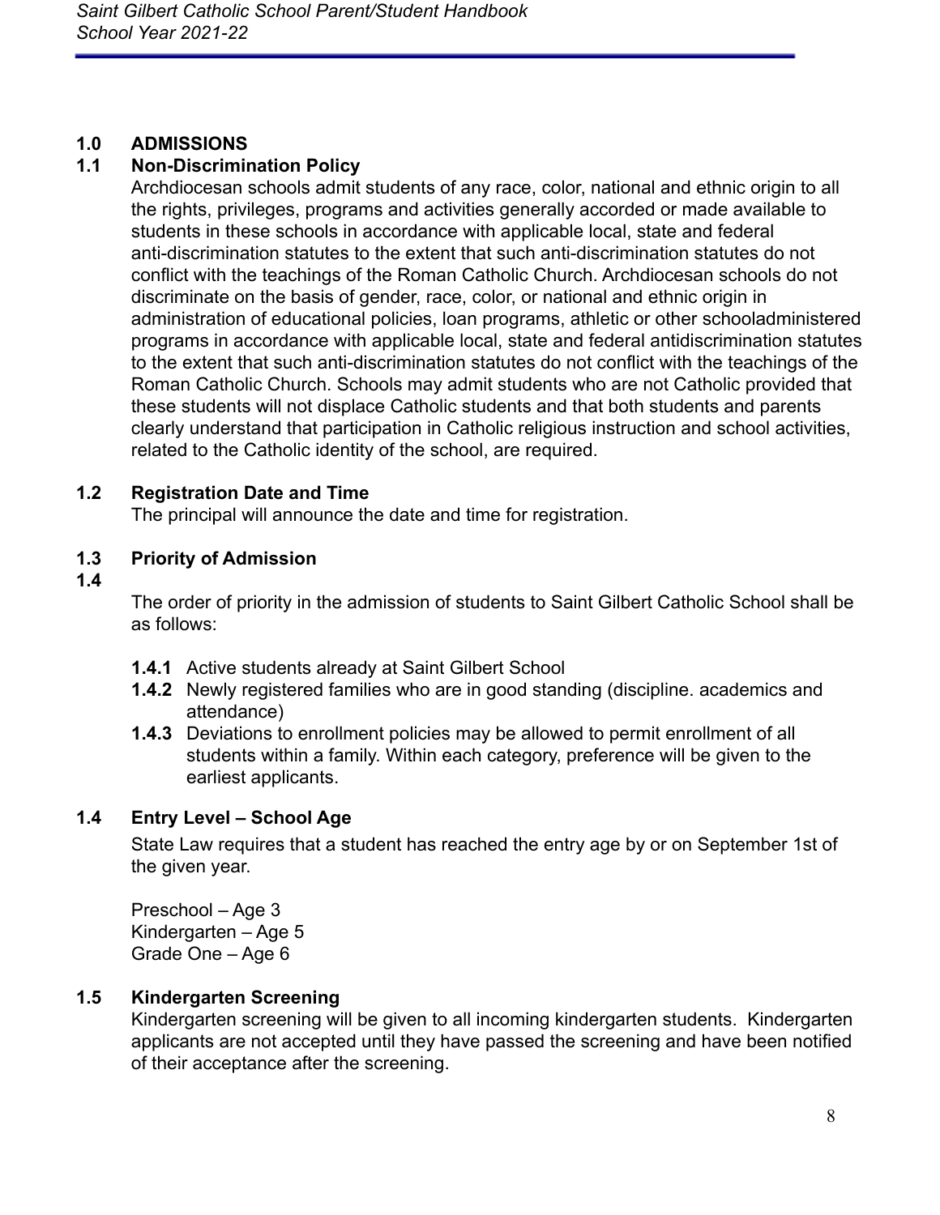## 1.0 ADMISSIONS

### 1.1 Non-Discrimination Policy

Archdiocesan schools admit students of any race, color, national and ethnic origin to all the rights, privileges, programs and activities generally accorded or made available to students in these schools in accordance with applicable local, state and federal anti-discrimination statutes to the extent that such anti-discrimination statutes do not conflict with the teachings of the Roman Catholic Church. Archdiocesan schools do not discriminate on the basis of gender, race, color, or national and ethnic origin in administration of educational policies, loan programs, athletic or other schooladministered programs in accordance with applicable local, state and federal antidiscrimination statutes to the extent that such anti-discrimination statutes do not conflict with the teachings of the Roman Catholic Church. Schools may admit students who are not Catholic provided that these students will not displace Catholic students and that both students and parents clearly understand that participation in Catholic religious instruction and school activities, related to the Catholic identity of the school, are required.

### 1.2 Registration Date and Time

The principal will announce the date and time for registration.

### 1.3 Priority of Admission

### 1.4

The order of priority in the admission of students to Saint Gilbert Catholic School shall be as follows:

- **1.4.1** Active students already at Saint Gilbert School
- **1.4.2** Newly registered families who are in good standing (discipline. academics and attendance)
- **1.4.3** Deviations to enrollment policies may be allowed to permit enrollment of all students within a family. Within each category, preference will be given to the earliest applicants.

### 1.4 Entry Level – School Age

State Law requires that a student has reached the entry age by or on September 1st of the given year.

Preschool – Age 3
Kindergarten – Age 5
Grade One – Age 6

### 1.5 Kindergarten Screening

Kindergarten screening will be given to all incoming kindergarten students. Kindergarten applicants are not accepted until they have passed the screening and have been notified of their acceptance after the screening.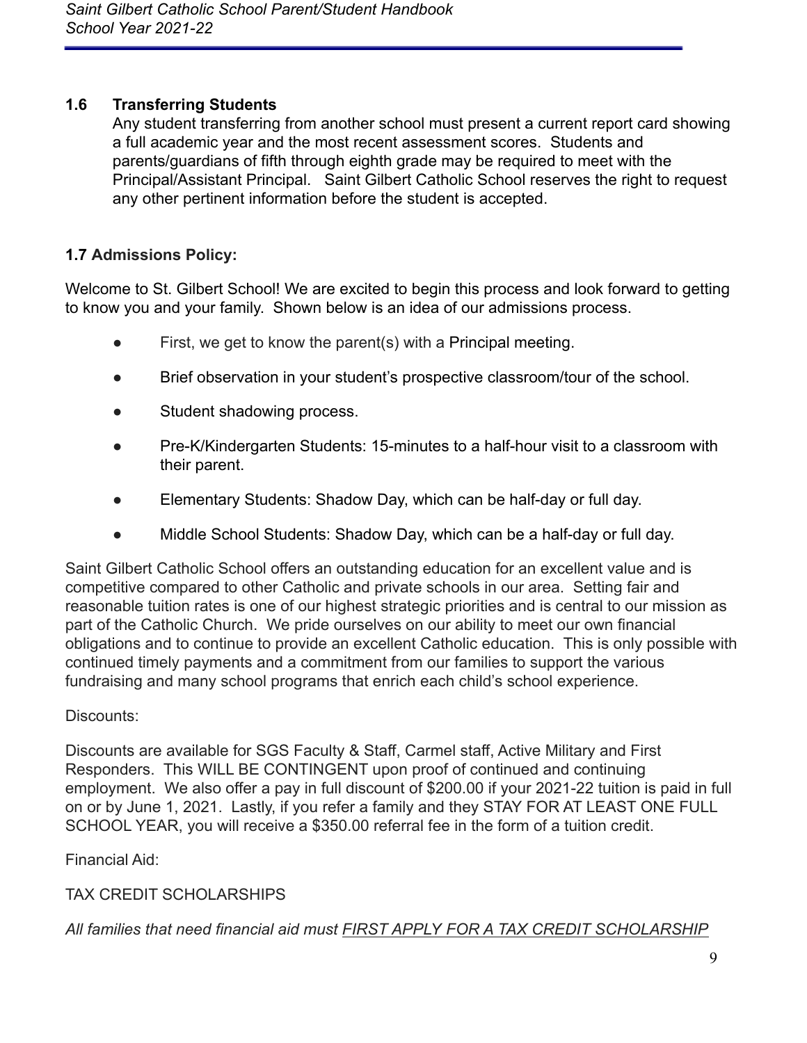### 1.6 Transferring Students

Any student transferring from another school must present a current report card showing a full academic year and the most recent assessment scores. Students and parents/guardians of fifth through eighth grade may be required to meet with the Principal/Assistant Principal. Saint Gilbert Catholic School reserves the right to request any other pertinent information before the student is accepted.

### 1.7 Admissions Policy:

Welcome to St. Gilbert School! We are excited to begin this process and look forward to getting to know you and your family. Shown below is an idea of our admissions process.

- First, we get to know the parent(s) with a Principal meeting.
- Brief observation in your student's prospective classroom/tour of the school.
- Student shadowing process.
- Pre-K/Kindergarten Students: 15-minutes to a half-hour visit to a classroom with their parent.
- Elementary Students: Shadow Day, which can be half-day or full day.
- Middle School Students: Shadow Day, which can be a half-day or full day.

Saint Gilbert Catholic School offers an outstanding education for an excellent value and is competitive compared to other Catholic and private schools in our area. Setting fair and reasonable tuition rates is one of our highest strategic priorities and is central to our mission as part of the Catholic Church. We pride ourselves on our ability to meet our own financial obligations and to continue to provide an excellent Catholic education. This is only possible with continued timely payments and a commitment from our families to support the various fundraising and many school programs that enrich each child's school experience.

Discounts:

Discounts are available for SGS Faculty & Staff, Carmel staff, Active Military and First Responders. This WILL BE CONTINGENT upon proof of continued and continuing employment. We also offer a pay in full discount of $200.00 if your 2021-22 tuition is paid in full on or by June 1, 2021. Lastly, if you refer a family and they STAY FOR AT LEAST ONE FULL SCHOOL YEAR, you will receive a $350.00 referral fee in the form of a tuition credit.

Financial Aid:

TAX CREDIT SCHOLARSHIPS

*All families that need financial aid must <u>FIRST APPLY FOR A TAX CREDIT SCHOLARSHIP</u>*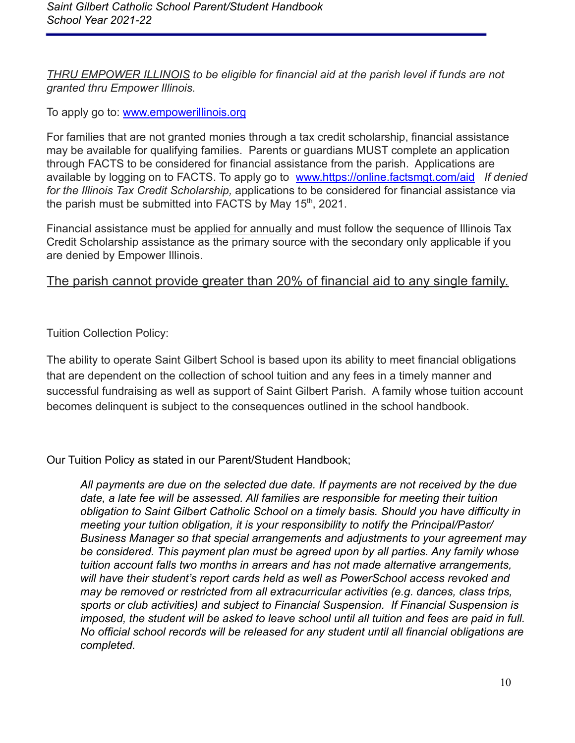*THRU EMPOWER ILLINOIS to be eligible for financial aid at the parish level if funds are not granted thru Empower Illinois.*

To apply go to: [www.empowerillinois.org](www.empowerillinois.org)

For families that are not granted monies through a tax credit scholarship, financial assistance may be available for qualifying families. Parents or guardians MUST complete an application through FACTS to be considered for financial assistance from the parish. Applications are available by logging on to FACTS. To apply go to [www.https://online.factsmgt.com/aid](www.https://online.factsmgt.com/aid) *If denied for the Illinois Tax Credit Scholarship,* applications to be considered for financial assistance via the parish must be submitted into FACTS by May 15th, 2021.

Financial assistance must be applied for annually and must follow the sequence of Illinois Tax Credit Scholarship assistance as the primary source with the secondary only applicable if you are denied by Empower Illinois.

The parish cannot provide greater than 20% of financial aid to any single family.

Tuition Collection Policy:

The ability to operate Saint Gilbert School is based upon its ability to meet financial obligations that are dependent on the collection of school tuition and any fees in a timely manner and successful fundraising as well as support of Saint Gilbert Parish. A family whose tuition account becomes delinquent is subject to the consequences outlined in the school handbook.

Our Tuition Policy as stated in our Parent/Student Handbook;

> *All payments are due on the selected due date. If payments are not received by the due date, a late fee will be assessed. All families are responsible for meeting their tuition obligation to Saint Gilbert Catholic School on a timely basis. Should you have difficulty in meeting your tuition obligation, it is your responsibility to notify the Principal/Pastor/ Business Manager so that special arrangements and adjustments to your agreement may be considered. This payment plan must be agreed upon by all parties. Any family whose tuition account falls two months in arrears and has not made alternative arrangements, will have their student's report cards held as well as PowerSchool access revoked and may be removed or restricted from all extracurricular activities (e.g. dances, class trips, sports or club activities) and subject to Financial Suspension. If Financial Suspension is imposed, the student will be asked to leave school until all tuition and fees are paid in full. No official school records will be released for any student until all financial obligations are completed.*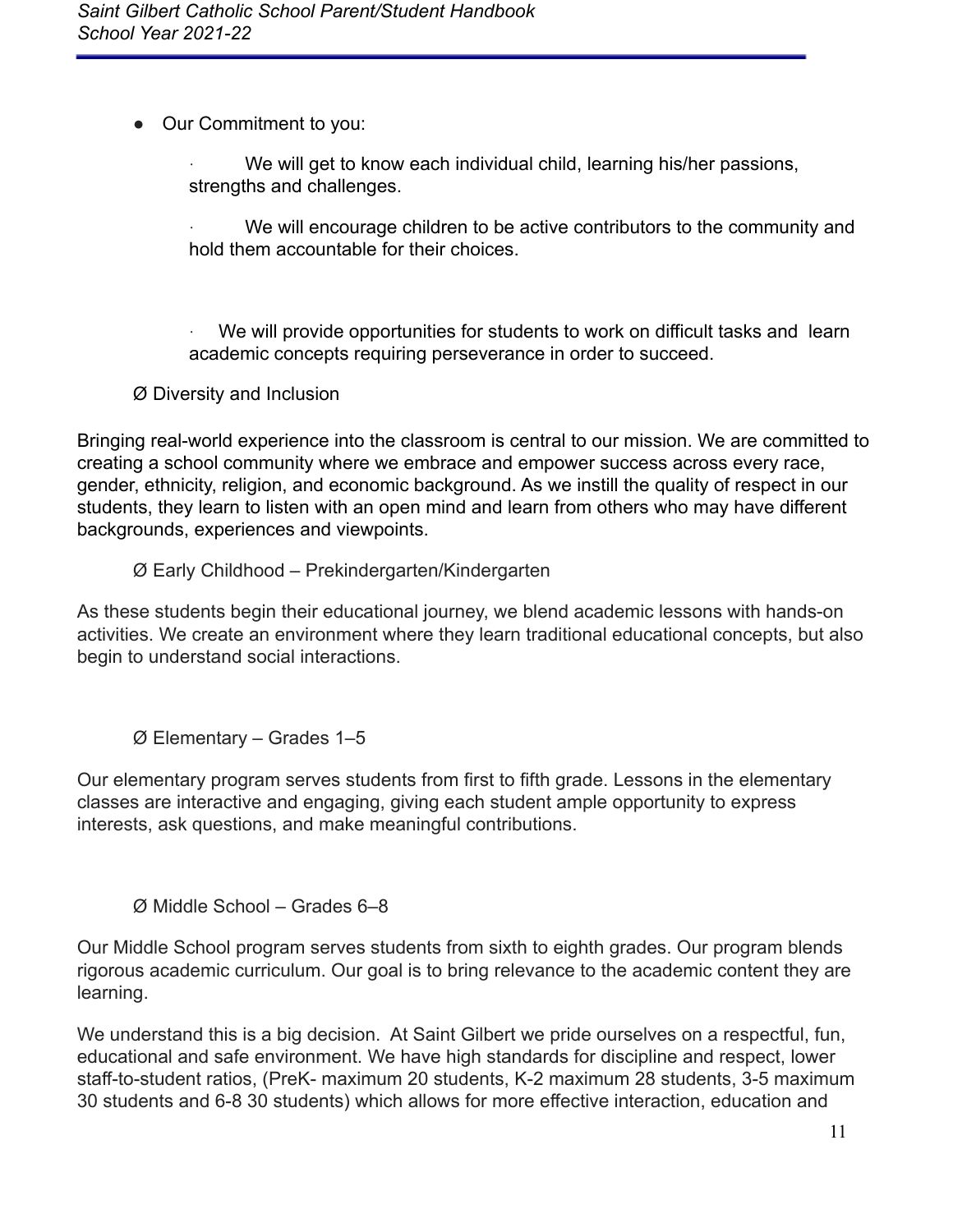- Our Commitment to you:

    · We will get to know each individual child, learning his/her passions, strengths and challenges.

    · We will encourage children to be active contributors to the community and hold them accountable for their choices.

    · We will provide opportunities for students to work on difficult tasks and learn academic concepts requiring perseverance in order to succeed.

Ø Diversity and Inclusion

Bringing real-world experience into the classroom is central to our mission. We are committed to creating a school community where we embrace and empower success across every race, gender, ethnicity, religion, and economic background. As we instill the quality of respect in our students, they learn to listen with an open mind and learn from others who may have different backgrounds, experiences and viewpoints.

Ø Early Childhood – Prekindergarten/Kindergarten

As these students begin their educational journey, we blend academic lessons with hands-on activities. We create an environment where they learn traditional educational concepts, but also begin to understand social interactions.

Ø Elementary – Grades 1–5

Our elementary program serves students from first to fifth grade. Lessons in the elementary classes are interactive and engaging, giving each student ample opportunity to express interests, ask questions, and make meaningful contributions.

Ø Middle School – Grades 6–8

Our Middle School program serves students from sixth to eighth grades. Our program blends rigorous academic curriculum. Our goal is to bring relevance to the academic content they are learning.

We understand this is a big decision. At Saint Gilbert we pride ourselves on a respectful, fun, educational and safe environment. We have high standards for discipline and respect, lower staff-to-student ratios, (PreK- maximum 20 students, K-2 maximum 28 students, 3-5 maximum 30 students and 6-8 30 students) which allows for more effective interaction, education and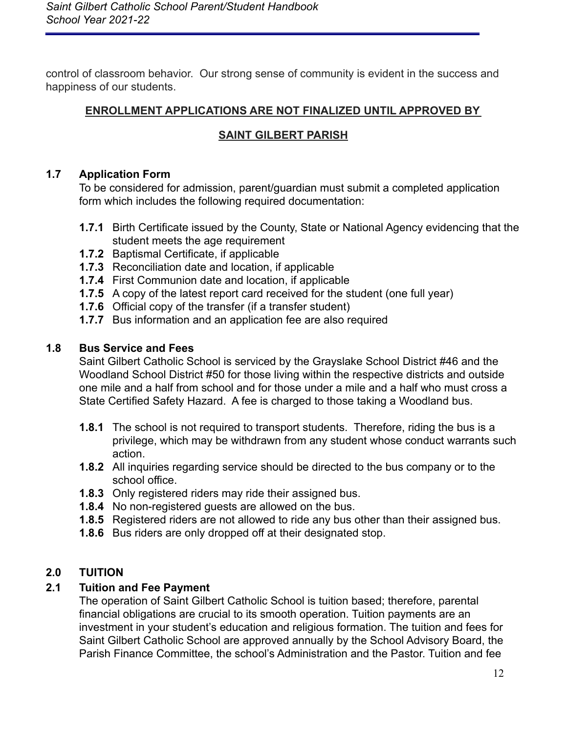control of classroom behavior. Our strong sense of community is evident in the success and happiness of our students.

**ENROLLMENT APPLICATIONS ARE NOT FINALIZED UNTIL APPROVED BY SAINT GILBERT PARISH**

### 1.7 Application Form

To be considered for admission, parent/guardian must submit a completed application form which includes the following required documentation:

- **1.7.1** Birth Certificate issued by the County, State or National Agency evidencing that the student meets the age requirement
- **1.7.2** Baptismal Certificate, if applicable
- **1.7.3** Reconciliation date and location, if applicable
- **1.7.4** First Communion date and location, if applicable
- **1.7.5** A copy of the latest report card received for the student (one full year)
- **1.7.6** Official copy of the transfer (if a transfer student)
- **1.7.7** Bus information and an application fee are also required

### 1.8 Bus Service and Fees

Saint Gilbert Catholic School is serviced by the Grayslake School District #46 and the Woodland School District #50 for those living within the respective districts and outside one mile and a half from school and for those under a mile and a half who must cross a State Certified Safety Hazard. A fee is charged to those taking a Woodland bus.

- **1.8.1** The school is not required to transport students. Therefore, riding the bus is a privilege, which may be withdrawn from any student whose conduct warrants such action.
- **1.8.2** All inquiries regarding service should be directed to the bus company or to the school office.
- **1.8.3** Only registered riders may ride their assigned bus.
- **1.8.4** No non-registered guests are allowed on the bus.
- **1.8.5** Registered riders are not allowed to ride any bus other than their assigned bus.
- **1.8.6** Bus riders are only dropped off at their designated stop.

## 2.0 TUITION

### 2.1 Tuition and Fee Payment

The operation of Saint Gilbert Catholic School is tuition based; therefore, parental financial obligations are crucial to its smooth operation. Tuition payments are an investment in your student's education and religious formation. The tuition and fees for Saint Gilbert Catholic School are approved annually by the School Advisory Board, the Parish Finance Committee, the school's Administration and the Pastor. Tuition and fee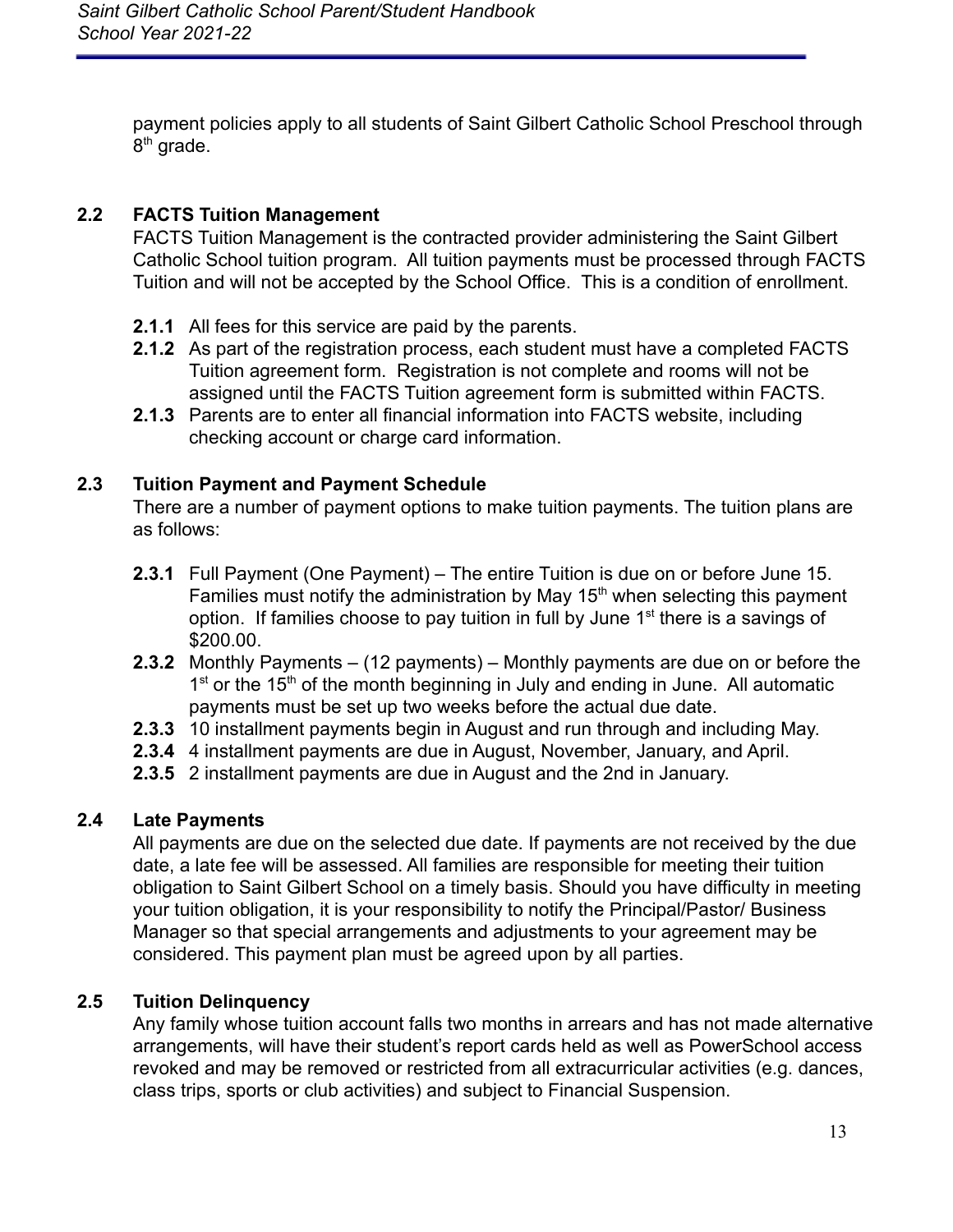payment policies apply to all students of Saint Gilbert Catholic School Preschool through 8th grade.

### 2.2 FACTS Tuition Management

FACTS Tuition Management is the contracted provider administering the Saint Gilbert Catholic School tuition program. All tuition payments must be processed through FACTS Tuition and will not be accepted by the School Office. This is a condition of enrollment.

- **2.1.1** All fees for this service are paid by the parents.
- **2.1.2** As part of the registration process, each student must have a completed FACTS Tuition agreement form. Registration is not complete and rooms will not be assigned until the FACTS Tuition agreement form is submitted within FACTS.
- **2.1.3** Parents are to enter all financial information into FACTS website, including checking account or charge card information.

### 2.3 Tuition Payment and Payment Schedule

There are a number of payment options to make tuition payments. The tuition plans are as follows:

- **2.3.1** Full Payment (One Payment) – The entire Tuition is due on or before June 15. Families must notify the administration by May 15th when selecting this payment option. If families choose to pay tuition in full by June 1st there is a savings of $200.00.
- **2.3.2** Monthly Payments – (12 payments) – Monthly payments are due on or before the 1st or the 15th of the month beginning in July and ending in June. All automatic payments must be set up two weeks before the actual due date.
- **2.3.3** 10 installment payments begin in August and run through and including May.
- **2.3.4** 4 installment payments are due in August, November, January, and April.
- **2.3.5** 2 installment payments are due in August and the 2nd in January.

### 2.4 Late Payments

All payments are due on the selected due date. If payments are not received by the due date, a late fee will be assessed. All families are responsible for meeting their tuition obligation to Saint Gilbert School on a timely basis. Should you have difficulty in meeting your tuition obligation, it is your responsibility to notify the Principal/Pastor/ Business Manager so that special arrangements and adjustments to your agreement may be considered. This payment plan must be agreed upon by all parties.

### 2.5 Tuition Delinquency

Any family whose tuition account falls two months in arrears and has not made alternative arrangements, will have their student's report cards held as well as PowerSchool access revoked and may be removed or restricted from all extracurricular activities (e.g. dances, class trips, sports or club activities) and subject to Financial Suspension.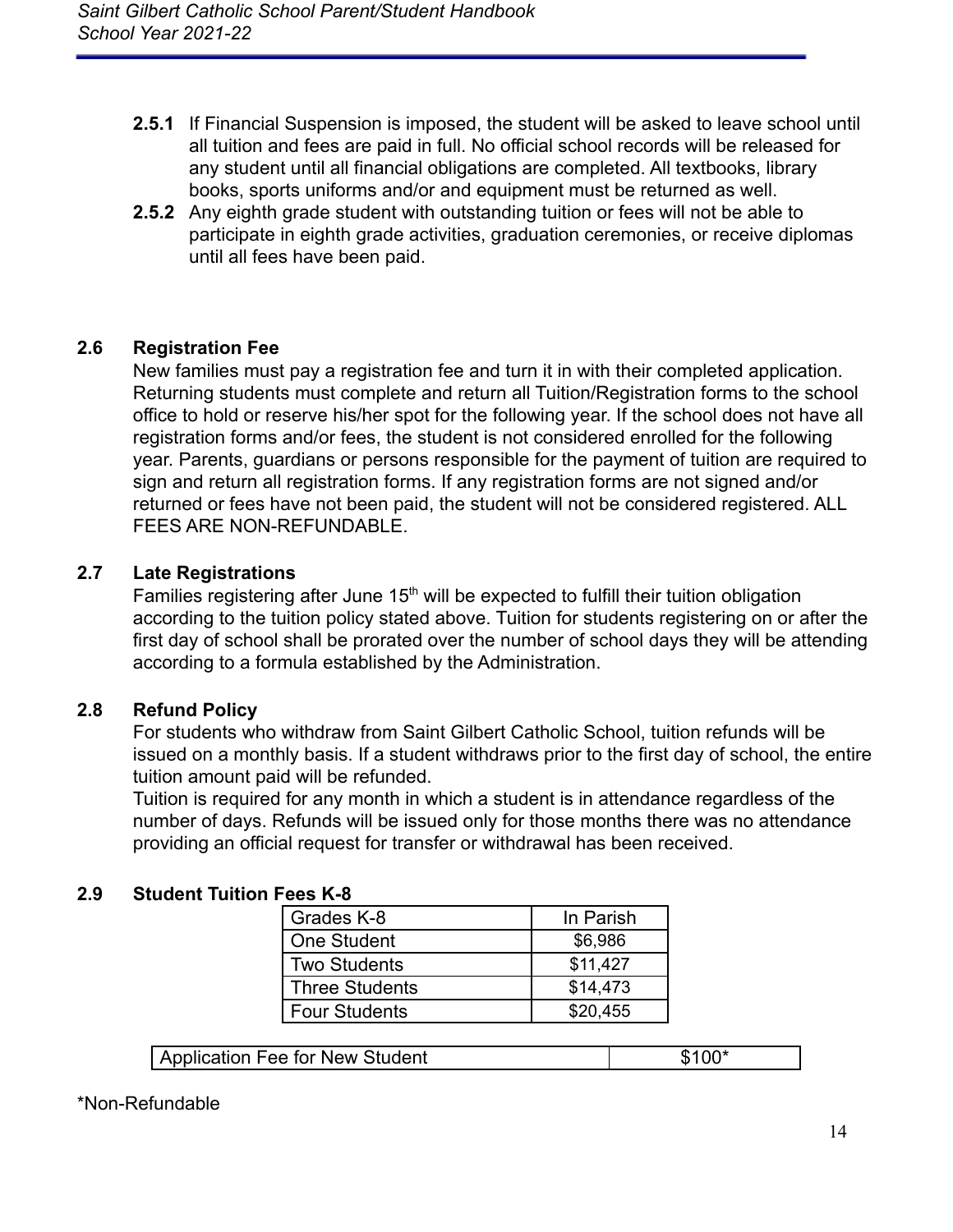**2.5.1** If Financial Suspension is imposed, the student will be asked to leave school until all tuition and fees are paid in full. No official school records will be released for any student until all financial obligations are completed. All textbooks, library books, sports uniforms and/or and equipment must be returned as well.

**2.5.2** Any eighth grade student with outstanding tuition or fees will not be able to participate in eighth grade activities, graduation ceremonies, or receive diplomas until all fees have been paid.

## 2.6 Registration Fee

New families must pay a registration fee and turn it in with their completed application. Returning students must complete and return all Tuition/Registration forms to the school office to hold or reserve his/her spot for the following year. If the school does not have all registration forms and/or fees, the student is not considered enrolled for the following year. Parents, guardians or persons responsible for the payment of tuition are required to sign and return all registration forms. If any registration forms are not signed and/or returned or fees have not been paid, the student will not be considered registered. ALL FEES ARE NON-REFUNDABLE.

## 2.7 Late Registrations

Families registering after June 15th will be expected to fulfill their tuition obligation according to the tuition policy stated above. Tuition for students registering on or after the first day of school shall be prorated over the number of school days they will be attending according to a formula established by the Administration.

## 2.8 Refund Policy

For students who withdraw from Saint Gilbert Catholic School, tuition refunds will be issued on a monthly basis. If a student withdraws prior to the first day of school, the entire tuition amount paid will be refunded.

Tuition is required for any month in which a student is in attendance regardless of the number of days. Refunds will be issued only for those months there was no attendance providing an official request for transfer or withdrawal has been received.

## 2.9 Student Tuition Fees K-8

| Grades K-8 | In Parish |
|---|---|
| One Student | $6,986 |
| Two Students | $11,427 |
| Three Students | $14,473 |
| Four Students | $20,455 |

| Application Fee for New Student | $100* |
|---|---|

*Non-Refundable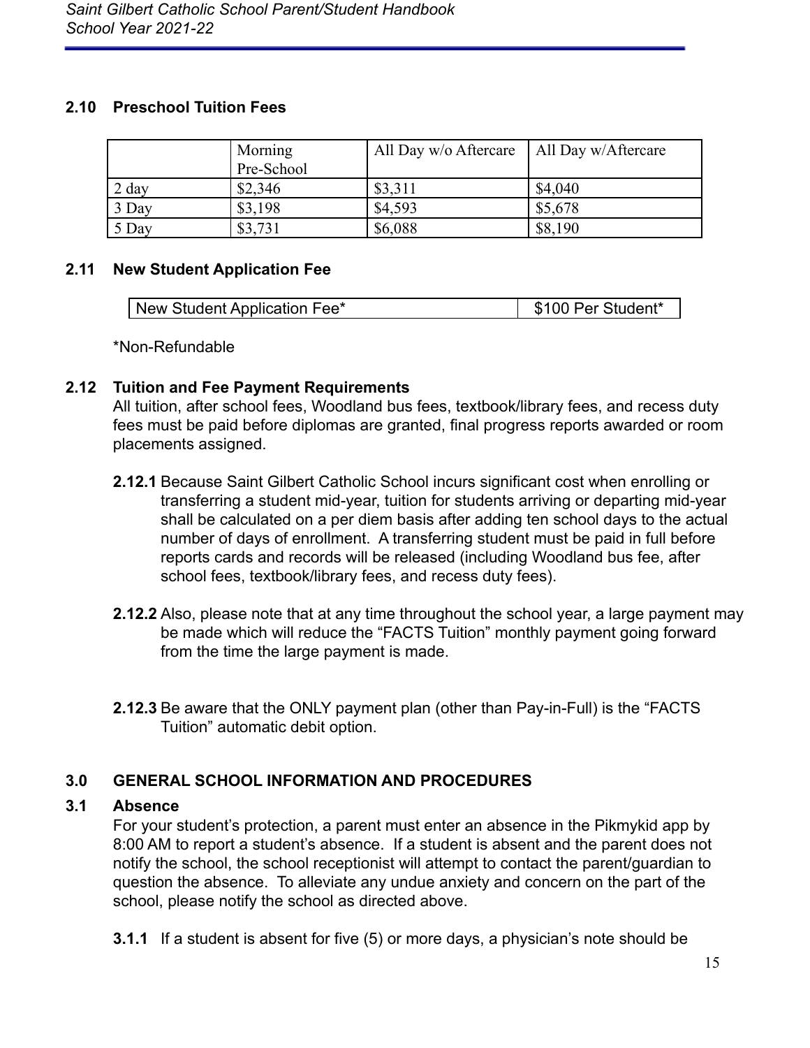## 2.10 Preschool Tuition Fees

| | Morning Pre-School | All Day w/o Aftercare | All Day w/Aftercare |
|---|---|---|---|
| 2 day | $2,346 | $3,311 | $4,040 |
| 3 Day | $3,198 | $4,593 | $5,678 |
| 5 Day | $3,731 | $6,088 | $8,190 |

## 2.11 New Student Application Fee

| New Student Application Fee* | $100 Per Student* |
|---|---|

*Non-Refundable

## 2.12 Tuition and Fee Payment Requirements

All tuition, after school fees, Woodland bus fees, textbook/library fees, and recess duty fees must be paid before diplomas are granted, final progress reports awarded or room placements assigned.

**2.12.1** Because Saint Gilbert Catholic School incurs significant cost when enrolling or transferring a student mid-year, tuition for students arriving or departing mid-year shall be calculated on a per diem basis after adding ten school days to the actual number of days of enrollment. A transferring student must be paid in full before reports cards and records will be released (including Woodland bus fee, after school fees, textbook/library fees, and recess duty fees).

**2.12.2** Also, please note that at any time throughout the school year, a large payment may be made which will reduce the "FACTS Tuition" monthly payment going forward from the time the large payment is made.

**2.12.3** Be aware that the ONLY payment plan (other than Pay-in-Full) is the "FACTS Tuition" automatic debit option.

# 3.0 GENERAL SCHOOL INFORMATION AND PROCEDURES

## 3.1 Absence

For your student's protection, a parent must enter an absence in the Pikmykid app by 8:00 AM to report a student's absence. If a student is absent and the parent does not notify the school, the school receptionist will attempt to contact the parent/guardian to question the absence. To alleviate any undue anxiety and concern on the part of the school, please notify the school as directed above.

**3.1.1** If a student is absent for five (5) or more days, a physician's note should be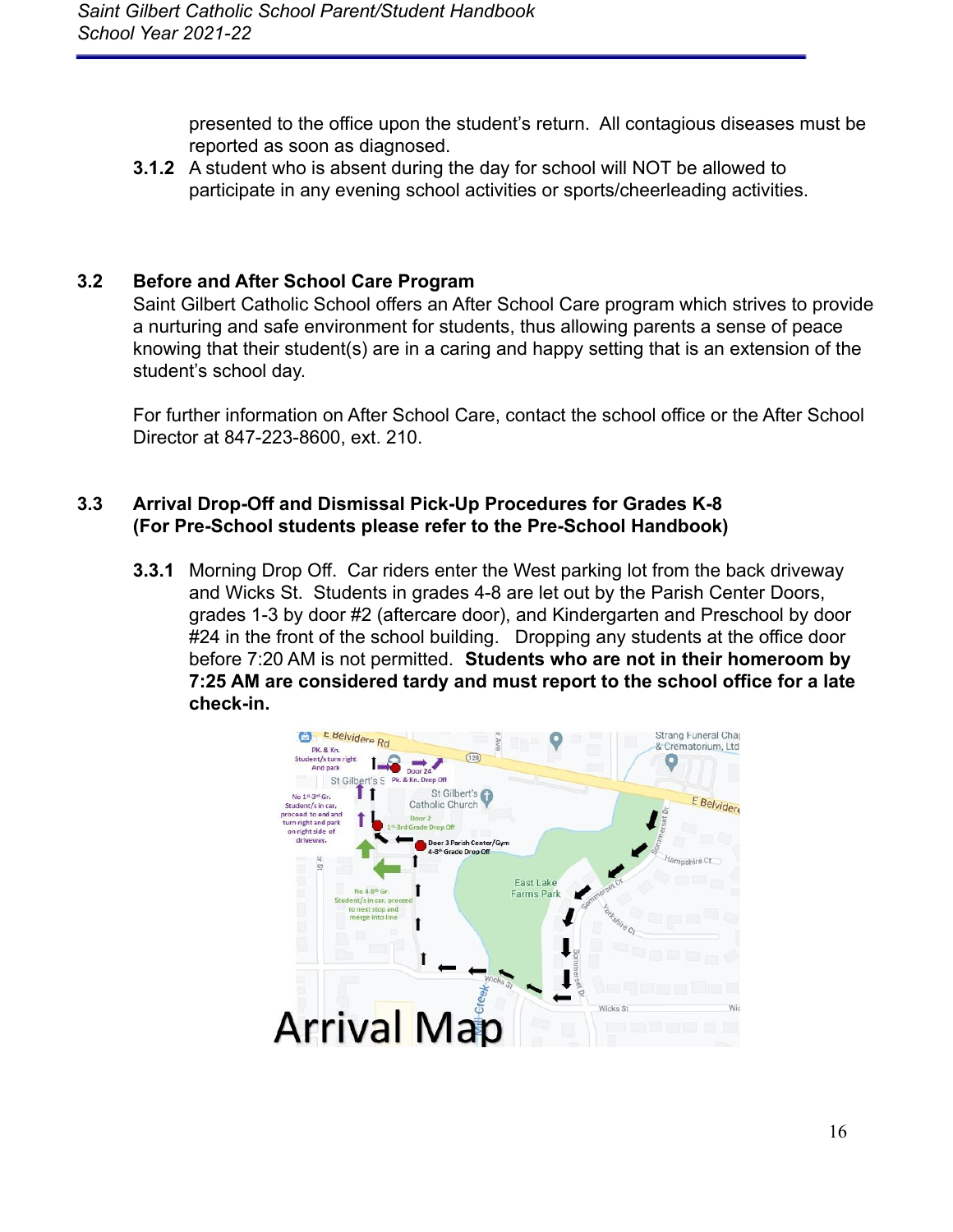presented to the office upon the student's return. All contagious diseases must be reported as soon as diagnosed.

**3.1.2** A student who is absent during the day for school will NOT be allowed to participate in any evening school activities or sports/cheerleading activities.

## 3.2 Before and After School Care Program

Saint Gilbert Catholic School offers an After School Care program which strives to provide a nurturing and safe environment for students, thus allowing parents a sense of peace knowing that their student(s) are in a caring and happy setting that is an extension of the student's school day.

For further information on After School Care, contact the school office or the After School Director at 847-223-8600, ext. 210.

## 3.3 Arrival Drop-Off and Dismissal Pick-Up Procedures for Grades K-8 (For Pre-School students please refer to the Pre-School Handbook)

**3.3.1** Morning Drop Off. Car riders enter the West parking lot from the back driveway and Wicks St. Students in grades 4-8 are let out by the Parish Center Doors, grades 1-3 by door #2 (aftercare door), and Kindergarten and Preschool by door #24 in the front of the school building. Dropping any students at the office door before 7:20 AM is not permitted. **Students who are not in their homeroom by 7:25 AM are considered tardy and must report to the school office for a late check-in.**

Arrival Map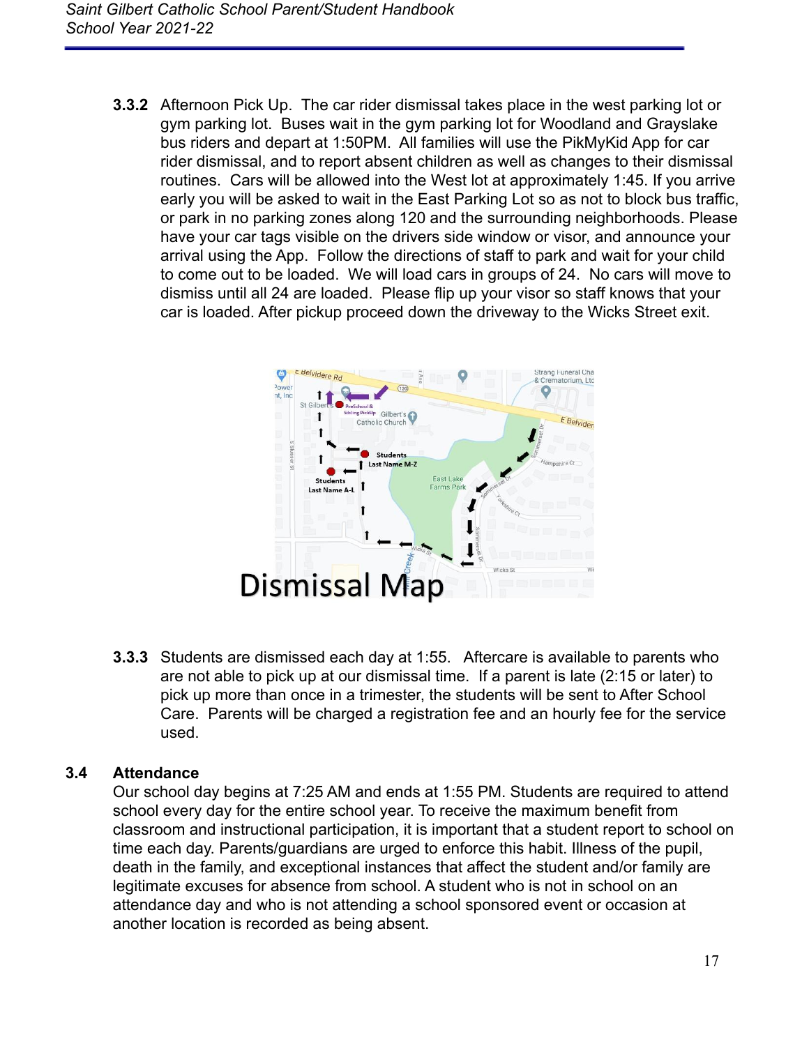**3.3.2** Afternoon Pick Up. The car rider dismissal takes place in the west parking lot or gym parking lot. Buses wait in the gym parking lot for Woodland and Grayslake bus riders and depart at 1:50PM. All families will use the PikMyKid App for car rider dismissal, and to report absent children as well as changes to their dismissal routines. Cars will be allowed into the West lot at approximately 1:45. If you arrive early you will be asked to wait in the East Parking Lot so as not to block bus traffic, or park in no parking zones along 120 and the surrounding neighborhoods. Please have your car tags visible on the drivers side window or visor, and announce your arrival using the App. Follow the directions of staff to park and wait for your child to come out to be loaded. We will load cars in groups of 24. No cars will move to dismiss until all 24 are loaded. Please flip up your visor so staff knows that your car is loaded. After pickup proceed down the driveway to the Wicks Street exit.

Dismissal Map

**3.3.3** Students are dismissed each day at 1:55. Aftercare is available to parents who are not able to pick up at our dismissal time. If a parent is late (2:15 or later) to pick up more than once in a trimester, the students will be sent to After School Care. Parents will be charged a registration fee and an hourly fee for the service used.

## 3.4 Attendance

Our school day begins at 7:25 AM and ends at 1:55 PM. Students are required to attend school every day for the entire school year. To receive the maximum benefit from classroom and instructional participation, it is important that a student report to school on time each day. Parents/guardians are urged to enforce this habit. Illness of the pupil, death in the family, and exceptional instances that affect the student and/or family are legitimate excuses for absence from school. A student who is not in school on an attendance day and who is not attending a school sponsored event or occasion at another location is recorded as being absent.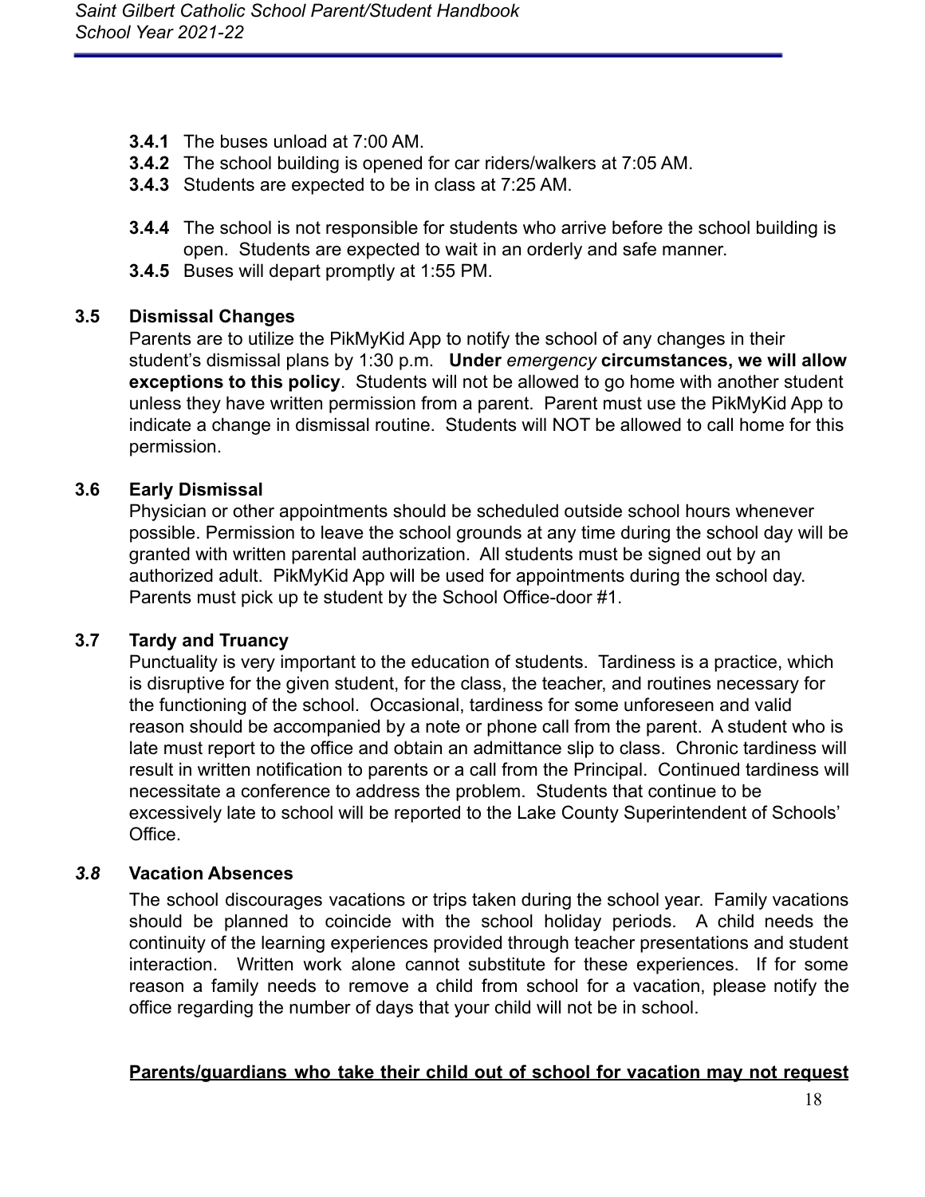**3.4.1** The buses unload at 7:00 AM.
**3.4.2** The school building is opened for car riders/walkers at 7:05 AM.
**3.4.3** Students are expected to be in class at 7:25 AM.

**3.4.4** The school is not responsible for students who arrive before the school building is open. Students are expected to wait in an orderly and safe manner.
**3.4.5** Buses will depart promptly at 1:55 PM.

### 3.5 Dismissal Changes

Parents are to utilize the PikMyKid App to notify the school of any changes in their student's dismissal plans by 1:30 p.m. **Under *emergency* circumstances, we will allow exceptions to this policy**. Students will not be allowed to go home with another student unless they have written permission from a parent. Parent must use the PikMyKid App to indicate a change in dismissal routine. Students will NOT be allowed to call home for this permission.

### 3.6 Early Dismissal

Physician or other appointments should be scheduled outside school hours whenever possible. Permission to leave the school grounds at any time during the school day will be granted with written parental authorization. All students must be signed out by an authorized adult. PikMyKid App will be used for appointments during the school day. Parents must pick up te student by the School Office-door #1.

### 3.7 Tardy and Truancy

Punctuality is very important to the education of students. Tardiness is a practice, which is disruptive for the given student, for the class, the teacher, and routines necessary for the functioning of the school. Occasional, tardiness for some unforeseen and valid reason should be accompanied by a note or phone call from the parent. A student who is late must report to the office and obtain an admittance slip to class. Chronic tardiness will result in written notification to parents or a call from the Principal. Continued tardiness will necessitate a conference to address the problem. Students that continue to be excessively late to school will be reported to the Lake County Superintendent of Schools' Office.

### *3.8* Vacation Absences

The school discourages vacations or trips taken during the school year. Family vacations should be planned to coincide with the school holiday periods. A child needs the continuity of the learning experiences provided through teacher presentations and student interaction. Written work alone cannot substitute for these experiences. If for some reason a family needs to remove a child from school for a vacation, please notify the office regarding the number of days that your child will not be in school.

**Parents/guardians who take their child out of school for vacation may not request**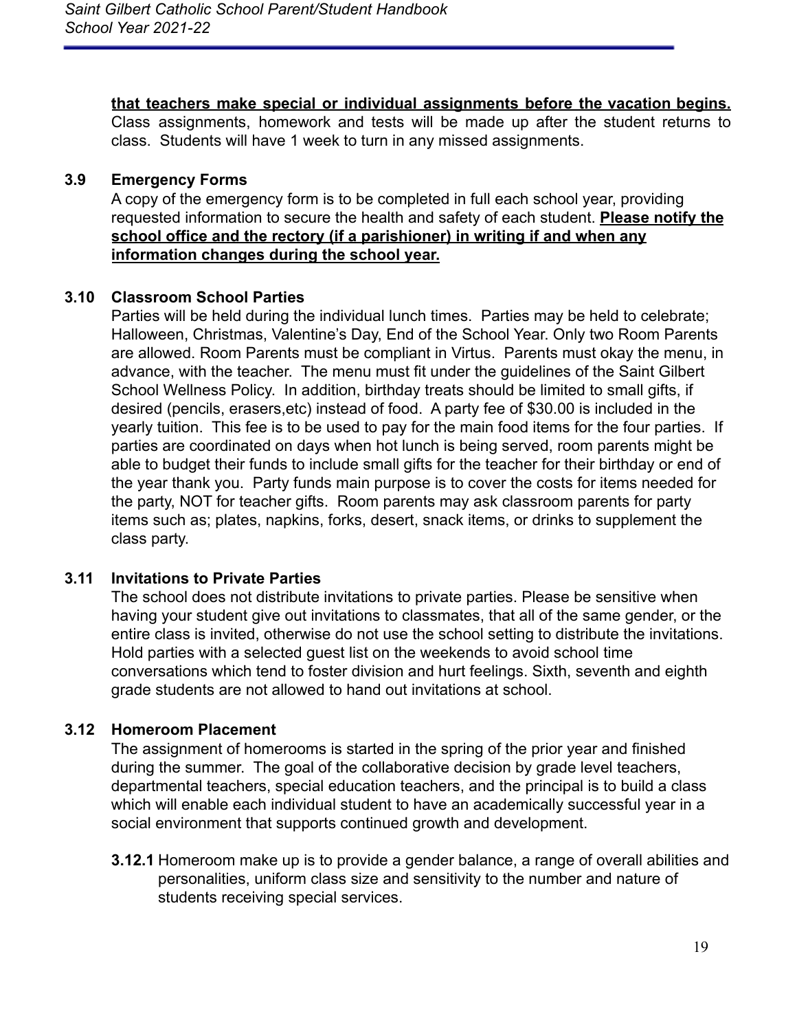**that teachers make special or individual assignments before the vacation begins.** Class assignments, homework and tests will be made up after the student returns to class. Students will have 1 week to turn in any missed assignments.

### 3.9 Emergency Forms

A copy of the emergency form is to be completed in full each school year, providing requested information to secure the health and safety of each student. **Please notify the school office and the rectory (if a parishioner) in writing if and when any information changes during the school year.**

### 3.10 Classroom School Parties

Parties will be held during the individual lunch times. Parties may be held to celebrate; Halloween, Christmas, Valentine's Day, End of the School Year. Only two Room Parents are allowed. Room Parents must be compliant in Virtus. Parents must okay the menu, in advance, with the teacher. The menu must fit under the guidelines of the Saint Gilbert School Wellness Policy. In addition, birthday treats should be limited to small gifts, if desired (pencils, erasers,etc) instead of food. A party fee of $30.00 is included in the yearly tuition. This fee is to be used to pay for the main food items for the four parties. If parties are coordinated on days when hot lunch is being served, room parents might be able to budget their funds to include small gifts for the teacher for their birthday or end of the year thank you. Party funds main purpose is to cover the costs for items needed for the party, NOT for teacher gifts. Room parents may ask classroom parents for party items such as; plates, napkins, forks, desert, snack items, or drinks to supplement the class party.

### 3.11 Invitations to Private Parties

The school does not distribute invitations to private parties. Please be sensitive when having your student give out invitations to classmates, that all of the same gender, or the entire class is invited, otherwise do not use the school setting to distribute the invitations. Hold parties with a selected guest list on the weekends to avoid school time conversations which tend to foster division and hurt feelings. Sixth, seventh and eighth grade students are not allowed to hand out invitations at school.

### 3.12 Homeroom Placement

The assignment of homerooms is started in the spring of the prior year and finished during the summer. The goal of the collaborative decision by grade level teachers, departmental teachers, special education teachers, and the principal is to build a class which will enable each individual student to have an academically successful year in a social environment that supports continued growth and development.

**3.12.1** Homeroom make up is to provide a gender balance, a range of overall abilities and personalities, uniform class size and sensitivity to the number and nature of students receiving special services.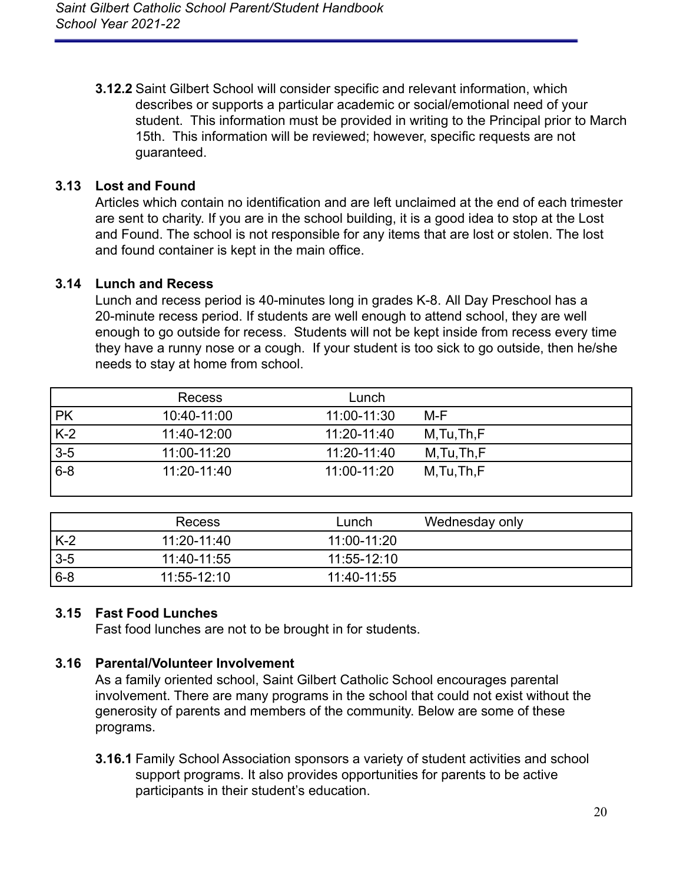**3.12.2** Saint Gilbert School will consider specific and relevant information, which describes or supports a particular academic or social/emotional need of your student. This information must be provided in writing to the Principal prior to March 15th. This information will be reviewed; however, specific requests are not guaranteed.

### 3.13 Lost and Found

Articles which contain no identification and are left unclaimed at the end of each trimester are sent to charity. If you are in the school building, it is a good idea to stop at the Lost and Found. The school is not responsible for any items that are lost or stolen. The lost and found container is kept in the main office.

### 3.14 Lunch and Recess

Lunch and recess period is 40-minutes long in grades K-8. All Day Preschool has a 20-minute recess period. If students are well enough to attend school, they are well enough to go outside for recess. Students will not be kept inside from recess every time they have a runny nose or a cough. If your student is too sick to go outside, then he/she needs to stay at home from school.

| | Recess | Lunch | |
|---|---|---|---|
| PK | 10:40-11:00 | 11:00-11:30 | M-F |
| K-2 | 11:40-12:00 | 11:20-11:40 | M,Tu,Th,F |
| 3-5 | 11:00-11:20 | 11:20-11:40 | M,Tu,Th,F |
| 6-8 | 11:20-11:40 | 11:00-11:20 | M,Tu,Th,F |

| | Recess | Lunch | Wednesday only |
|---|---|---|---|
| K-2 | 11:20-11:40 | 11:00-11:20 | |
| 3-5 | 11:40-11:55 | 11:55-12:10 | |
| 6-8 | 11:55-12:10 | 11:40-11:55 | |

### 3.15 Fast Food Lunches

Fast food lunches are not to be brought in for students.

### 3.16 Parental/Volunteer Involvement

As a family oriented school, Saint Gilbert Catholic School encourages parental involvement. There are many programs in the school that could not exist without the generosity of parents and members of the community. Below are some of these programs.

**3.16.1** Family School Association sponsors a variety of student activities and school support programs. It also provides opportunities for parents to be active participants in their student's education.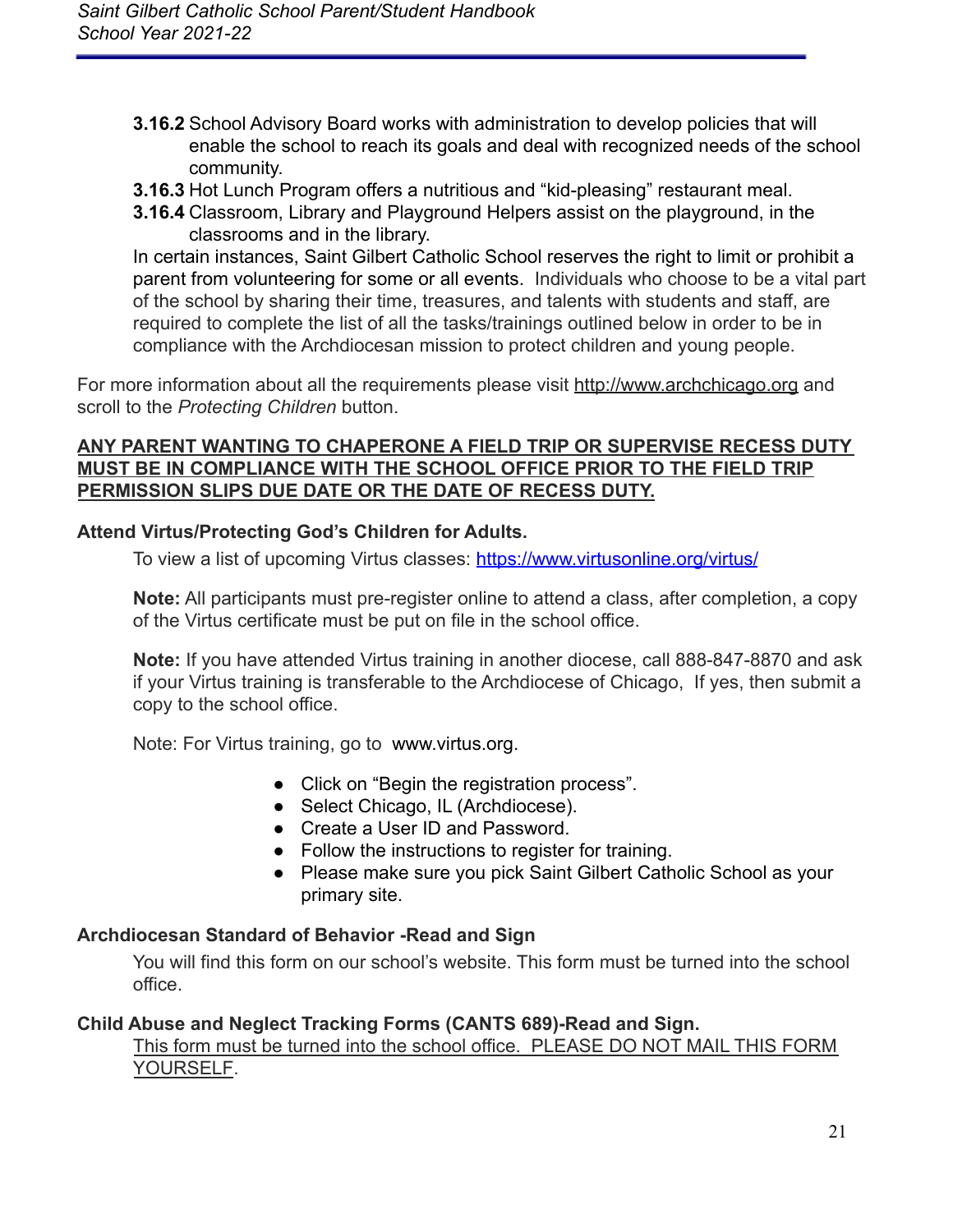**3.16.2** School Advisory Board works with administration to develop policies that will enable the school to reach its goals and deal with recognized needs of the school community.

**3.16.3** Hot Lunch Program offers a nutritious and "kid-pleasing" restaurant meal.

**3.16.4** Classroom, Library and Playground Helpers assist on the playground, in the classrooms and in the library.

In certain instances, Saint Gilbert Catholic School reserves the right to limit or prohibit a parent from volunteering for some or all events. Individuals who choose to be a vital part of the school by sharing their time, treasures, and talents with students and staff, are required to complete the list of all the tasks/trainings outlined below in order to be in compliance with the Archdiocesan mission to protect children and young people.

For more information about all the requirements please visit http://www.archchicago.org and scroll to the *Protecting Children* button.

**ANY PARENT WANTING TO CHAPERONE A FIELD TRIP OR SUPERVISE RECESS DUTY MUST BE IN COMPLIANCE WITH THE SCHOOL OFFICE PRIOR TO THE FIELD TRIP PERMISSION SLIPS DUE DATE OR THE DATE OF RECESS DUTY.**

**Attend Virtus/Protecting God's Children for Adults.**

To view a list of upcoming Virtus classes: https://www.virtusonline.org/virtus/

**Note:** All participants must pre-register online to attend a class, after completion, a copy of the Virtus certificate must be put on file in the school office.

**Note:** If you have attended Virtus training in another diocese, call 888-847-8870 and ask if your Virtus training is transferable to the Archdiocese of Chicago, If yes, then submit a copy to the school office.

Note: For Virtus training, go to www.virtus.org.

- Click on "Begin the registration process".
- Select Chicago, IL (Archdiocese).
- Create a User ID and Password.
- Follow the instructions to register for training.
- Please make sure you pick Saint Gilbert Catholic School as your primary site.

**Archdiocesan Standard of Behavior -Read and Sign**

You will find this form on our school's website. This form must be turned into the school office.

**Child Abuse and Neglect Tracking Forms (CANTS 689)-Read and Sign.**

This form must be turned into the school office. PLEASE DO NOT MAIL THIS FORM YOURSELF.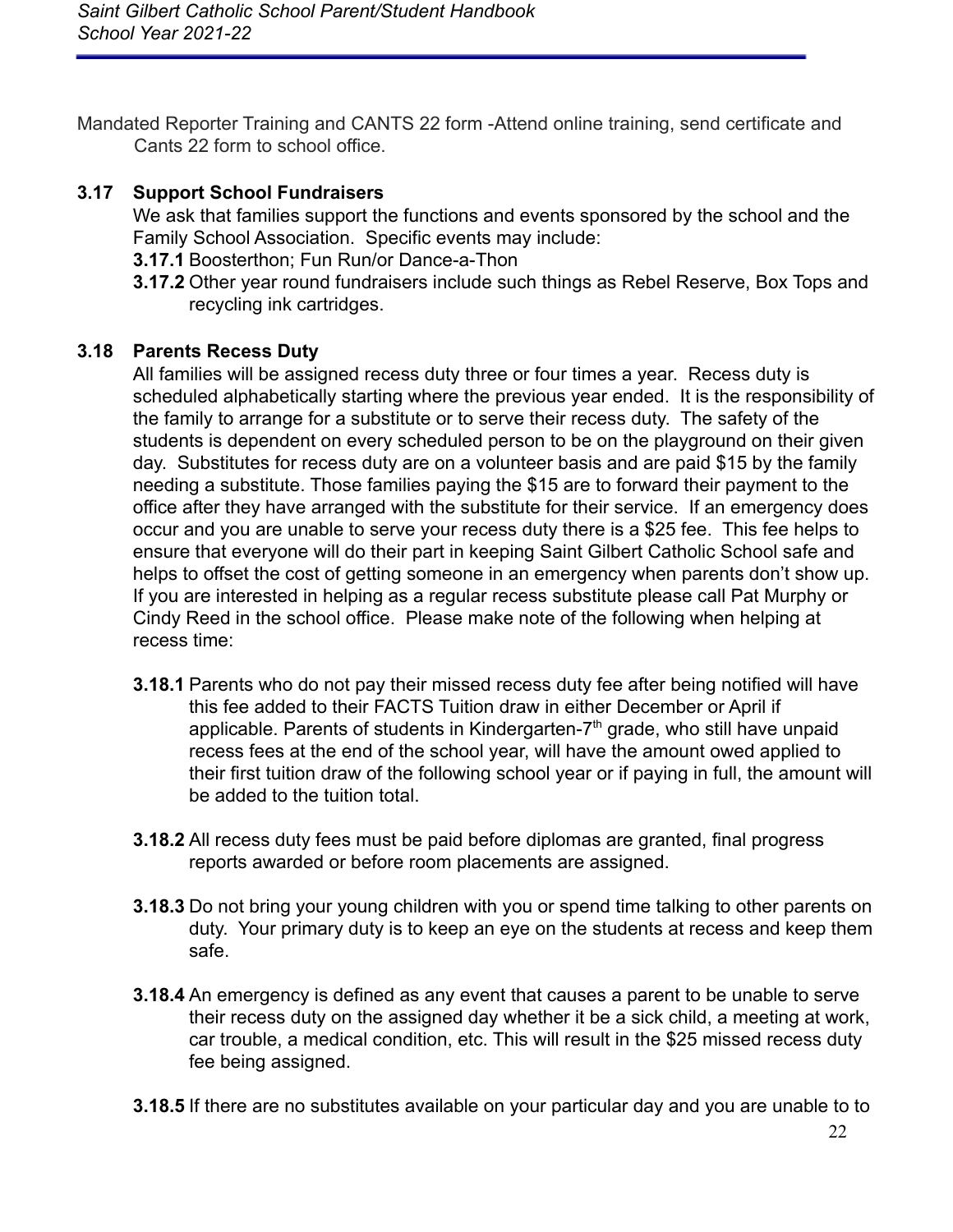Mandated Reporter Training and CANTS 22 form -Attend online training, send certificate and Cants 22 form to school office.

### 3.17 Support School Fundraisers

We ask that families support the functions and events sponsored by the school and the Family School Association. Specific events may include:

**3.17.1** Boosterthon; Fun Run/or Dance-a-Thon

**3.17.2** Other year round fundraisers include such things as Rebel Reserve, Box Tops and recycling ink cartridges.

### 3.18 Parents Recess Duty

All families will be assigned recess duty three or four times a year. Recess duty is scheduled alphabetically starting where the previous year ended. It is the responsibility of the family to arrange for a substitute or to serve their recess duty. The safety of the students is dependent on every scheduled person to be on the playground on their given day. Substitutes for recess duty are on a volunteer basis and are paid $15 by the family needing a substitute. Those families paying the $15 are to forward their payment to the office after they have arranged with the substitute for their service. If an emergency does occur and you are unable to serve your recess duty there is a $25 fee. This fee helps to ensure that everyone will do their part in keeping Saint Gilbert Catholic School safe and helps to offset the cost of getting someone in an emergency when parents don't show up. If you are interested in helping as a regular recess substitute please call Pat Murphy or Cindy Reed in the school office. Please make note of the following when helping at recess time:

**3.18.1** Parents who do not pay their missed recess duty fee after being notified will have this fee added to their FACTS Tuition draw in either December or April if applicable. Parents of students in Kindergarten-7th grade, who still have unpaid recess fees at the end of the school year, will have the amount owed applied to their first tuition draw of the following school year or if paying in full, the amount will be added to the tuition total.

**3.18.2** All recess duty fees must be paid before diplomas are granted, final progress reports awarded or before room placements are assigned.

**3.18.3** Do not bring your young children with you or spend time talking to other parents on duty. Your primary duty is to keep an eye on the students at recess and keep them safe.

**3.18.4** An emergency is defined as any event that causes a parent to be unable to serve their recess duty on the assigned day whether it be a sick child, a meeting at work, car trouble, a medical condition, etc. This will result in the $25 missed recess duty fee being assigned.

**3.18.5** If there are no substitutes available on your particular day and you are unable to to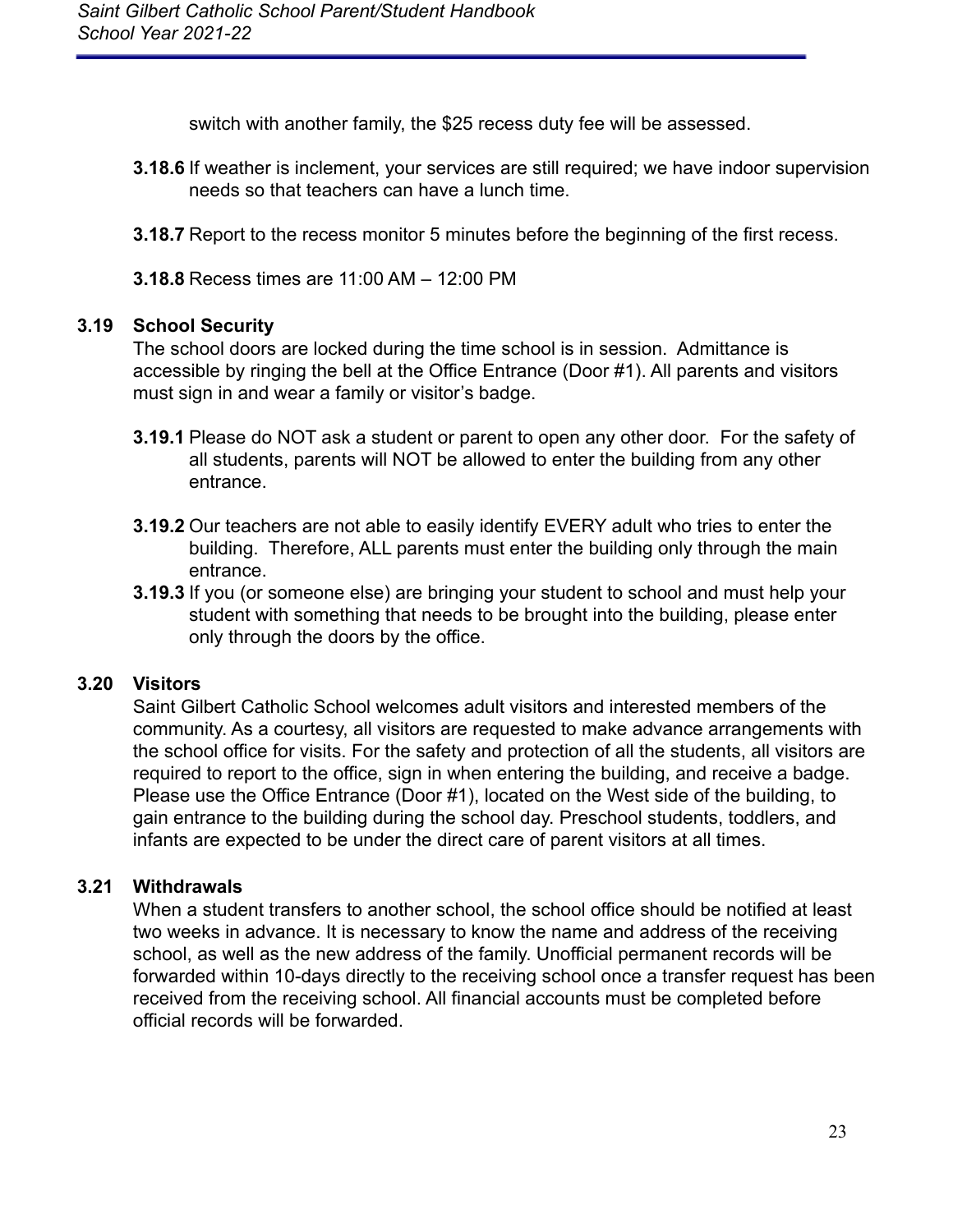switch with another family, the $25 recess duty fee will be assessed.

**3.18.6** If weather is inclement, your services are still required; we have indoor supervision needs so that teachers can have a lunch time.

**3.18.7** Report to the recess monitor 5 minutes before the beginning of the first recess.

**3.18.8** Recess times are 11:00 AM – 12:00 PM

### 3.19 School Security

The school doors are locked during the time school is in session. Admittance is accessible by ringing the bell at the Office Entrance (Door #1). All parents and visitors must sign in and wear a family or visitor's badge.

**3.19.1** Please do NOT ask a student or parent to open any other door. For the safety of all students, parents will NOT be allowed to enter the building from any other entrance.

**3.19.2** Our teachers are not able to easily identify EVERY adult who tries to enter the building. Therefore, ALL parents must enter the building only through the main entrance.

**3.19.3** If you (or someone else) are bringing your student to school and must help your student with something that needs to be brought into the building, please enter only through the doors by the office.

### 3.20 Visitors

Saint Gilbert Catholic School welcomes adult visitors and interested members of the community. As a courtesy, all visitors are requested to make advance arrangements with the school office for visits. For the safety and protection of all the students, all visitors are required to report to the office, sign in when entering the building, and receive a badge. Please use the Office Entrance (Door #1), located on the West side of the building, to gain entrance to the building during the school day. Preschool students, toddlers, and infants are expected to be under the direct care of parent visitors at all times.

### 3.21 Withdrawals

When a student transfers to another school, the school office should be notified at least two weeks in advance. It is necessary to know the name and address of the receiving school, as well as the new address of the family. Unofficial permanent records will be forwarded within 10-days directly to the receiving school once a transfer request has been received from the receiving school. All financial accounts must be completed before official records will be forwarded.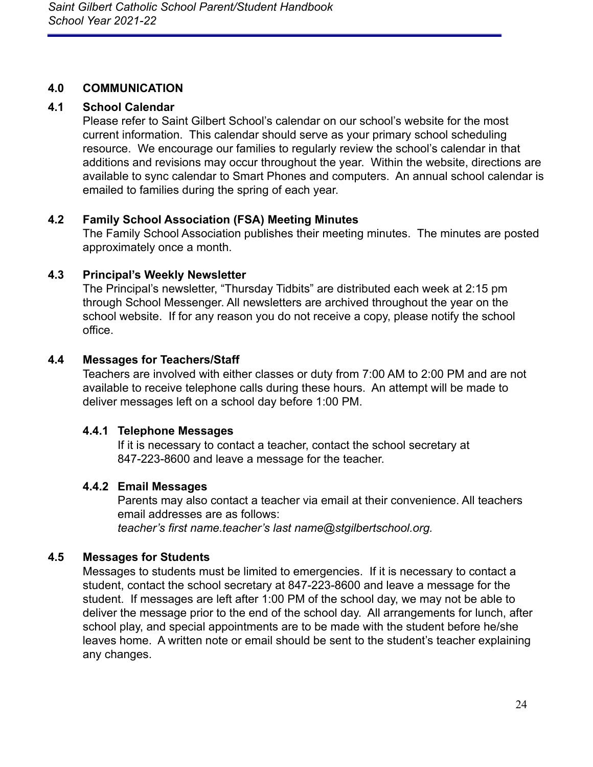## 4.0 COMMUNICATION

### 4.1 School Calendar

Please refer to Saint Gilbert School's calendar on our school's website for the most current information. This calendar should serve as your primary school scheduling resource. We encourage our families to regularly review the school's calendar in that additions and revisions may occur throughout the year. Within the website, directions are available to sync calendar to Smart Phones and computers. An annual school calendar is emailed to families during the spring of each year.

### 4.2 Family School Association (FSA) Meeting Minutes

The Family School Association publishes their meeting minutes. The minutes are posted approximately once a month.

### 4.3 Principal's Weekly Newsletter

The Principal's newsletter, "Thursday Tidbits" are distributed each week at 2:15 pm through School Messenger. All newsletters are archived throughout the year on the school website. If for any reason you do not receive a copy, please notify the school office.

### 4.4 Messages for Teachers/Staff

Teachers are involved with either classes or duty from 7:00 AM to 2:00 PM and are not available to receive telephone calls during these hours. An attempt will be made to deliver messages left on a school day before 1:00 PM.

#### 4.4.1 Telephone Messages

If it is necessary to contact a teacher, contact the school secretary at 847-223-8600 and leave a message for the teacher.

#### 4.4.2 Email Messages

Parents may also contact a teacher via email at their convenience. All teachers email addresses are as follows:
*teacher's first name.teacher's last name@stgilbertschool.org.*

### 4.5 Messages for Students

Messages to students must be limited to emergencies. If it is necessary to contact a student, contact the school secretary at 847-223-8600 and leave a message for the student. If messages are left after 1:00 PM of the school day, we may not be able to deliver the message prior to the end of the school day. All arrangements for lunch, after school play, and special appointments are to be made with the student before he/she leaves home. A written note or email should be sent to the student's teacher explaining any changes.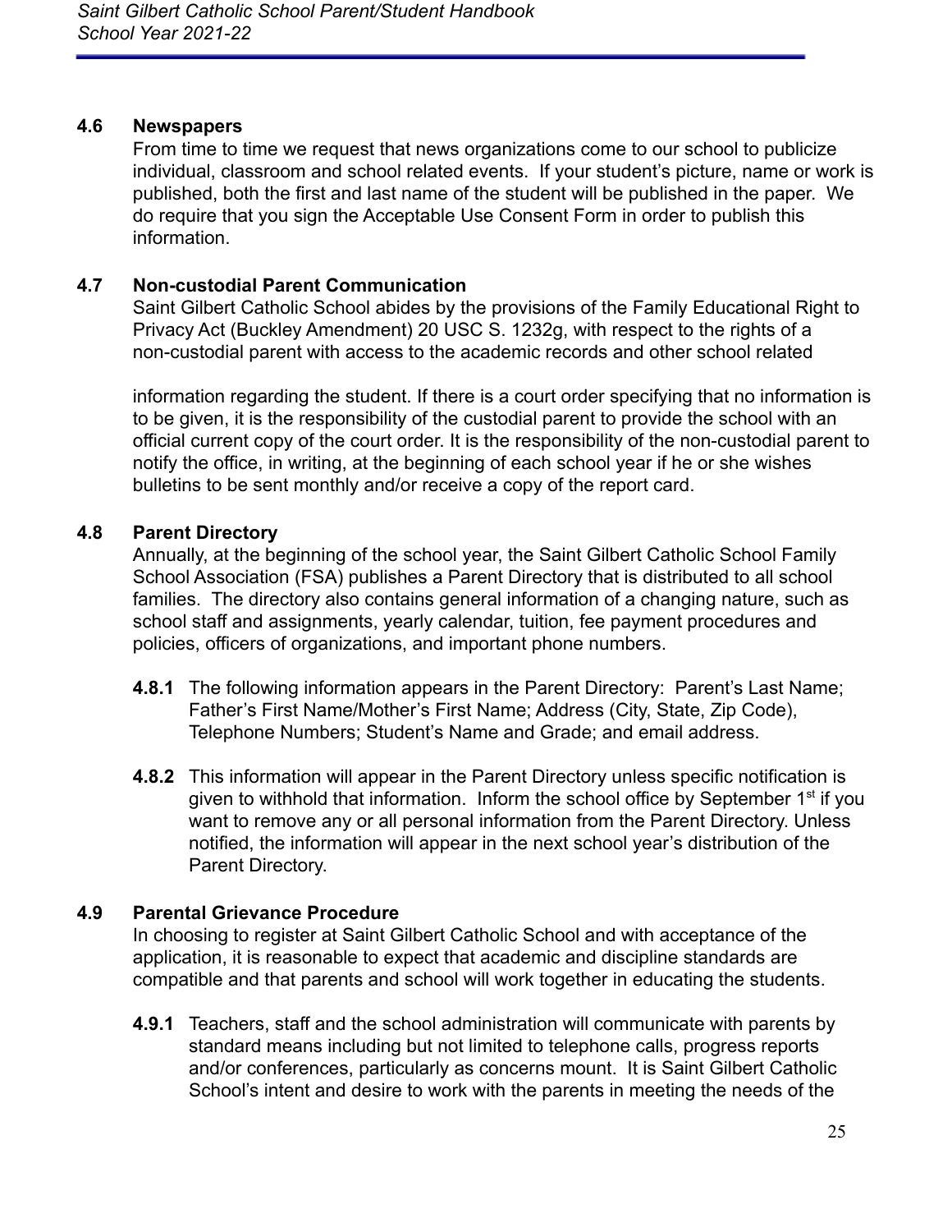### 4.6 Newspapers

From time to time we request that news organizations come to our school to publicize individual, classroom and school related events. If your student's picture, name or work is published, both the first and last name of the student will be published in the paper. We do require that you sign the Acceptable Use Consent Form in order to publish this information.

### 4.7 Non-custodial Parent Communication

Saint Gilbert Catholic School abides by the provisions of the Family Educational Right to Privacy Act (Buckley Amendment) 20 USC S. 1232g, with respect to the rights of a non-custodial parent with access to the academic records and other school related information regarding the student. If there is a court order specifying that no information is to be given, it is the responsibility of the custodial parent to provide the school with an official current copy of the court order. It is the responsibility of the non-custodial parent to notify the office, in writing, at the beginning of each school year if he or she wishes bulletins to be sent monthly and/or receive a copy of the report card.

### 4.8 Parent Directory

Annually, at the beginning of the school year, the Saint Gilbert Catholic School Family School Association (FSA) publishes a Parent Directory that is distributed to all school families. The directory also contains general information of a changing nature, such as school staff and assignments, yearly calendar, tuition, fee payment procedures and policies, officers of organizations, and important phone numbers.

**4.8.1** The following information appears in the Parent Directory: Parent's Last Name; Father's First Name/Mother's First Name; Address (City, State, Zip Code), Telephone Numbers; Student's Name and Grade; and email address.

**4.8.2** This information will appear in the Parent Directory unless specific notification is given to withhold that information. Inform the school office by September 1st if you want to remove any or all personal information from the Parent Directory. Unless notified, the information will appear in the next school year's distribution of the Parent Directory.

### 4.9 Parental Grievance Procedure

In choosing to register at Saint Gilbert Catholic School and with acceptance of the application, it is reasonable to expect that academic and discipline standards are compatible and that parents and school will work together in educating the students.

**4.9.1** Teachers, staff and the school administration will communicate with parents by standard means including but not limited to telephone calls, progress reports and/or conferences, particularly as concerns mount. It is Saint Gilbert Catholic School's intent and desire to work with the parents in meeting the needs of the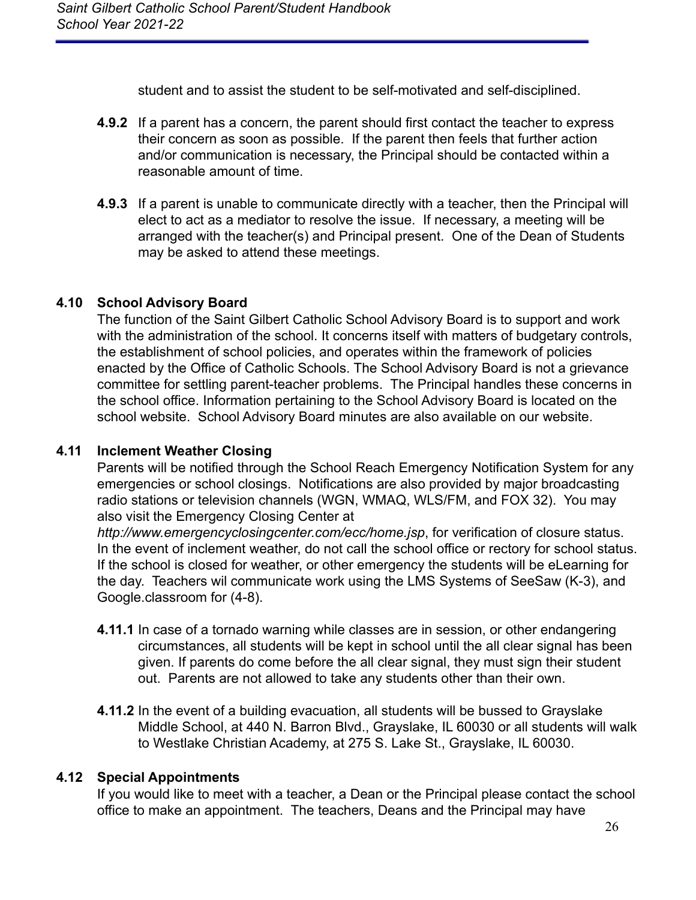student and to assist the student to be self-motivated and self-disciplined.

**4.9.2** If a parent has a concern, the parent should first contact the teacher to express their concern as soon as possible. If the parent then feels that further action and/or communication is necessary, the Principal should be contacted within a reasonable amount of time.

**4.9.3** If a parent is unable to communicate directly with a teacher, then the Principal will elect to act as a mediator to resolve the issue. If necessary, a meeting will be arranged with the teacher(s) and Principal present. One of the Dean of Students may be asked to attend these meetings.

## 4.10 School Advisory Board

The function of the Saint Gilbert Catholic School Advisory Board is to support and work with the administration of the school. It concerns itself with matters of budgetary controls, the establishment of school policies, and operates within the framework of policies enacted by the Office of Catholic Schools. The School Advisory Board is not a grievance committee for settling parent-teacher problems. The Principal handles these concerns in the school office. Information pertaining to the School Advisory Board is located on the school website. School Advisory Board minutes are also available on our website.

## 4.11 Inclement Weather Closing

Parents will be notified through the School Reach Emergency Notification System for any emergencies or school closings. Notifications are also provided by major broadcasting radio stations or television channels (WGN, WMAQ, WLS/FM, and FOX 32). You may also visit the Emergency Closing Center at *http://www.emergencyclosingcenter.com/ecc/home.jsp*, for verification of closure status. In the event of inclement weather, do not call the school office or rectory for school status. If the school is closed for weather, or other emergency the students will be eLearning for the day. Teachers wil communicate work using the LMS Systems of SeeSaw (K-3), and Google.classroom for (4-8).

**4.11.1** In case of a tornado warning while classes are in session, or other endangering circumstances, all students will be kept in school until the all clear signal has been given. If parents do come before the all clear signal, they must sign their student out. Parents are not allowed to take any students other than their own.

**4.11.2** In the event of a building evacuation, all students will be bussed to Grayslake Middle School, at 440 N. Barron Blvd., Grayslake, IL 60030 or all students will walk to Westlake Christian Academy, at 275 S. Lake St., Grayslake, IL 60030.

## 4.12 Special Appointments

If you would like to meet with a teacher, a Dean or the Principal please contact the school office to make an appointment. The teachers, Deans and the Principal may have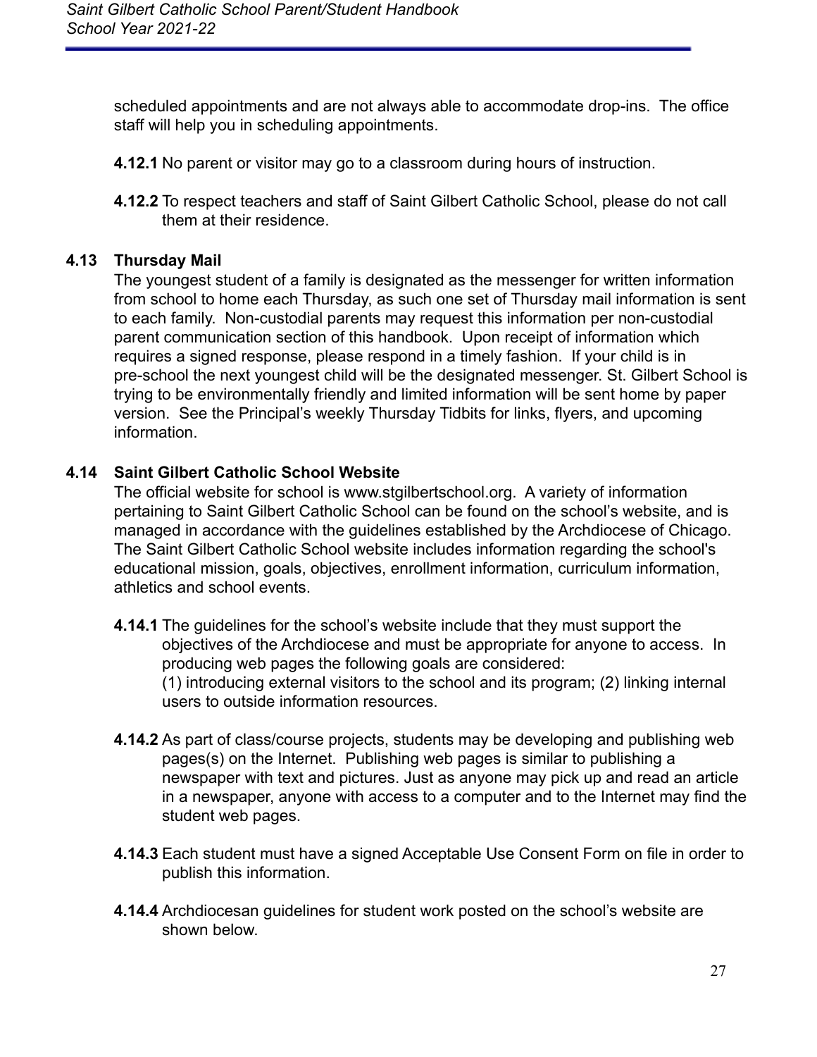scheduled appointments and are not always able to accommodate drop-ins. The office staff will help you in scheduling appointments.

**4.12.1** No parent or visitor may go to a classroom during hours of instruction.

**4.12.2** To respect teachers and staff of Saint Gilbert Catholic School, please do not call them at their residence.

### 4.13 Thursday Mail

The youngest student of a family is designated as the messenger for written information from school to home each Thursday, as such one set of Thursday mail information is sent to each family. Non-custodial parents may request this information per non-custodial parent communication section of this handbook. Upon receipt of information which requires a signed response, please respond in a timely fashion. If your child is in pre-school the next youngest child will be the designated messenger. St. Gilbert School is trying to be environmentally friendly and limited information will be sent home by paper version. See the Principal's weekly Thursday Tidbits for links, flyers, and upcoming information.

### 4.14 Saint Gilbert Catholic School Website

The official website for school is www.stgilbertschool.org. A variety of information pertaining to Saint Gilbert Catholic School can be found on the school's website, and is managed in accordance with the guidelines established by the Archdiocese of Chicago. The Saint Gilbert Catholic School website includes information regarding the school's educational mission, goals, objectives, enrollment information, curriculum information, athletics and school events.

**4.14.1** The guidelines for the school's website include that they must support the objectives of the Archdiocese and must be appropriate for anyone to access. In producing web pages the following goals are considered:
(1) introducing external visitors to the school and its program; (2) linking internal users to outside information resources.

**4.14.2** As part of class/course projects, students may be developing and publishing web pages(s) on the Internet. Publishing web pages is similar to publishing a newspaper with text and pictures. Just as anyone may pick up and read an article in a newspaper, anyone with access to a computer and to the Internet may find the student web pages.

**4.14.3** Each student must have a signed Acceptable Use Consent Form on file in order to publish this information.

**4.14.4** Archdiocesan guidelines for student work posted on the school's website are shown below.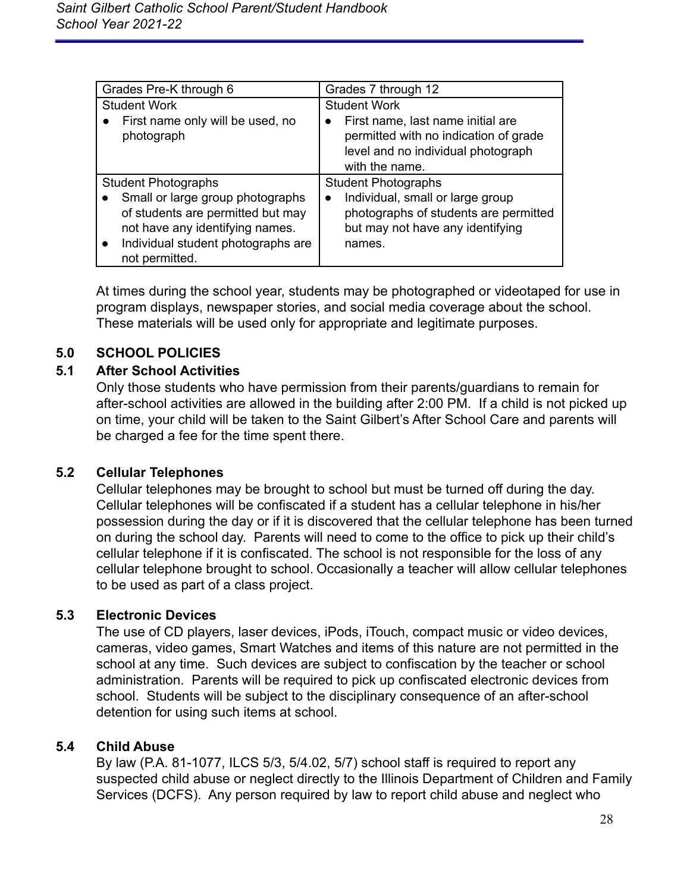| Grades Pre-K through 6 | Grades 7 through 12 |
| --- | --- |
| Student Work<br>• First name only will be used, no photograph | Student Work<br>• First name, last name initial are permitted with no indication of grade level and no individual photograph with the name. |
| Student Photographs<br>• Small or large group photographs of students are permitted but may not have any identifying names.<br>• Individual student photographs are not permitted. | Student Photographs<br>• Individual, small or large group photographs of students are permitted but may not have any identifying names. |

At times during the school year, students may be photographed or videotaped for use in program displays, newspaper stories, and social media coverage about the school. These materials will be used only for appropriate and legitimate purposes.

## 5.0 SCHOOL POLICIES

### 5.1 After School Activities

Only those students who have permission from their parents/guardians to remain for after-school activities are allowed in the building after 2:00 PM. If a child is not picked up on time, your child will be taken to the Saint Gilbert's After School Care and parents will be charged a fee for the time spent there.

### 5.2 Cellular Telephones

Cellular telephones may be brought to school but must be turned off during the day. Cellular telephones will be confiscated if a student has a cellular telephone in his/her possession during the day or if it is discovered that the cellular telephone has been turned on during the school day. Parents will need to come to the office to pick up their child's cellular telephone if it is confiscated. The school is not responsible for the loss of any cellular telephone brought to school. Occasionally a teacher will allow cellular telephones to be used as part of a class project.

### 5.3 Electronic Devices

The use of CD players, laser devices, iPods, iTouch, compact music or video devices, cameras, video games, Smart Watches and items of this nature are not permitted in the school at any time. Such devices are subject to confiscation by the teacher or school administration. Parents will be required to pick up confiscated electronic devices from school. Students will be subject to the disciplinary consequence of an after-school detention for using such items at school.

### 5.4 Child Abuse

By law (P.A. 81-1077, ILCS 5/3, 5/4.02, 5/7) school staff is required to report any suspected child abuse or neglect directly to the Illinois Department of Children and Family Services (DCFS). Any person required by law to report child abuse and neglect who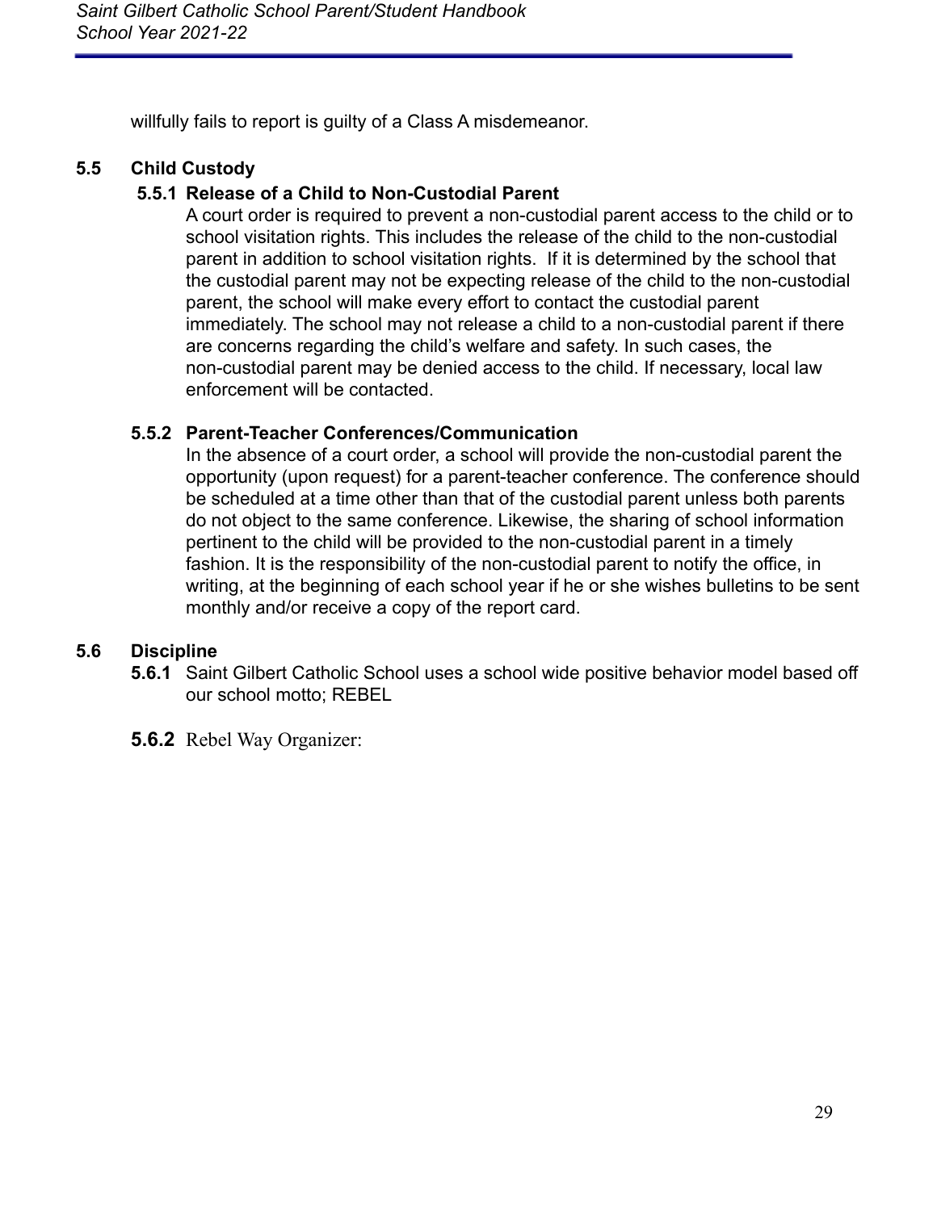willfully fails to report is guilty of a Class A misdemeanor.

## 5.5 Child Custody

### 5.5.1 Release of a Child to Non-Custodial Parent

A court order is required to prevent a non-custodial parent access to the child or to school visitation rights. This includes the release of the child to the non-custodial parent in addition to school visitation rights. If it is determined by the school that the custodial parent may not be expecting release of the child to the non-custodial parent, the school will make every effort to contact the custodial parent immediately. The school may not release a child to a non-custodial parent if there are concerns regarding the child's welfare and safety. In such cases, the non-custodial parent may be denied access to the child. If necessary, local law enforcement will be contacted.

### 5.5.2 Parent-Teacher Conferences/Communication

In the absence of a court order, a school will provide the non-custodial parent the opportunity (upon request) for a parent-teacher conference. The conference should be scheduled at a time other than that of the custodial parent unless both parents do not object to the same conference. Likewise, the sharing of school information pertinent to the child will be provided to the non-custodial parent in a timely fashion. It is the responsibility of the non-custodial parent to notify the office, in writing, at the beginning of each school year if he or she wishes bulletins to be sent monthly and/or receive a copy of the report card.

## 5.6 Discipline

**5.6.1** Saint Gilbert Catholic School uses a school wide positive behavior model based off our school motto; REBEL

**5.6.2** Rebel Way Organizer: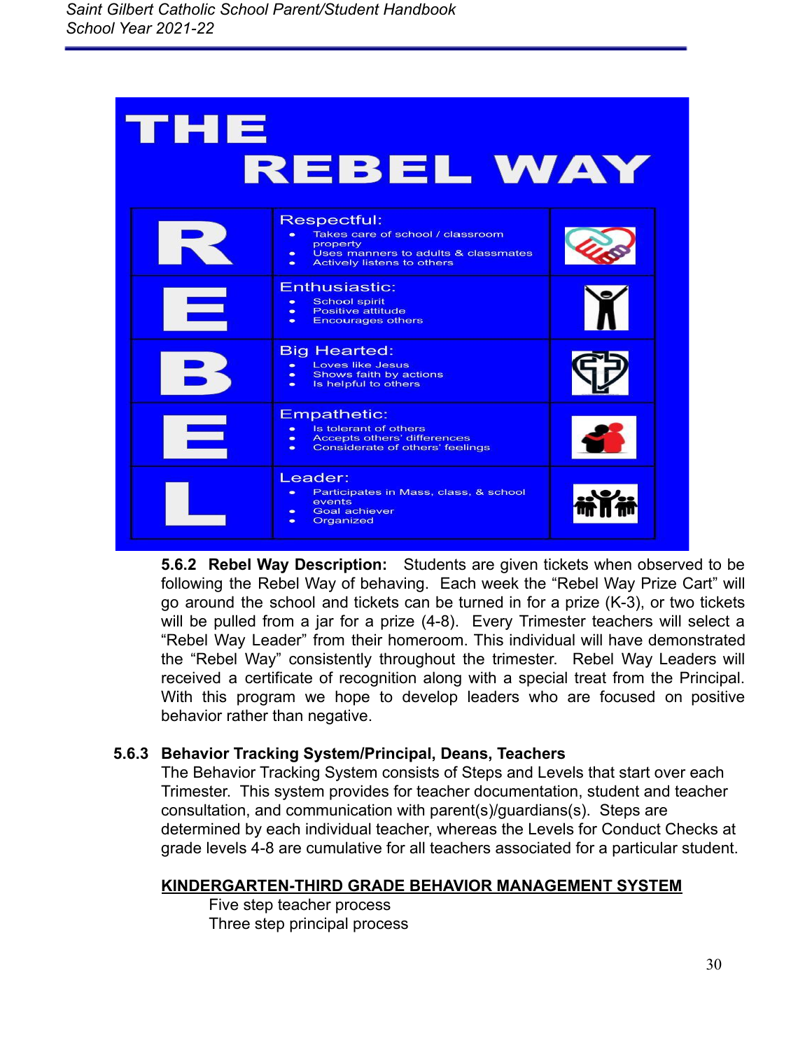# THE REBEL WAY

| | | |
|---|---|---|
| **R** | **Respectful:**<br>• Takes care of school / classroom property<br>• Uses manners to adults & classmates<br>• Actively listens to others | |
| **E** | **Enthusiastic:**<br>• School spirit<br>• Positive attitude<br>• Encourages others | |
| **B** | **Big Hearted:**<br>• Loves like Jesus<br>• Shows faith by actions<br>• Is helpful to others | |
| **E** | **Empathetic:**<br>• Is tolerant of others<br>• Accepts others' differences<br>• Considerate of others' feelings | |
| **L** | **Leader:**<br>• Participates in Mass, class, & school events<br>• Goal achiever<br>• Organized | |

**5.6.2 Rebel Way Description:** Students are given tickets when observed to be following the Rebel Way of behaving. Each week the "Rebel Way Prize Cart" will go around the school and tickets can be turned in for a prize (K-3), or two tickets will be pulled from a jar for a prize (4-8). Every Trimester teachers will select a "Rebel Way Leader" from their homeroom. This individual will have demonstrated the "Rebel Way" consistently throughout the trimester. Rebel Way Leaders will received a certificate of recognition along with a special treat from the Principal. With this program we hope to develop leaders who are focused on positive behavior rather than negative.

### 5.6.3 Behavior Tracking System/Principal, Deans, Teachers

The Behavior Tracking System consists of Steps and Levels that start over each Trimester. This system provides for teacher documentation, student and teacher consultation, and communication with parent(s)/guardians(s). Steps are determined by each individual teacher, whereas the Levels for Conduct Checks at grade levels 4-8 are cumulative for all teachers associated for a particular student.

**<u>KINDERGARTEN-THIRD GRADE BEHAVIOR MANAGEMENT SYSTEM</u>**

Five step teacher process
Three step principal process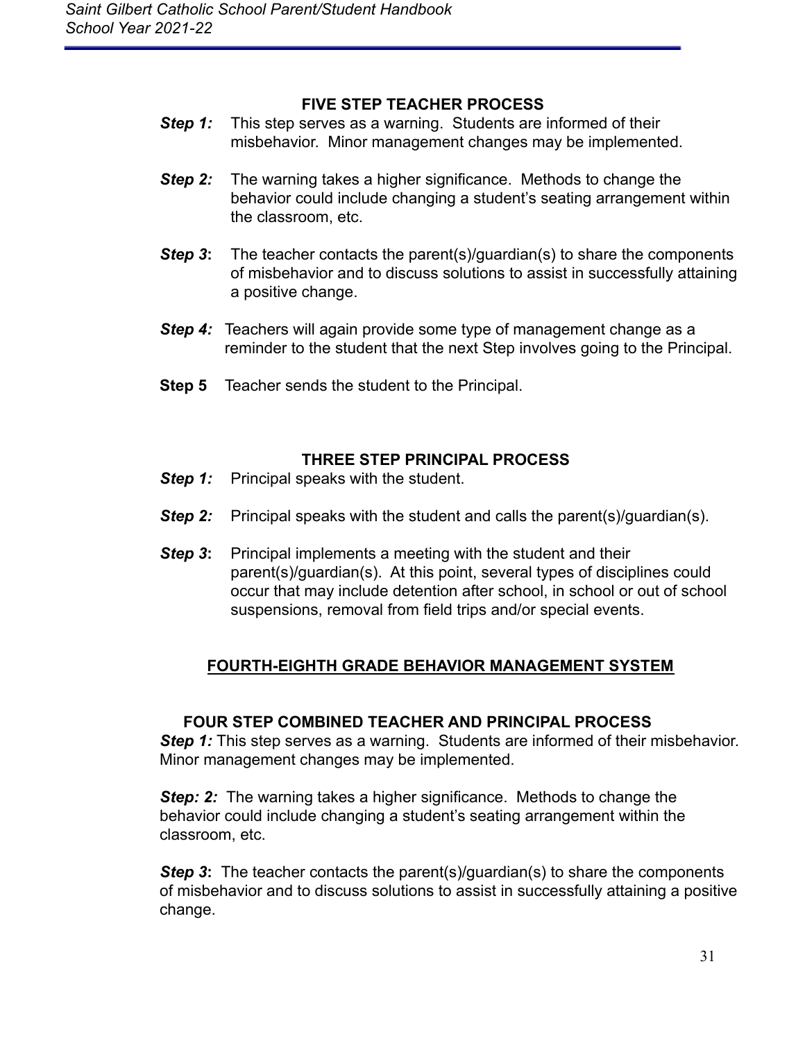### FIVE STEP TEACHER PROCESS

***Step 1:*** This step serves as a warning. Students are informed of their misbehavior. Minor management changes may be implemented.

***Step 2:*** The warning takes a higher significance. Methods to change the behavior could include changing a student's seating arrangement within the classroom, etc.

***Step 3*:** The teacher contacts the parent(s)/guardian(s) to share the components of misbehavior and to discuss solutions to assist in successfully attaining a positive change.

***Step 4:*** Teachers will again provide some type of management change as a reminder to the student that the next Step involves going to the Principal.

**Step 5** Teacher sends the student to the Principal.

### THREE STEP PRINCIPAL PROCESS

***Step 1:*** Principal speaks with the student.

***Step 2:*** Principal speaks with the student and calls the parent(s)/guardian(s).

***Step 3*:** Principal implements a meeting with the student and their parent(s)/guardian(s). At this point, several types of disciplines could occur that may include detention after school, in school or out of school suspensions, removal from field trips and/or special events.

## FOURTH-EIGHTH GRADE BEHAVIOR MANAGEMENT SYSTEM

### FOUR STEP COMBINED TEACHER AND PRINCIPAL PROCESS

***Step 1:*** This step serves as a warning. Students are informed of their misbehavior. Minor management changes may be implemented.

***Step: 2:*** The warning takes a higher significance. Methods to change the behavior could include changing a student's seating arrangement within the classroom, etc.

***Step 3*:** The teacher contacts the parent(s)/guardian(s) to share the components of misbehavior and to discuss solutions to assist in successfully attaining a positive change.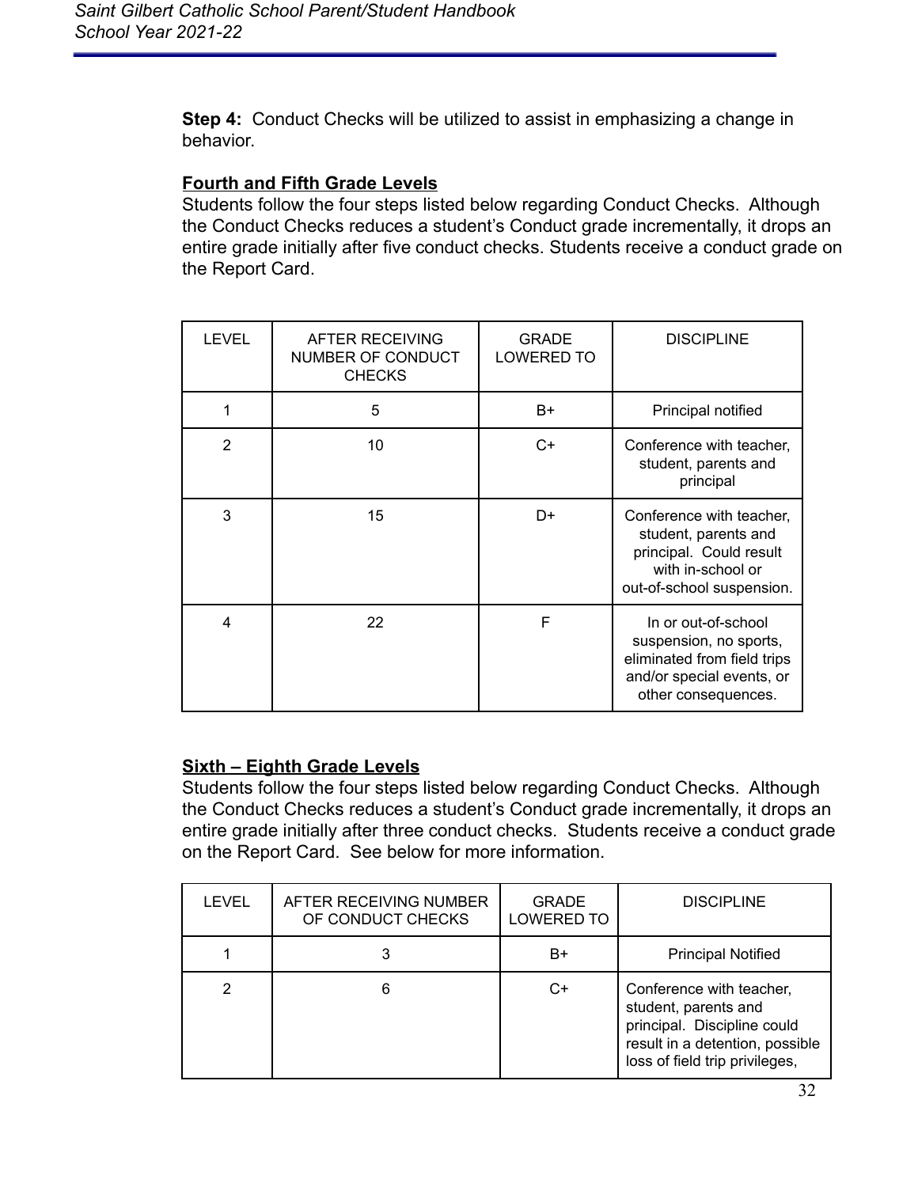**Step 4:** Conduct Checks will be utilized to assist in emphasizing a change in behavior.

**<u>Fourth and Fifth Grade Levels</u>**

Students follow the four steps listed below regarding Conduct Checks. Although the Conduct Checks reduces a student's Conduct grade incrementally, it drops an entire grade initially after five conduct checks. Students receive a conduct grade on the Report Card.

| LEVEL | AFTER RECEIVING NUMBER OF CONDUCT CHECKS | GRADE LOWERED TO | DISCIPLINE |
|---|---|---|---|
| 1 | 5 | B+ | Principal notified |
| 2 | 10 | C+ | Conference with teacher, student, parents and principal |
| 3 | 15 | D+ | Conference with teacher, student, parents and principal. Could result with in-school or out-of-school suspension. |
| 4 | 22 | F | In or out-of-school suspension, no sports, eliminated from field trips and/or special events, or other consequences. |

**<u>Sixth – Eighth Grade Levels</u>**

Students follow the four steps listed below regarding Conduct Checks. Although the Conduct Checks reduces a student's Conduct grade incrementally, it drops an entire grade initially after three conduct checks. Students receive a conduct grade on the Report Card. See below for more information.

| LEVEL | AFTER RECEIVING NUMBER OF CONDUCT CHECKS | GRADE LOWERED TO | DISCIPLINE |
|---|---|---|---|
| 1 | 3 | B+ | Principal Notified |
| 2 | 6 | C+ | Conference with teacher, student, parents and principal. Discipline could result in a detention, possible loss of field trip privileges, |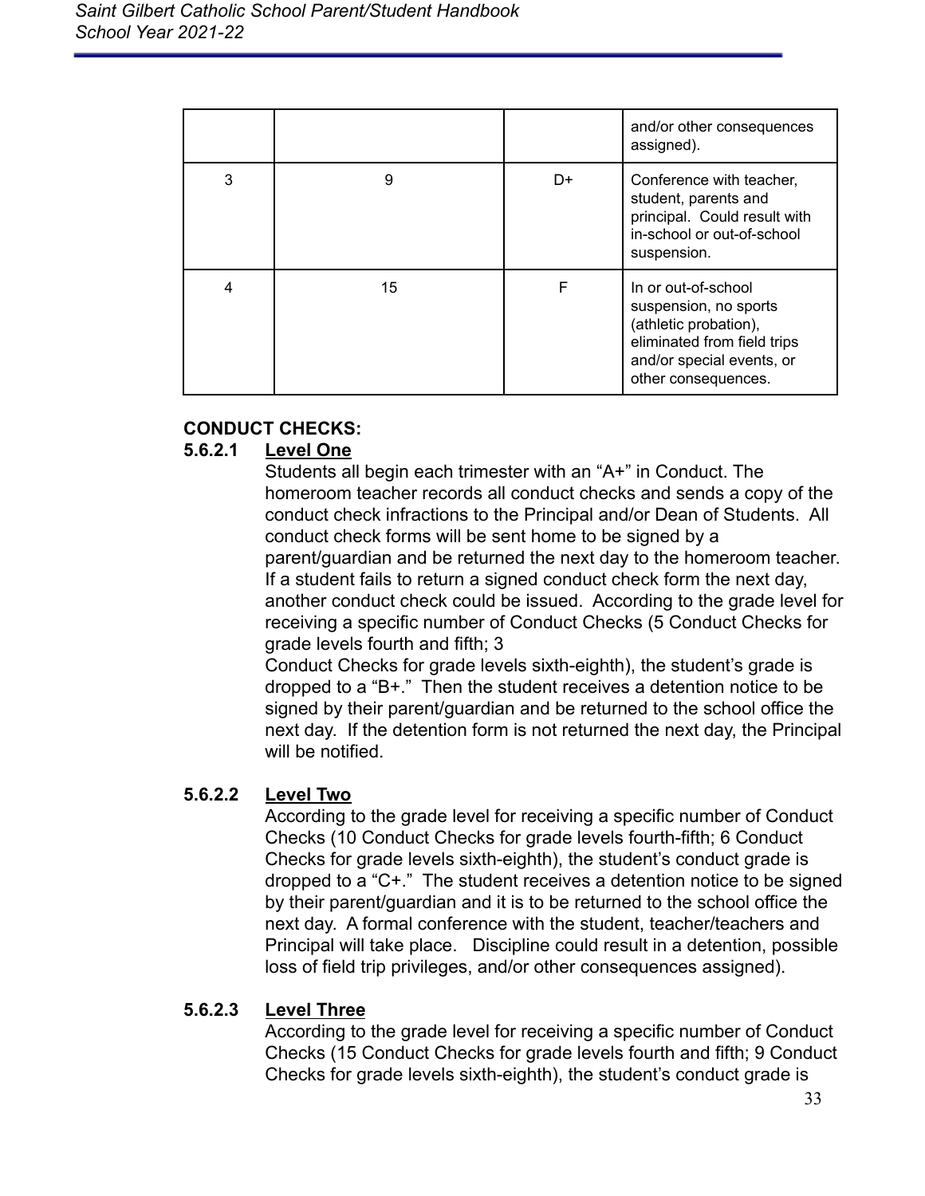|  |  |  | and/or other consequences assigned). |
|---|---|---|---|
| 3 | 9 | D+ | Conference with teacher, student, parents and principal. Could result with in-school or out-of-school suspension. |
| 4 | 15 | F | In or out-of-school suspension, no sports (athletic probation), eliminated from field trips and/or special events, or other consequences. |

**CONDUCT CHECKS:**

**5.6.2.1** **<u>Level One</u>**

Students all begin each trimester with an "A+" in Conduct. The homeroom teacher records all conduct checks and sends a copy of the conduct check infractions to the Principal and/or Dean of Students. All conduct check forms will be sent home to be signed by a parent/guardian and be returned the next day to the homeroom teacher. If a student fails to return a signed conduct check form the next day, another conduct check could be issued. According to the grade level for receiving a specific number of Conduct Checks (5 Conduct Checks for grade levels fourth and fifth; 3 Conduct Checks for grade levels sixth-eighth), the student's grade is dropped to a "B+." Then the student receives a detention notice to be signed by their parent/guardian and be returned to the school office the next day. If the detention form is not returned the next day, the Principal will be notified.

**5.6.2.2** **<u>Level Two</u>**

According to the grade level for receiving a specific number of Conduct Checks (10 Conduct Checks for grade levels fourth-fifth; 6 Conduct Checks for grade levels sixth-eighth), the student's conduct grade is dropped to a "C+." The student receives a detention notice to be signed by their parent/guardian and it is to be returned to the school office the next day. A formal conference with the student, teacher/teachers and Principal will take place. Discipline could result in a detention, possible loss of field trip privileges, and/or other consequences assigned).

**5.6.2.3** **<u>Level Three</u>**

According to the grade level for receiving a specific number of Conduct Checks (15 Conduct Checks for grade levels fourth and fifth; 9 Conduct Checks for grade levels sixth-eighth), the student's conduct grade is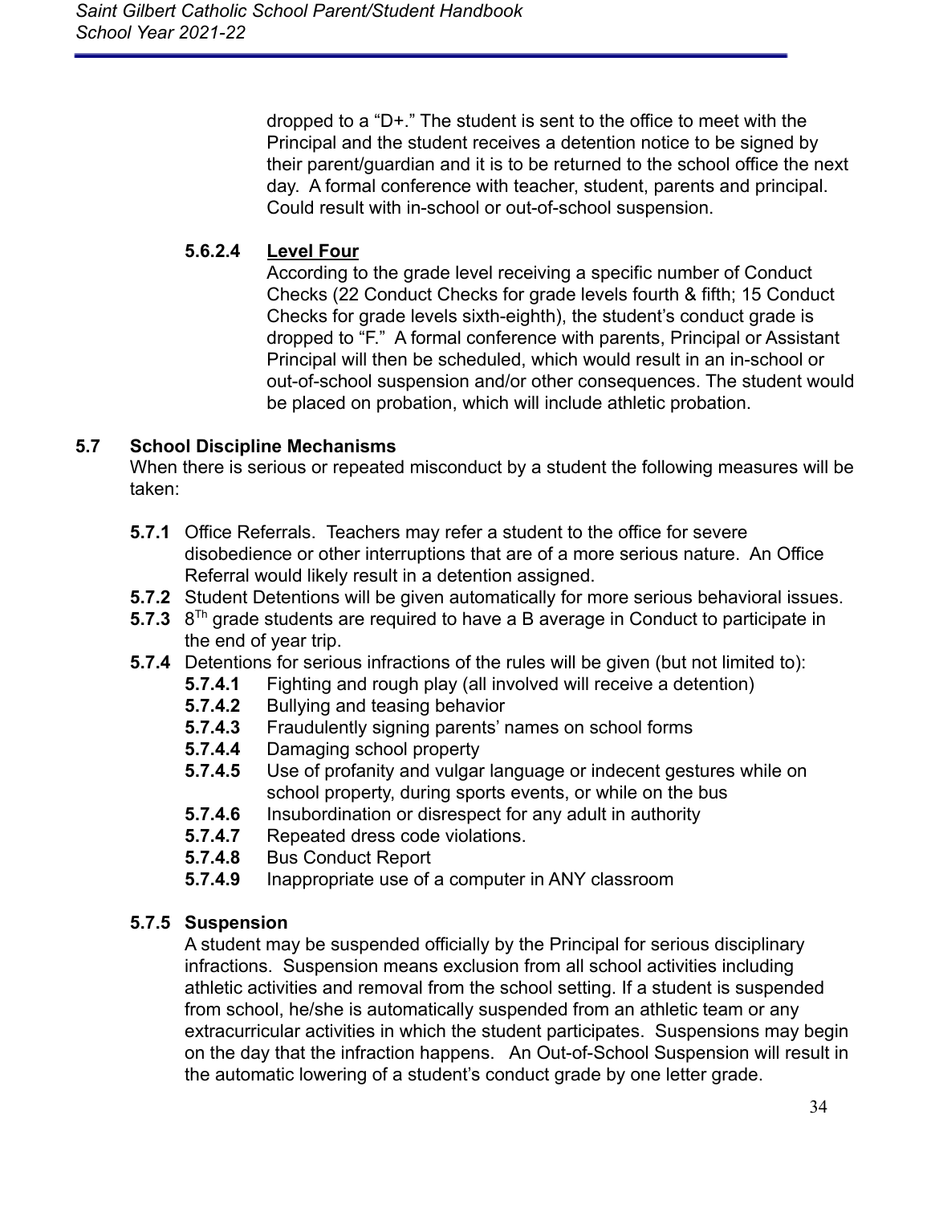dropped to a "D+." The student is sent to the office to meet with the Principal and the student receives a detention notice to be signed by their parent/guardian and it is to be returned to the school office the next day. A formal conference with teacher, student, parents and principal. Could result with in-school or out-of-school suspension.

#### 5.6.2.4 Level Four

According to the grade level receiving a specific number of Conduct Checks (22 Conduct Checks for grade levels fourth & fifth; 15 Conduct Checks for grade levels sixth-eighth), the student's conduct grade is dropped to "F." A formal conference with parents, Principal or Assistant Principal will then be scheduled, which would result in an in-school or out-of-school suspension and/or other consequences. The student would be placed on probation, which will include athletic probation.

## 5.7 School Discipline Mechanisms

When there is serious or repeated misconduct by a student the following measures will be taken:

- **5.7.1** Office Referrals. Teachers may refer a student to the office for severe disobedience or other interruptions that are of a more serious nature. An Office Referral would likely result in a detention assigned.
- **5.7.2** Student Detentions will be given automatically for more serious behavioral issues.
- **5.7.3** 8[Th] grade students are required to have a B average in Conduct to participate in the end of year trip.
- **5.7.4** Detentions for serious infractions of the rules will be given (but not limited to):
  - **5.7.4.1** Fighting and rough play (all involved will receive a detention)
  - **5.7.4.2** Bullying and teasing behavior
  - **5.7.4.3** Fraudulently signing parents' names on school forms
  - **5.7.4.4** Damaging school property
  - **5.7.4.5** Use of profanity and vulgar language or indecent gestures while on school property, during sports events, or while on the bus
  - **5.7.4.6** Insubordination or disrespect for any adult in authority
  - **5.7.4.7** Repeated dress code violations.
  - **5.7.4.8** Bus Conduct Report
  - **5.7.4.9** Inappropriate use of a computer in ANY classroom

### 5.7.5 Suspension

A student may be suspended officially by the Principal for serious disciplinary infractions. Suspension means exclusion from all school activities including athletic activities and removal from the school setting. If a student is suspended from school, he/she is automatically suspended from an athletic team or any extracurricular activities in which the student participates. Suspensions may begin on the day that the infraction happens. An Out-of-School Suspension will result in the automatic lowering of a student's conduct grade by one letter grade.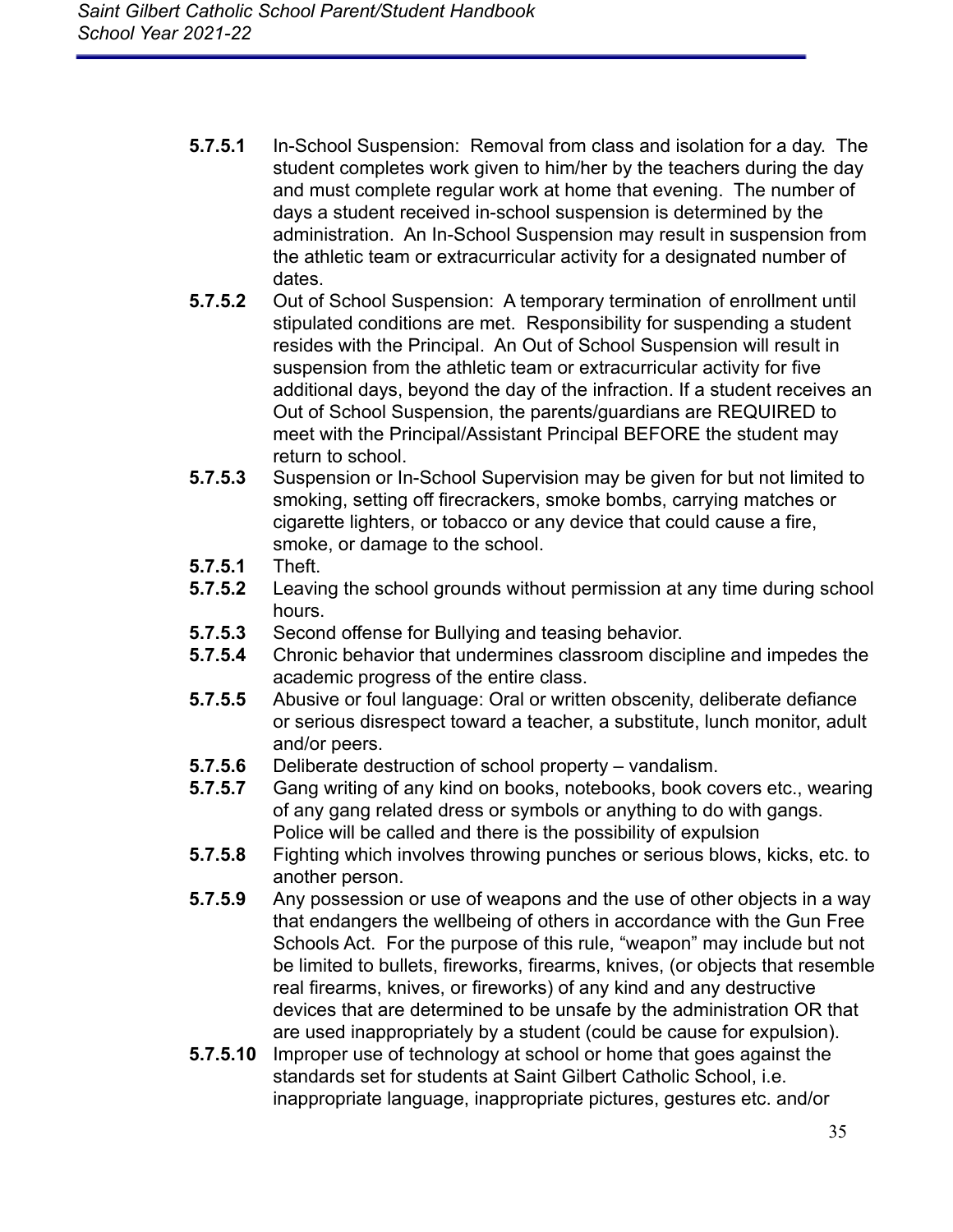**5.7.5.1** In-School Suspension: Removal from class and isolation for a day. The student completes work given to him/her by the teachers during the day and must complete regular work at home that evening. The number of days a student received in-school suspension is determined by the administration. An In-School Suspension may result in suspension from the athletic team or extracurricular activity for a designated number of dates.

**5.7.5.2** Out of School Suspension: A temporary termination of enrollment until stipulated conditions are met. Responsibility for suspending a student resides with the Principal. An Out of School Suspension will result in suspension from the athletic team or extracurricular activity for five additional days, beyond the day of the infraction. If a student receives an Out of School Suspension, the parents/guardians are REQUIRED to meet with the Principal/Assistant Principal BEFORE the student may return to school.

**5.7.5.3** Suspension or In-School Supervision may be given for but not limited to smoking, setting off firecrackers, smoke bombs, carrying matches or cigarette lighters, or tobacco or any device that could cause a fire, smoke, or damage to the school.

**5.7.5.1** Theft.

**5.7.5.2** Leaving the school grounds without permission at any time during school hours.

**5.7.5.3** Second offense for Bullying and teasing behavior.

**5.7.5.4** Chronic behavior that undermines classroom discipline and impedes the academic progress of the entire class.

**5.7.5.5** Abusive or foul language: Oral or written obscenity, deliberate defiance or serious disrespect toward a teacher, a substitute, lunch monitor, adult and/or peers.

**5.7.5.6** Deliberate destruction of school property – vandalism.

**5.7.5.7** Gang writing of any kind on books, notebooks, book covers etc., wearing of any gang related dress or symbols or anything to do with gangs. Police will be called and there is the possibility of expulsion

**5.7.5.8** Fighting which involves throwing punches or serious blows, kicks, etc. to another person.

**5.7.5.9** Any possession or use of weapons and the use of other objects in a way that endangers the wellbeing of others in accordance with the Gun Free Schools Act. For the purpose of this rule, "weapon" may include but not be limited to bullets, fireworks, firearms, knives, (or objects that resemble real firearms, knives, or fireworks) of any kind and any destructive devices that are determined to be unsafe by the administration OR that are used inappropriately by a student (could be cause for expulsion).

**5.7.5.10** Improper use of technology at school or home that goes against the standards set for students at Saint Gilbert Catholic School, i.e. inappropriate language, inappropriate pictures, gestures etc. and/or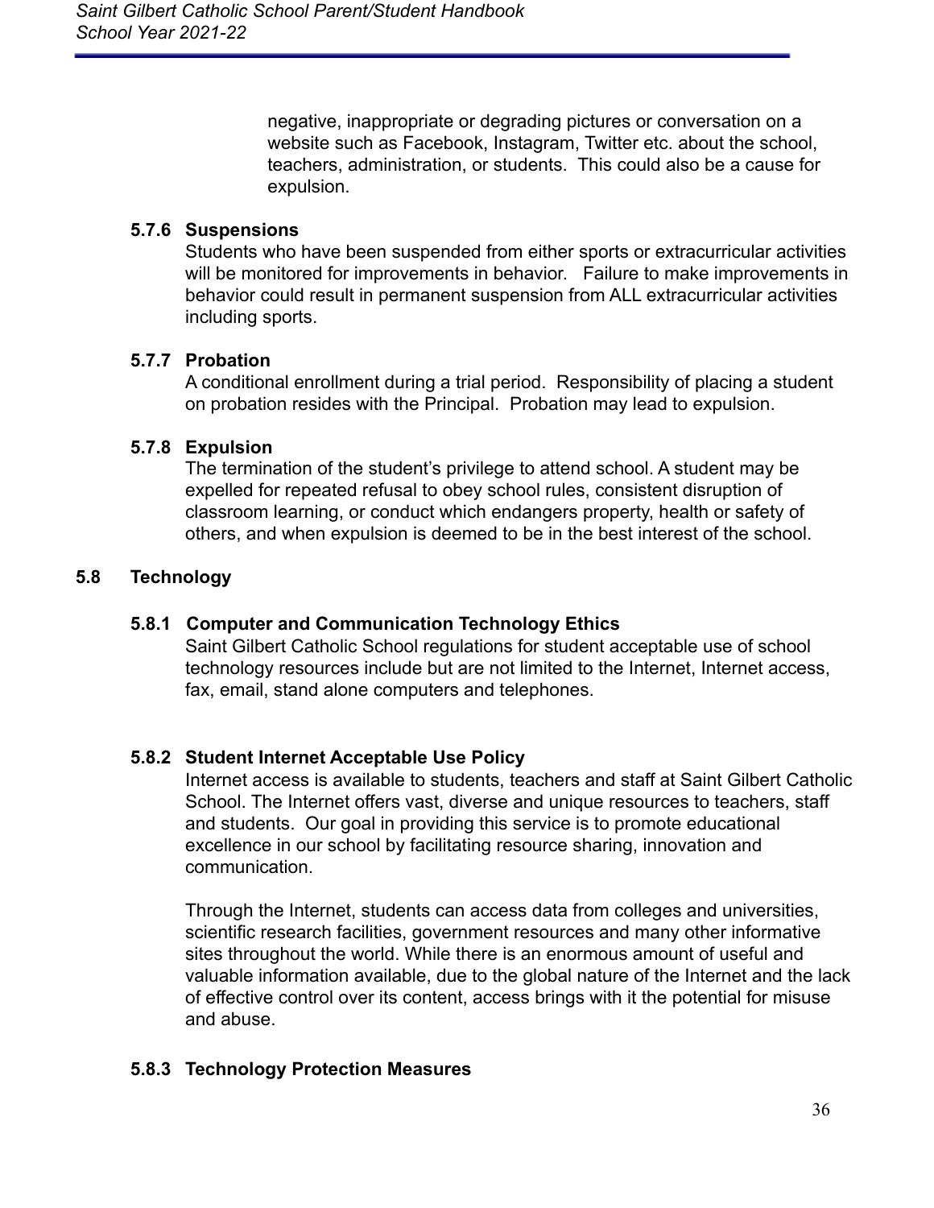negative, inappropriate or degrading pictures or conversation on a website such as Facebook, Instagram, Twitter etc. about the school, teachers, administration, or students. This could also be a cause for expulsion.

#### 5.7.6 Suspensions

Students who have been suspended from either sports or extracurricular activities will be monitored for improvements in behavior. Failure to make improvements in behavior could result in permanent suspension from ALL extracurricular activities including sports.

#### 5.7.7 Probation

A conditional enrollment during a trial period. Responsibility of placing a student on probation resides with the Principal. Probation may lead to expulsion.

#### 5.7.8 Expulsion

The termination of the student's privilege to attend school. A student may be expelled for repeated refusal to obey school rules, consistent disruption of classroom learning, or conduct which endangers property, health or safety of others, and when expulsion is deemed to be in the best interest of the school.

### 5.8 Technology

#### 5.8.1 Computer and Communication Technology Ethics

Saint Gilbert Catholic School regulations for student acceptable use of school technology resources include but are not limited to the Internet, Internet access, fax, email, stand alone computers and telephones.

#### 5.8.2 Student Internet Acceptable Use Policy

Internet access is available to students, teachers and staff at Saint Gilbert Catholic School. The Internet offers vast, diverse and unique resources to teachers, staff and students. Our goal in providing this service is to promote educational excellence in our school by facilitating resource sharing, innovation and communication.

Through the Internet, students can access data from colleges and universities, scientific research facilities, government resources and many other informative sites throughout the world. While there is an enormous amount of useful and valuable information available, due to the global nature of the Internet and the lack of effective control over its content, access brings with it the potential for misuse and abuse.

#### 5.8.3 Technology Protection Measures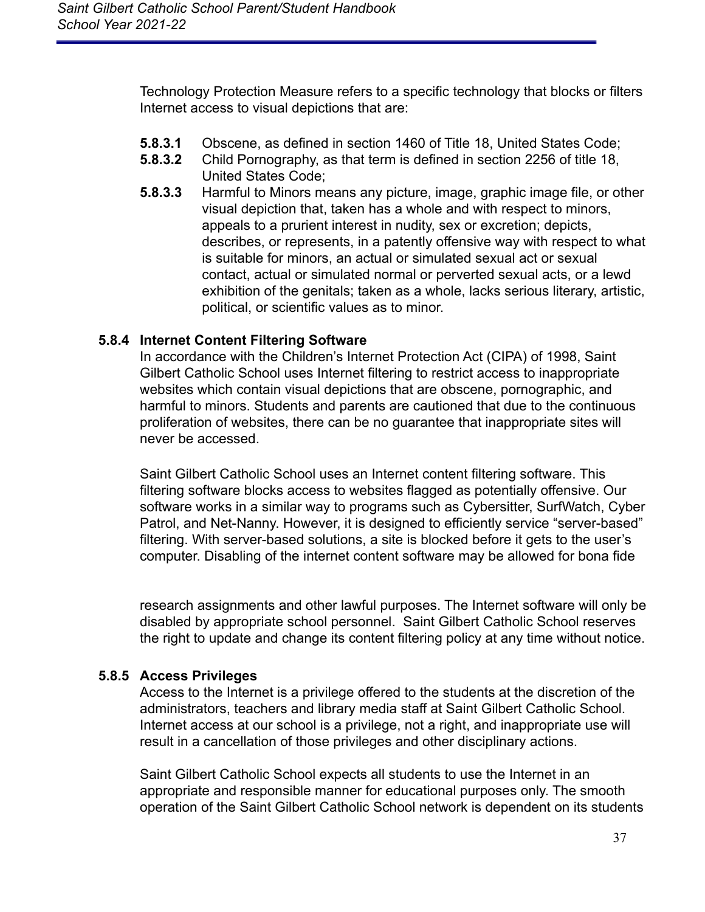Technology Protection Measure refers to a specific technology that blocks or filters Internet access to visual depictions that are:

**5.8.3.1** Obscene, as defined in section 1460 of Title 18, United States Code;

**5.8.3.2** Child Pornography, as that term is defined in section 2256 of title 18, United States Code;

**5.8.3.3** Harmful to Minors means any picture, image, graphic image file, or other visual depiction that, taken has a whole and with respect to minors, appeals to a prurient interest in nudity, sex or excretion; depicts, describes, or represents, in a patently offensive way with respect to what is suitable for minors, an actual or simulated sexual act or sexual contact, actual or simulated normal or perverted sexual acts, or a lewd exhibition of the genitals; taken as a whole, lacks serious literary, artistic, political, or scientific values as to minor.

### 5.8.4 Internet Content Filtering Software

In accordance with the Children's Internet Protection Act (CIPA) of 1998, Saint Gilbert Catholic School uses Internet filtering to restrict access to inappropriate websites which contain visual depictions that are obscene, pornographic, and harmful to minors. Students and parents are cautioned that due to the continuous proliferation of websites, there can be no guarantee that inappropriate sites will never be accessed.

Saint Gilbert Catholic School uses an Internet content filtering software. This filtering software blocks access to websites flagged as potentially offensive. Our software works in a similar way to programs such as Cybersitter, SurfWatch, Cyber Patrol, and Net-Nanny. However, it is designed to efficiently service "server-based" filtering. With server-based solutions, a site is blocked before it gets to the user's computer. Disabling of the internet content software may be allowed for bona fide research assignments and other lawful purposes. The Internet software will only be disabled by appropriate school personnel. Saint Gilbert Catholic School reserves the right to update and change its content filtering policy at any time without notice.

### 5.8.5 Access Privileges

Access to the Internet is a privilege offered to the students at the discretion of the administrators, teachers and library media staff at Saint Gilbert Catholic School. Internet access at our school is a privilege, not a right, and inappropriate use will result in a cancellation of those privileges and other disciplinary actions.

Saint Gilbert Catholic School expects all students to use the Internet in an appropriate and responsible manner for educational purposes only. The smooth operation of the Saint Gilbert Catholic School network is dependent on its students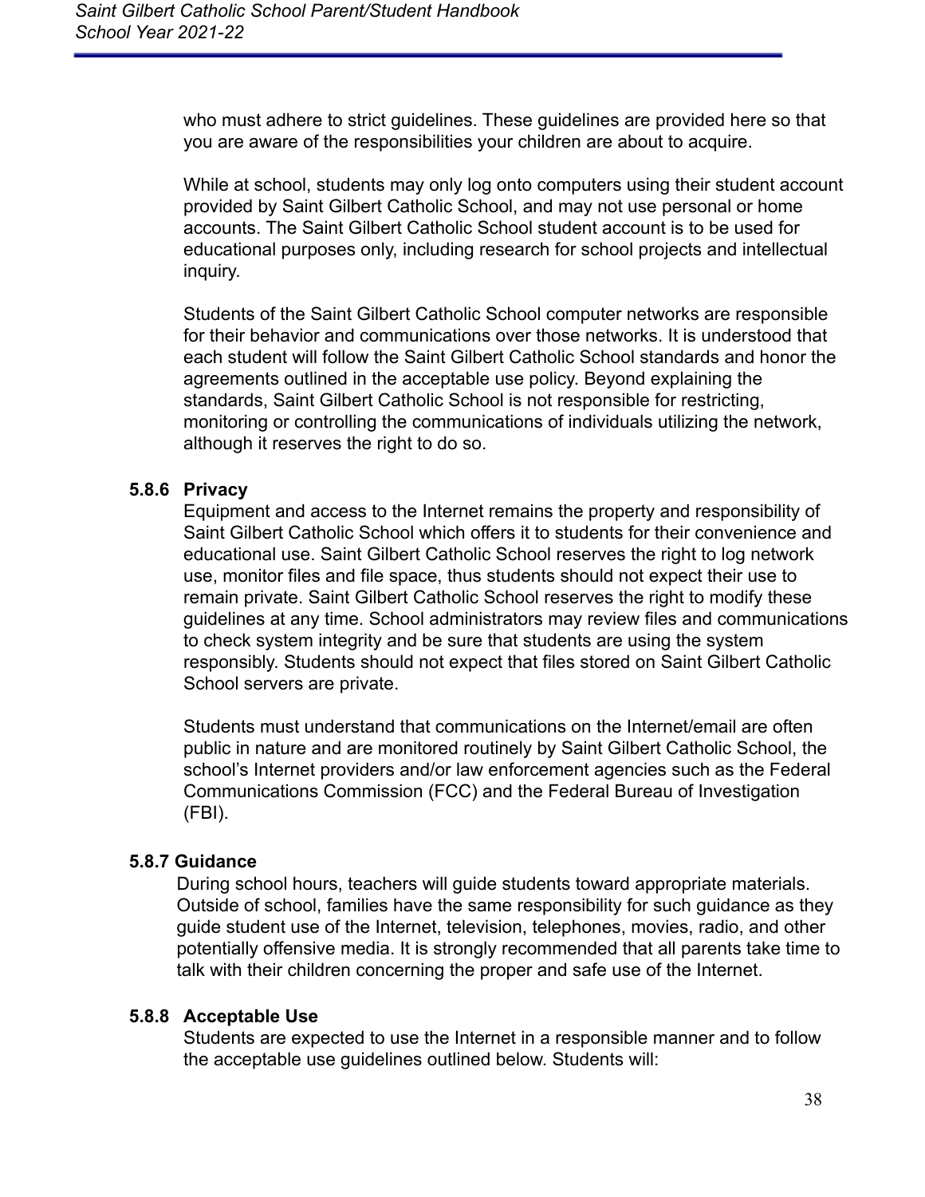who must adhere to strict guidelines. These guidelines are provided here so that you are aware of the responsibilities your children are about to acquire.

While at school, students may only log onto computers using their student account provided by Saint Gilbert Catholic School, and may not use personal or home accounts. The Saint Gilbert Catholic School student account is to be used for educational purposes only, including research for school projects and intellectual inquiry.

Students of the Saint Gilbert Catholic School computer networks are responsible for their behavior and communications over those networks. It is understood that each student will follow the Saint Gilbert Catholic School standards and honor the agreements outlined in the acceptable use policy. Beyond explaining the standards, Saint Gilbert Catholic School is not responsible for restricting, monitoring or controlling the communications of individuals utilizing the network, although it reserves the right to do so.

### 5.8.6 Privacy

Equipment and access to the Internet remains the property and responsibility of Saint Gilbert Catholic School which offers it to students for their convenience and educational use. Saint Gilbert Catholic School reserves the right to log network use, monitor files and file space, thus students should not expect their use to remain private. Saint Gilbert Catholic School reserves the right to modify these guidelines at any time. School administrators may review files and communications to check system integrity and be sure that students are using the system responsibly. Students should not expect that files stored on Saint Gilbert Catholic School servers are private.

Students must understand that communications on the Internet/email are often public in nature and are monitored routinely by Saint Gilbert Catholic School, the school's Internet providers and/or law enforcement agencies such as the Federal Communications Commission (FCC) and the Federal Bureau of Investigation (FBI).

### 5.8.7 Guidance

During school hours, teachers will guide students toward appropriate materials. Outside of school, families have the same responsibility for such guidance as they guide student use of the Internet, television, telephones, movies, radio, and other potentially offensive media. It is strongly recommended that all parents take time to talk with their children concerning the proper and safe use of the Internet.

### 5.8.8 Acceptable Use

Students are expected to use the Internet in a responsible manner and to follow the acceptable use guidelines outlined below. Students will: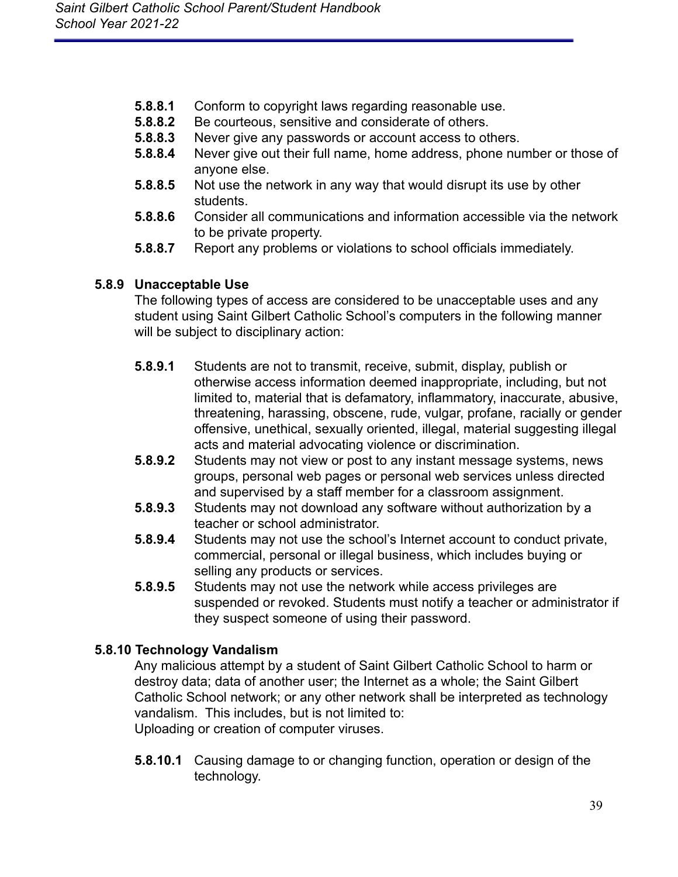- **5.8.8.1** Conform to copyright laws regarding reasonable use.
- **5.8.8.2** Be courteous, sensitive and considerate of others.
- **5.8.8.3** Never give any passwords or account access to others.
- **5.8.8.4** Never give out their full name, home address, phone number or those of anyone else.
- **5.8.8.5** Not use the network in any way that would disrupt its use by other students.
- **5.8.8.6** Consider all communications and information accessible via the network to be private property.
- **5.8.8.7** Report any problems or violations to school officials immediately.

### 5.8.9 Unacceptable Use

The following types of access are considered to be unacceptable uses and any student using Saint Gilbert Catholic School's computers in the following manner will be subject to disciplinary action:

- **5.8.9.1** Students are not to transmit, receive, submit, display, publish or otherwise access information deemed inappropriate, including, but not limited to, material that is defamatory, inflammatory, inaccurate, abusive, threatening, harassing, obscene, rude, vulgar, profane, racially or gender offensive, unethical, sexually oriented, illegal, material suggesting illegal acts and material advocating violence or discrimination.
- **5.8.9.2** Students may not view or post to any instant message systems, news groups, personal web pages or personal web services unless directed and supervised by a staff member for a classroom assignment.
- **5.8.9.3** Students may not download any software without authorization by a teacher or school administrator.
- **5.8.9.4** Students may not use the school's Internet account to conduct private, commercial, personal or illegal business, which includes buying or selling any products or services.
- **5.8.9.5** Students may not use the network while access privileges are suspended or revoked. Students must notify a teacher or administrator if they suspect someone of using their password.

### 5.8.10 Technology Vandalism

Any malicious attempt by a student of Saint Gilbert Catholic School to harm or destroy data; data of another user; the Internet as a whole; the Saint Gilbert Catholic School network; or any other network shall be interpreted as technology vandalism. This includes, but is not limited to:
Uploading or creation of computer viruses.

- **5.8.10.1** Causing damage to or changing function, operation or design of the technology.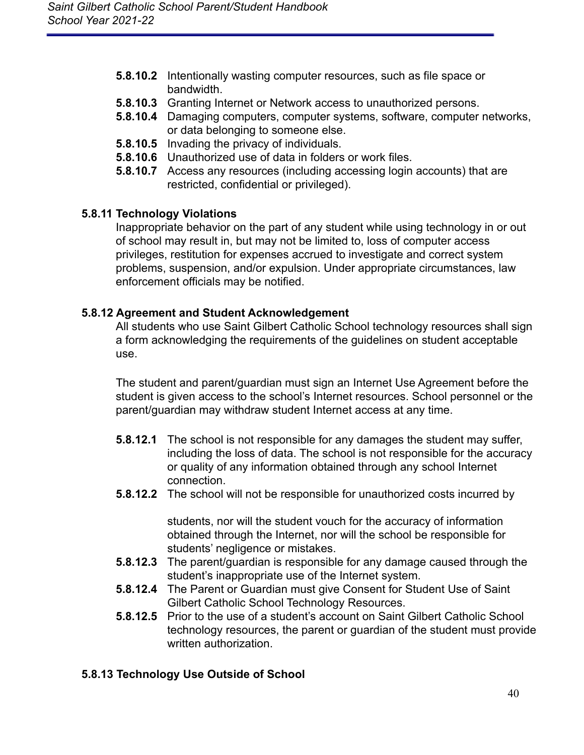- **5.8.10.2** Intentionally wasting computer resources, such as file space or bandwidth.
- **5.8.10.3** Granting Internet or Network access to unauthorized persons.
- **5.8.10.4** Damaging computers, computer systems, software, computer networks, or data belonging to someone else.
- **5.8.10.5** Invading the privacy of individuals.
- **5.8.10.6** Unauthorized use of data in folders or work files.
- **5.8.10.7** Access any resources (including accessing login accounts) that are restricted, confidential or privileged).

### 5.8.11 Technology Violations

Inappropriate behavior on the part of any student while using technology in or out of school may result in, but may not be limited to, loss of computer access privileges, restitution for expenses accrued to investigate and correct system problems, suspension, and/or expulsion. Under appropriate circumstances, law enforcement officials may be notified.

### 5.8.12 Agreement and Student Acknowledgement

All students who use Saint Gilbert Catholic School technology resources shall sign a form acknowledging the requirements of the guidelines on student acceptable use.

The student and parent/guardian must sign an Internet Use Agreement before the student is given access to the school's Internet resources. School personnel or the parent/guardian may withdraw student Internet access at any time.

- **5.8.12.1** The school is not responsible for any damages the student may suffer, including the loss of data. The school is not responsible for the accuracy or quality of any information obtained through any school Internet connection.
- **5.8.12.2** The school will not be responsible for unauthorized costs incurred by students, nor will the student vouch for the accuracy of information obtained through the Internet, nor will the school be responsible for students' negligence or mistakes.
- **5.8.12.3** The parent/guardian is responsible for any damage caused through the student's inappropriate use of the Internet system.
- **5.8.12.4** The Parent or Guardian must give Consent for Student Use of Saint Gilbert Catholic School Technology Resources.
- **5.8.12.5** Prior to the use of a student's account on Saint Gilbert Catholic School technology resources, the parent or guardian of the student must provide written authorization.

### 5.8.13 Technology Use Outside of School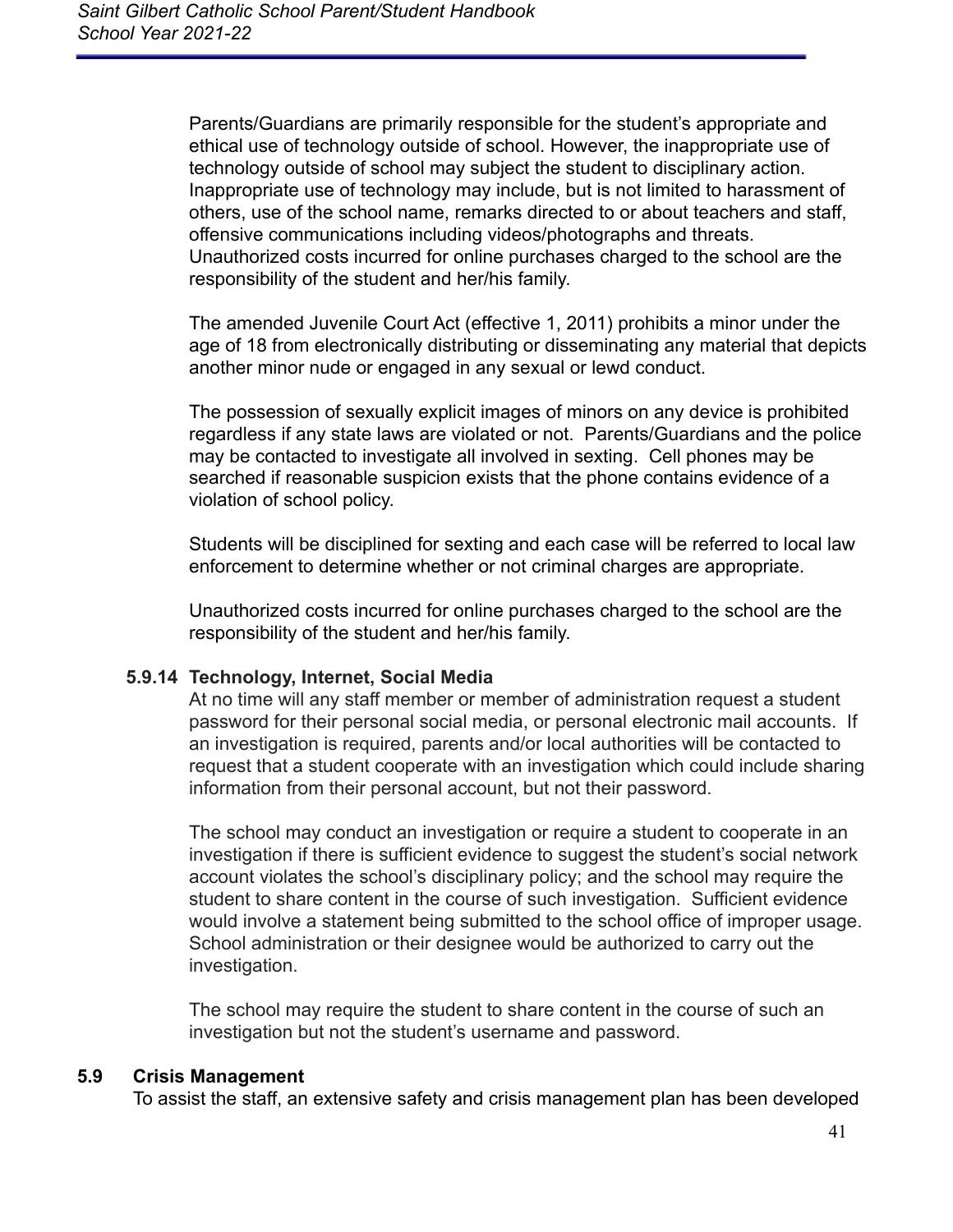Parents/Guardians are primarily responsible for the student's appropriate and ethical use of technology outside of school. However, the inappropriate use of technology outside of school may subject the student to disciplinary action. Inappropriate use of technology may include, but is not limited to harassment of others, use of the school name, remarks directed to or about teachers and staff, offensive communications including videos/photographs and threats. Unauthorized costs incurred for online purchases charged to the school are the responsibility of the student and her/his family.

The amended Juvenile Court Act (effective 1, 2011) prohibits a minor under the age of 18 from electronically distributing or disseminating any material that depicts another minor nude or engaged in any sexual or lewd conduct.

The possession of sexually explicit images of minors on any device is prohibited regardless if any state laws are violated or not. Parents/Guardians and the police may be contacted to investigate all involved in sexting. Cell phones may be searched if reasonable suspicion exists that the phone contains evidence of a violation of school policy.

Students will be disciplined for sexting and each case will be referred to local law enforcement to determine whether or not criminal charges are appropriate.

Unauthorized costs incurred for online purchases charged to the school are the responsibility of the student and her/his family.

### 5.9.14 Technology, Internet, Social Media

At no time will any staff member or member of administration request a student password for their personal social media, or personal electronic mail accounts. If an investigation is required, parents and/or local authorities will be contacted to request that a student cooperate with an investigation which could include sharing information from their personal account, but not their password.

The school may conduct an investigation or require a student to cooperate in an investigation if there is sufficient evidence to suggest the student's social network account violates the school's disciplinary policy; and the school may require the student to share content in the course of such investigation. Sufficient evidence would involve a statement being submitted to the school office of improper usage. School administration or their designee would be authorized to carry out the investigation.

The school may require the student to share content in the course of such an investigation but not the student's username and password.

## 5.9 Crisis Management

To assist the staff, an extensive safety and crisis management plan has been developed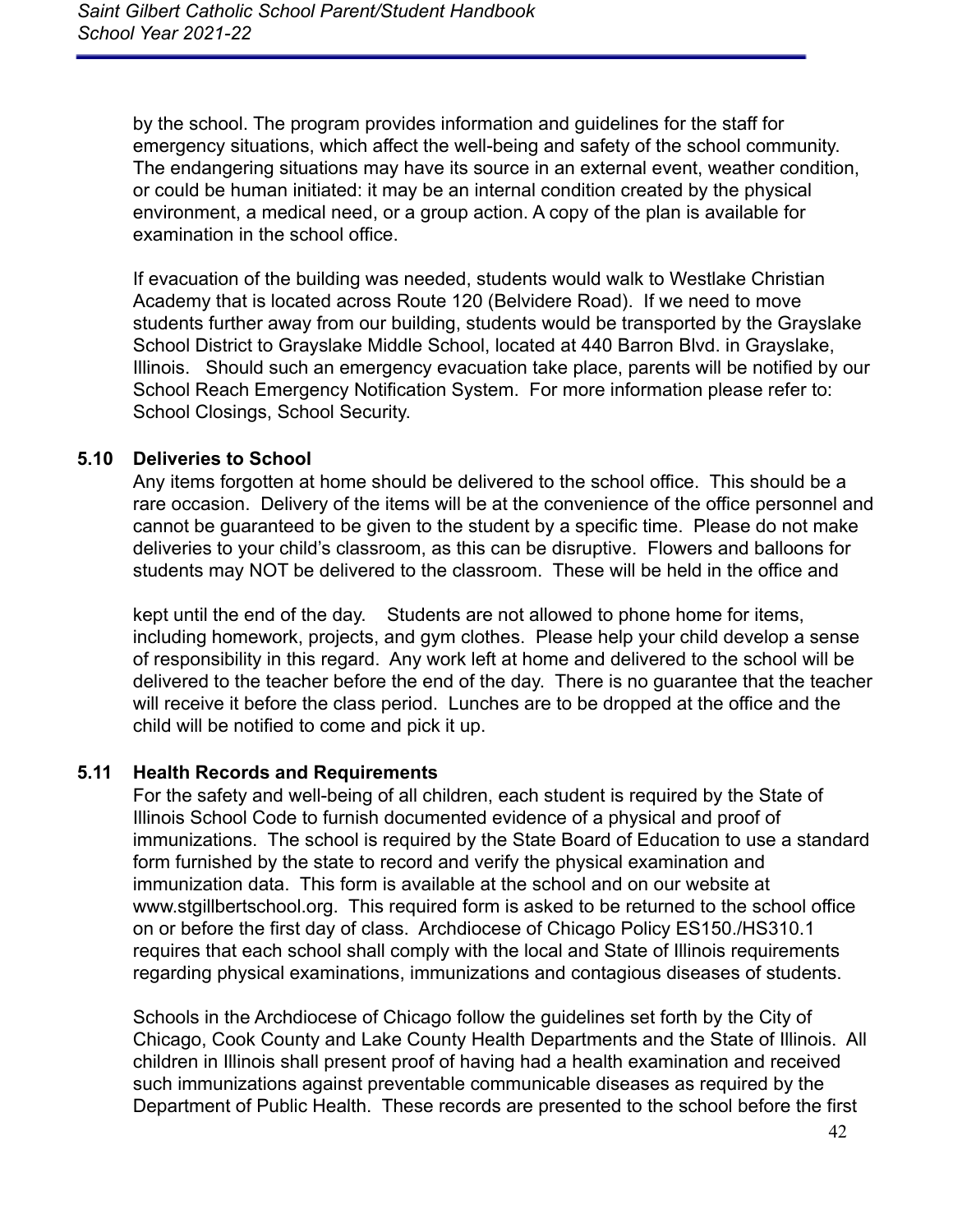by the school. The program provides information and guidelines for the staff for emergency situations, which affect the well-being and safety of the school community. The endangering situations may have its source in an external event, weather condition, or could be human initiated: it may be an internal condition created by the physical environment, a medical need, or a group action. A copy of the plan is available for examination in the school office.

If evacuation of the building was needed, students would walk to Westlake Christian Academy that is located across Route 120 (Belvidere Road). If we need to move students further away from our building, students would be transported by the Grayslake School District to Grayslake Middle School, located at 440 Barron Blvd. in Grayslake, Illinois. Should such an emergency evacuation take place, parents will be notified by our School Reach Emergency Notification System. For more information please refer to: School Closings, School Security.

### 5.10 Deliveries to School

Any items forgotten at home should be delivered to the school office. This should be a rare occasion. Delivery of the items will be at the convenience of the office personnel and cannot be guaranteed to be given to the student by a specific time. Please do not make deliveries to your child's classroom, as this can be disruptive. Flowers and balloons for students may NOT be delivered to the classroom. These will be held in the office and kept until the end of the day. Students are not allowed to phone home for items, including homework, projects, and gym clothes. Please help your child develop a sense of responsibility in this regard. Any work left at home and delivered to the school will be delivered to the teacher before the end of the day. There is no guarantee that the teacher will receive it before the class period. Lunches are to be dropped at the office and the child will be notified to come and pick it up.

### 5.11 Health Records and Requirements

For the safety and well-being of all children, each student is required by the State of Illinois School Code to furnish documented evidence of a physical and proof of immunizations. The school is required by the State Board of Education to use a standard form furnished by the state to record and verify the physical examination and immunization data. This form is available at the school and on our website at www.stgillbertschool.org. This required form is asked to be returned to the school office on or before the first day of class. Archdiocese of Chicago Policy ES150./HS310.1 requires that each school shall comply with the local and State of Illinois requirements regarding physical examinations, immunizations and contagious diseases of students.

Schools in the Archdiocese of Chicago follow the guidelines set forth by the City of Chicago, Cook County and Lake County Health Departments and the State of Illinois. All children in Illinois shall present proof of having had a health examination and received such immunizations against preventable communicable diseases as required by the Department of Public Health. These records are presented to the school before the first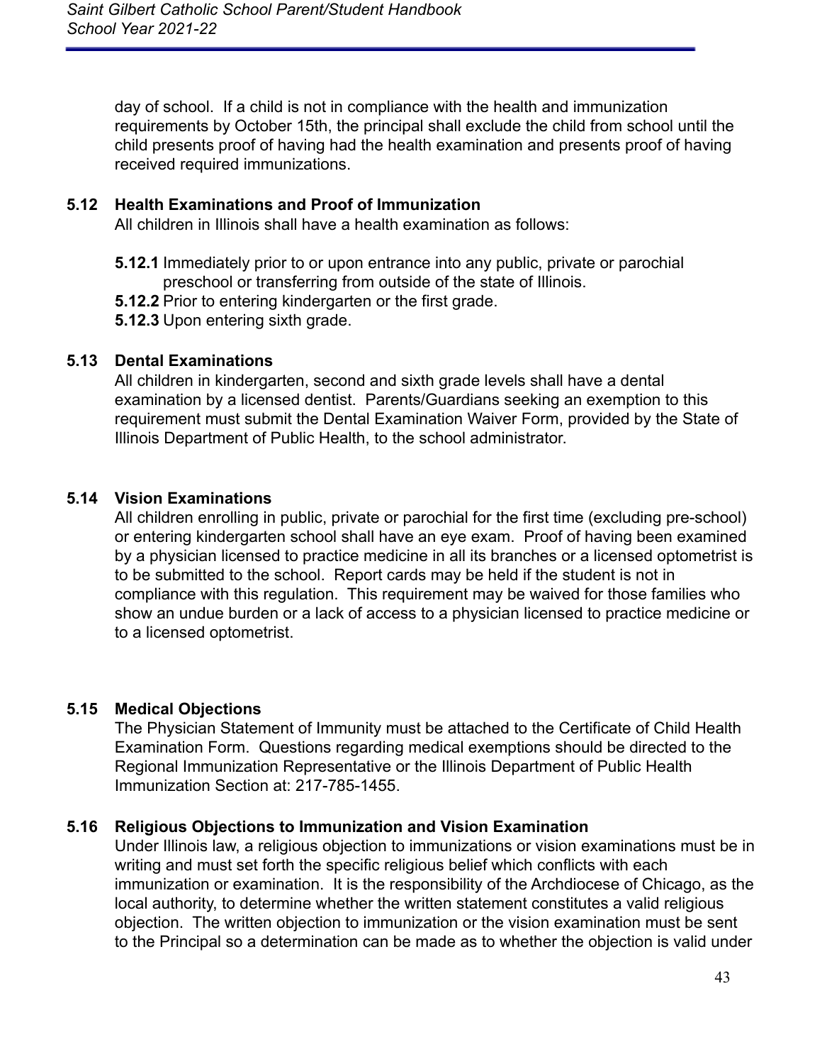day of school. If a child is not in compliance with the health and immunization requirements by October 15th, the principal shall exclude the child from school until the child presents proof of having had the health examination and presents proof of having received required immunizations.

### 5.12 Health Examinations and Proof of Immunization

All children in Illinois shall have a health examination as follows:

**5.12.1** Immediately prior to or upon entrance into any public, private or parochial preschool or transferring from outside of the state of Illinois.

**5.12.2** Prior to entering kindergarten or the first grade.

**5.12.3** Upon entering sixth grade.

### 5.13 Dental Examinations

All children in kindergarten, second and sixth grade levels shall have a dental examination by a licensed dentist. Parents/Guardians seeking an exemption to this requirement must submit the Dental Examination Waiver Form, provided by the State of Illinois Department of Public Health, to the school administrator.

### 5.14 Vision Examinations

All children enrolling in public, private or parochial for the first time (excluding pre-school) or entering kindergarten school shall have an eye exam. Proof of having been examined by a physician licensed to practice medicine in all its branches or a licensed optometrist is to be submitted to the school. Report cards may be held if the student is not in compliance with this regulation. This requirement may be waived for those families who show an undue burden or a lack of access to a physician licensed to practice medicine or to a licensed optometrist.

### 5.15 Medical Objections

The Physician Statement of Immunity must be attached to the Certificate of Child Health Examination Form. Questions regarding medical exemptions should be directed to the Regional Immunization Representative or the Illinois Department of Public Health Immunization Section at: 217-785-1455.

### 5.16 Religious Objections to Immunization and Vision Examination

Under Illinois law, a religious objection to immunizations or vision examinations must be in writing and must set forth the specific religious belief which conflicts with each immunization or examination. It is the responsibility of the Archdiocese of Chicago, as the local authority, to determine whether the written statement constitutes a valid religious objection. The written objection to immunization or the vision examination must be sent to the Principal so a determination can be made as to whether the objection is valid under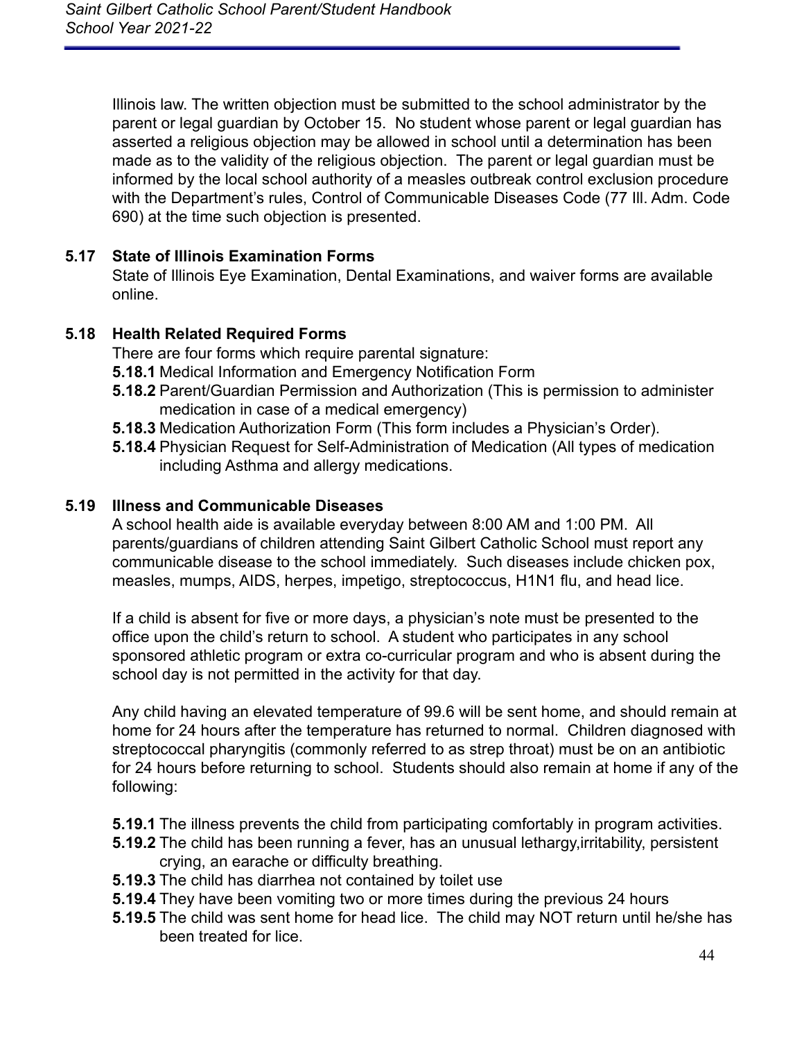Illinois law. The written objection must be submitted to the school administrator by the parent or legal guardian by October 15. No student whose parent or legal guardian has asserted a religious objection may be allowed in school until a determination has been made as to the validity of the religious objection. The parent or legal guardian must be informed by the local school authority of a measles outbreak control exclusion procedure with the Department's rules, Control of Communicable Diseases Code (77 Ill. Adm. Code 690) at the time such objection is presented.

### 5.17 State of Illinois Examination Forms

State of Illinois Eye Examination, Dental Examinations, and waiver forms are available online.

### 5.18 Health Related Required Forms

There are four forms which require parental signature:

**5.18.1** Medical Information and Emergency Notification Form

**5.18.2** Parent/Guardian Permission and Authorization (This is permission to administer medication in case of a medical emergency)

**5.18.3** Medication Authorization Form (This form includes a Physician's Order).

**5.18.4** Physician Request for Self-Administration of Medication (All types of medication including Asthma and allergy medications.

### 5.19 Illness and Communicable Diseases

A school health aide is available everyday between 8:00 AM and 1:00 PM. All parents/guardians of children attending Saint Gilbert Catholic School must report any communicable disease to the school immediately. Such diseases include chicken pox, measles, mumps, AIDS, herpes, impetigo, streptococcus, H1N1 flu, and head lice.

If a child is absent for five or more days, a physician's note must be presented to the office upon the child's return to school. A student who participates in any school sponsored athletic program or extra co-curricular program and who is absent during the school day is not permitted in the activity for that day.

Any child having an elevated temperature of 99.6 will be sent home, and should remain at home for 24 hours after the temperature has returned to normal. Children diagnosed with streptococcal pharyngitis (commonly referred to as strep throat) must be on an antibiotic for 24 hours before returning to school. Students should also remain at home if any of the following:

**5.19.1** The illness prevents the child from participating comfortably in program activities.

**5.19.2** The child has been running a fever, has an unusual lethargy,irritability, persistent crying, an earache or difficulty breathing.

**5.19.3** The child has diarrhea not contained by toilet use

**5.19.4** They have been vomiting two or more times during the previous 24 hours

**5.19.5** The child was sent home for head lice. The child may NOT return until he/she has been treated for lice.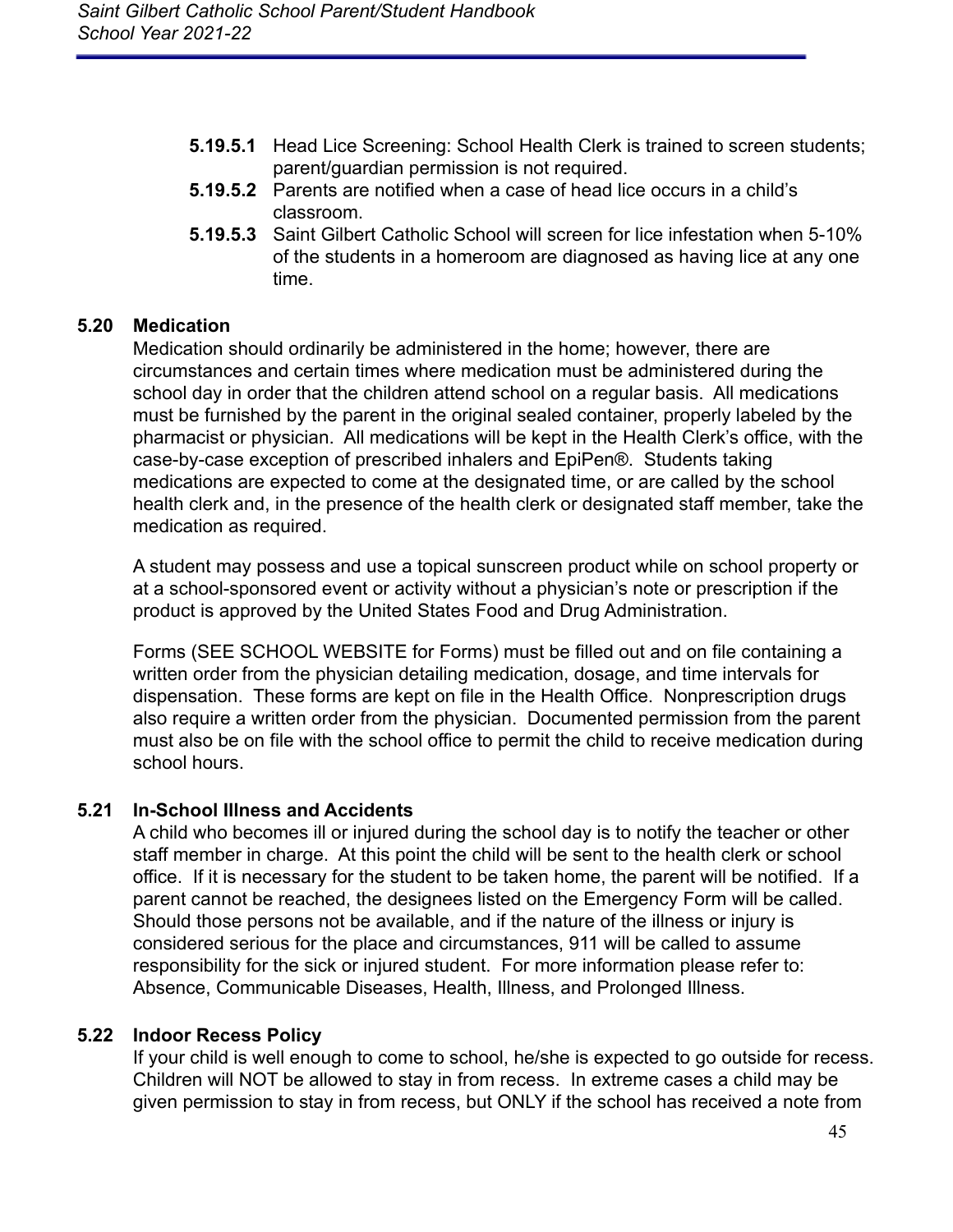- **5.19.5.1** Head Lice Screening: School Health Clerk is trained to screen students; parent/guardian permission is not required.
- **5.19.5.2** Parents are notified when a case of head lice occurs in a child's classroom.
- **5.19.5.3** Saint Gilbert Catholic School will screen for lice infestation when 5-10% of the students in a homeroom are diagnosed as having lice at any one time.

### 5.20 Medication

Medication should ordinarily be administered in the home; however, there are circumstances and certain times where medication must be administered during the school day in order that the children attend school on a regular basis. All medications must be furnished by the parent in the original sealed container, properly labeled by the pharmacist or physician. All medications will be kept in the Health Clerk's office, with the case-by-case exception of prescribed inhalers and EpiPen®. Students taking medications are expected to come at the designated time, or are called by the school health clerk and, in the presence of the health clerk or designated staff member, take the medication as required.

A student may possess and use a topical sunscreen product while on school property or at a school-sponsored event or activity without a physician's note or prescription if the product is approved by the United States Food and Drug Administration.

Forms (SEE SCHOOL WEBSITE for Forms) must be filled out and on file containing a written order from the physician detailing medication, dosage, and time intervals for dispensation. These forms are kept on file in the Health Office. Nonprescription drugs also require a written order from the physician. Documented permission from the parent must also be on file with the school office to permit the child to receive medication during school hours.

### 5.21 In-School Illness and Accidents

A child who becomes ill or injured during the school day is to notify the teacher or other staff member in charge. At this point the child will be sent to the health clerk or school office. If it is necessary for the student to be taken home, the parent will be notified. If a parent cannot be reached, the designees listed on the Emergency Form will be called. Should those persons not be available, and if the nature of the illness or injury is considered serious for the place and circumstances, 911 will be called to assume responsibility for the sick or injured student. For more information please refer to: Absence, Communicable Diseases, Health, Illness, and Prolonged Illness.

### 5.22 Indoor Recess Policy

If your child is well enough to come to school, he/she is expected to go outside for recess. Children will NOT be allowed to stay in from recess. In extreme cases a child may be given permission to stay in from recess, but ONLY if the school has received a note from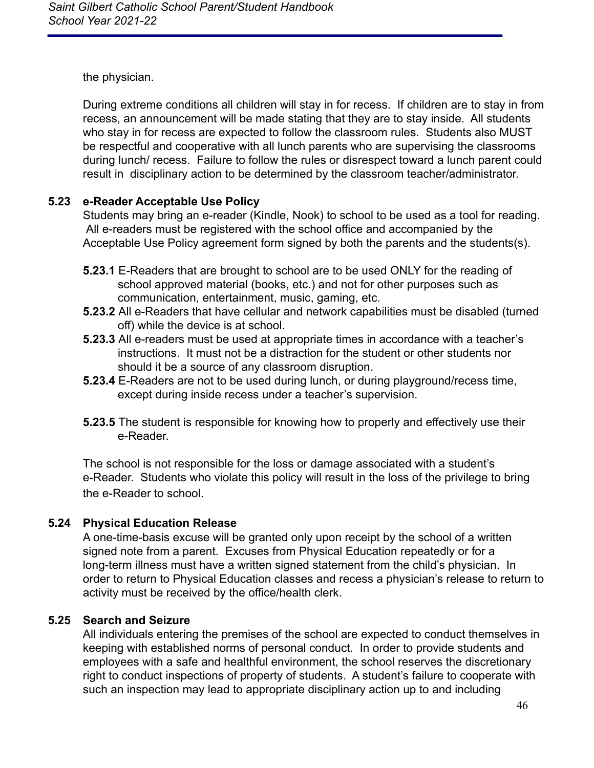the physician.

During extreme conditions all children will stay in for recess. If children are to stay in from recess, an announcement will be made stating that they are to stay inside. All students who stay in for recess are expected to follow the classroom rules. Students also MUST be respectful and cooperative with all lunch parents who are supervising the classrooms during lunch/ recess. Failure to follow the rules or disrespect toward a lunch parent could result in disciplinary action to be determined by the classroom teacher/administrator.

### 5.23 e-Reader Acceptable Use Policy

Students may bring an e-reader (Kindle, Nook) to school to be used as a tool for reading. All e-readers must be registered with the school office and accompanied by the Acceptable Use Policy agreement form signed by both the parents and the students(s).

**5.23.1** E-Readers that are brought to school are to be used ONLY for the reading of school approved material (books, etc.) and not for other purposes such as communication, entertainment, music, gaming, etc.

**5.23.2** All e-Readers that have cellular and network capabilities must be disabled (turned off) while the device is at school.

**5.23.3** All e-readers must be used at appropriate times in accordance with a teacher's instructions. It must not be a distraction for the student or other students nor should it be a source of any classroom disruption.

**5.23.4** E-Readers are not to be used during lunch, or during playground/recess time, except during inside recess under a teacher's supervision.

**5.23.5** The student is responsible for knowing how to properly and effectively use their e-Reader.

The school is not responsible for the loss or damage associated with a student's e-Reader. Students who violate this policy will result in the loss of the privilege to bring the e-Reader to school.

### 5.24 Physical Education Release

A one-time-basis excuse will be granted only upon receipt by the school of a written signed note from a parent. Excuses from Physical Education repeatedly or for a long-term illness must have a written signed statement from the child's physician. In order to return to Physical Education classes and recess a physician's release to return to activity must be received by the office/health clerk.

### 5.25 Search and Seizure

All individuals entering the premises of the school are expected to conduct themselves in keeping with established norms of personal conduct. In order to provide students and employees with a safe and healthful environment, the school reserves the discretionary right to conduct inspections of property of students. A student's failure to cooperate with such an inspection may lead to appropriate disciplinary action up to and including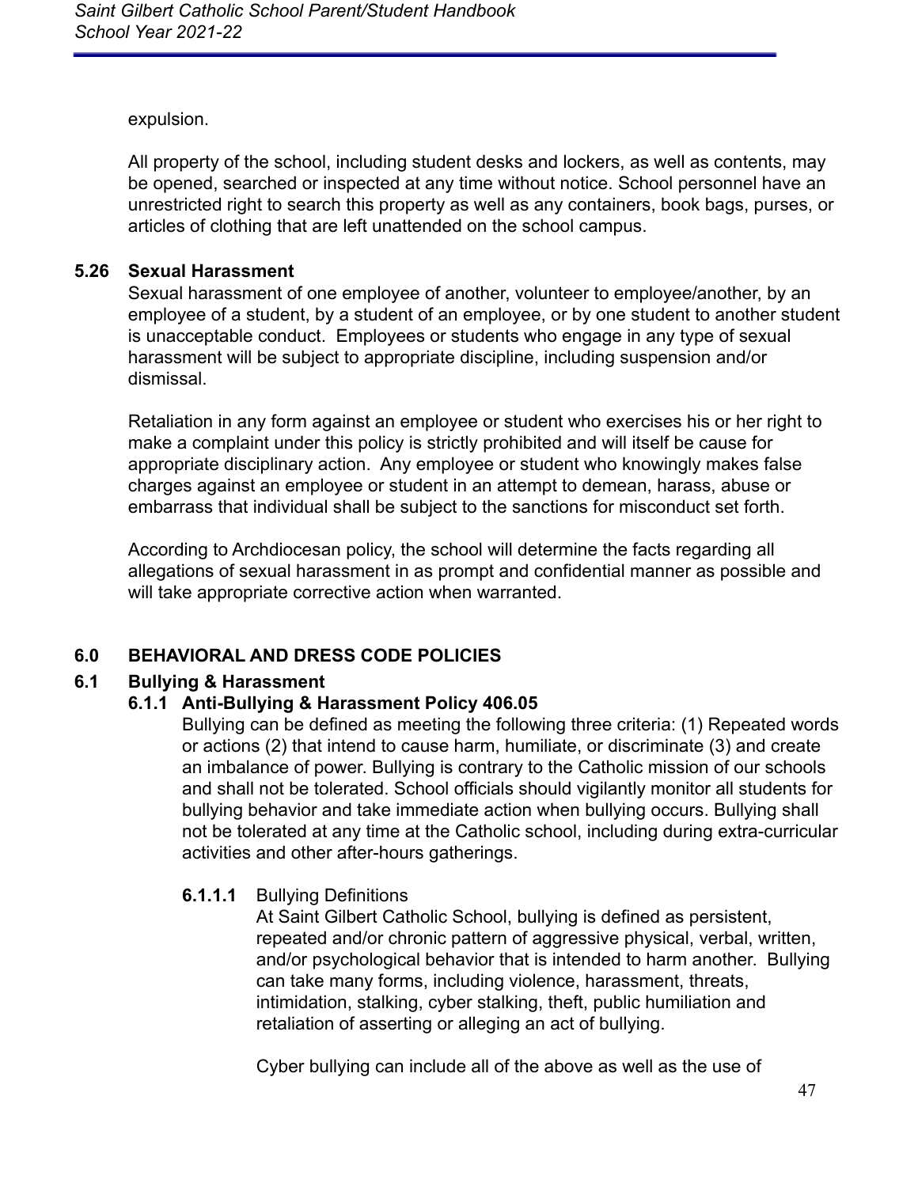expulsion.

All property of the school, including student desks and lockers, as well as contents, may be opened, searched or inspected at any time without notice. School personnel have an unrestricted right to search this property as well as any containers, book bags, purses, or articles of clothing that are left unattended on the school campus.

### 5.26 Sexual Harassment

Sexual harassment of one employee of another, volunteer to employee/another, by an employee of a student, by a student of an employee, or by one student to another student is unacceptable conduct. Employees or students who engage in any type of sexual harassment will be subject to appropriate discipline, including suspension and/or dismissal.

Retaliation in any form against an employee or student who exercises his or her right to make a complaint under this policy is strictly prohibited and will itself be cause for appropriate disciplinary action. Any employee or student who knowingly makes false charges against an employee or student in an attempt to demean, harass, abuse or embarrass that individual shall be subject to the sanctions for misconduct set forth.

According to Archdiocesan policy, the school will determine the facts regarding all allegations of sexual harassment in as prompt and confidential manner as possible and will take appropriate corrective action when warranted.

## 6.0 BEHAVIORAL AND DRESS CODE POLICIES

### 6.1 Bullying & Harassment

#### 6.1.1 Anti-Bullying & Harassment Policy 406.05

Bullying can be defined as meeting the following three criteria: (1) Repeated words or actions (2) that intend to cause harm, humiliate, or discriminate (3) and create an imbalance of power. Bullying is contrary to the Catholic mission of our schools and shall not be tolerated. School officials should vigilantly monitor all students for bullying behavior and take immediate action when bullying occurs. Bullying shall not be tolerated at any time at the Catholic school, including during extra-curricular activities and other after-hours gatherings.

**6.1.1.1** Bullying Definitions

At Saint Gilbert Catholic School, bullying is defined as persistent, repeated and/or chronic pattern of aggressive physical, verbal, written, and/or psychological behavior that is intended to harm another. Bullying can take many forms, including violence, harassment, threats, intimidation, stalking, cyber stalking, theft, public humiliation and retaliation of asserting or alleging an act of bullying.

Cyber bullying can include all of the above as well as the use of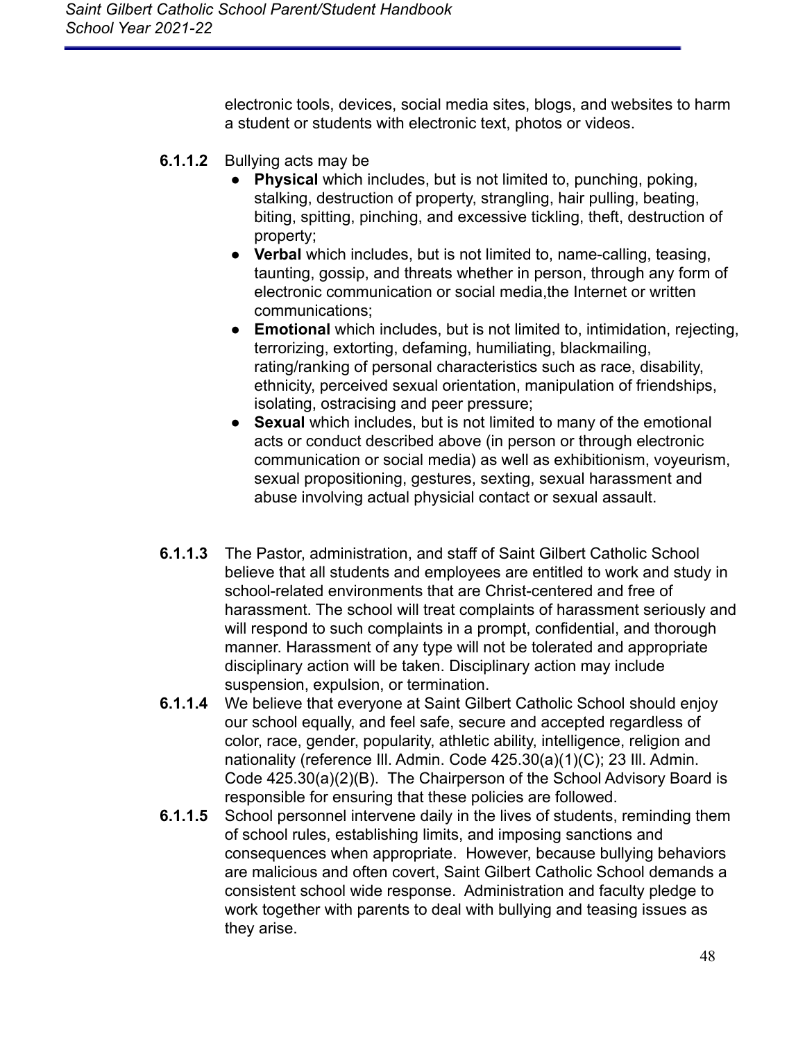electronic tools, devices, social media sites, blogs, and websites to harm a student or students with electronic text, photos or videos.

**6.1.1.2** Bullying acts may be

- **Physical** which includes, but is not limited to, punching, poking, stalking, destruction of property, strangling, hair pulling, beating, biting, spitting, pinching, and excessive tickling, theft, destruction of property;
- **Verbal** which includes, but is not limited to, name-calling, teasing, taunting, gossip, and threats whether in person, through any form of electronic communication or social media,the Internet or written communications;
- **Emotional** which includes, but is not limited to, intimidation, rejecting, terrorizing, extorting, defaming, humiliating, blackmailing, rating/ranking of personal characteristics such as race, disability, ethnicity, perceived sexual orientation, manipulation of friendships, isolating, ostracising and peer pressure;
- **Sexual** which includes, but is not limited to many of the emotional acts or conduct described above (in person or through electronic communication or social media) as well as exhibitionism, voyeurism, sexual propositioning, gestures, sexting, sexual harassment and abuse involving actual physicial contact or sexual assault.

**6.1.1.3** The Pastor, administration, and staff of Saint Gilbert Catholic School believe that all students and employees are entitled to work and study in school-related environments that are Christ-centered and free of harassment. The school will treat complaints of harassment seriously and will respond to such complaints in a prompt, confidential, and thorough manner. Harassment of any type will not be tolerated and appropriate disciplinary action will be taken. Disciplinary action may include suspension, expulsion, or termination.

**6.1.1.4** We believe that everyone at Saint Gilbert Catholic School should enjoy our school equally, and feel safe, secure and accepted regardless of color, race, gender, popularity, athletic ability, intelligence, religion and nationality (reference Ill. Admin. Code 425.30(a)(1)(C); 23 Ill. Admin. Code 425.30(a)(2)(B). The Chairperson of the School Advisory Board is responsible for ensuring that these policies are followed.

**6.1.1.5** School personnel intervene daily in the lives of students, reminding them of school rules, establishing limits, and imposing sanctions and consequences when appropriate. However, because bullying behaviors are malicious and often covert, Saint Gilbert Catholic School demands a consistent school wide response. Administration and faculty pledge to work together with parents to deal with bullying and teasing issues as they arise.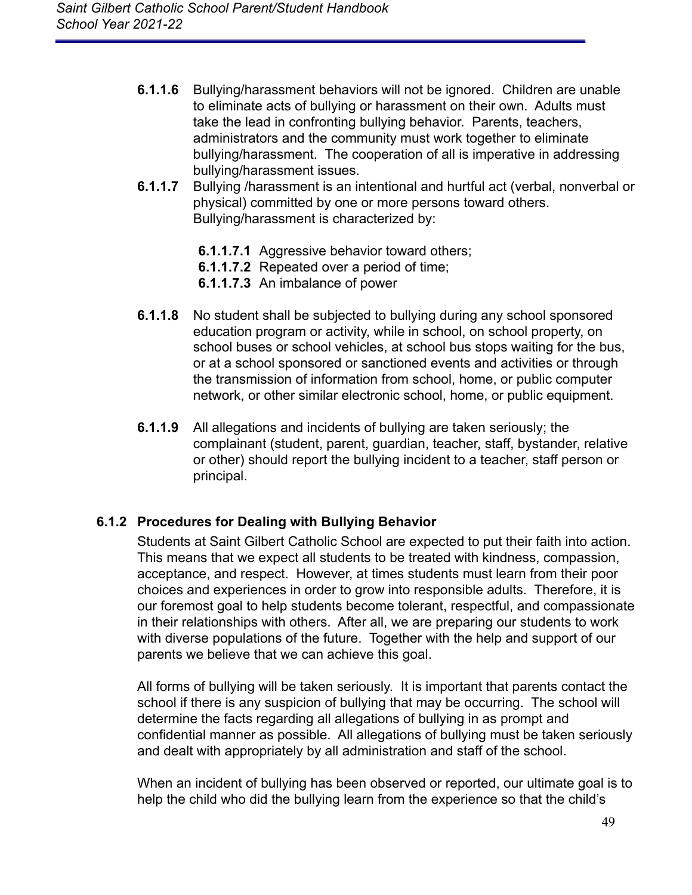**6.1.1.6** Bullying/harassment behaviors will not be ignored. Children are unable to eliminate acts of bullying or harassment on their own. Adults must take the lead in confronting bullying behavior. Parents, teachers, administrators and the community must work together to eliminate bullying/harassment. The cooperation of all is imperative in addressing bullying/harassment issues.

**6.1.1.7** Bullying /harassment is an intentional and hurtful act (verbal, nonverbal or physical) committed by one or more persons toward others. Bullying/harassment is characterized by:

- **6.1.1.7.1** Aggressive behavior toward others;
- **6.1.1.7.2** Repeated over a period of time;
- **6.1.1.7.3** An imbalance of power

**6.1.1.8** No student shall be subjected to bullying during any school sponsored education program or activity, while in school, on school property, on school buses or school vehicles, at school bus stops waiting for the bus, or at a school sponsored or sanctioned events and activities or through the transmission of information from school, home, or public computer network, or other similar electronic school, home, or public equipment.

**6.1.1.9** All allegations and incidents of bullying are taken seriously; the complainant (student, parent, guardian, teacher, staff, bystander, relative or other) should report the bullying incident to a teacher, staff person or principal.

### 6.1.2 Procedures for Dealing with Bullying Behavior

Students at Saint Gilbert Catholic School are expected to put their faith into action. This means that we expect all students to be treated with kindness, compassion, acceptance, and respect. However, at times students must learn from their poor choices and experiences in order to grow into responsible adults. Therefore, it is our foremost goal to help students become tolerant, respectful, and compassionate in their relationships with others. After all, we are preparing our students to work with diverse populations of the future. Together with the help and support of our parents we believe that we can achieve this goal.

All forms of bullying will be taken seriously. It is important that parents contact the school if there is any suspicion of bullying that may be occurring. The school will determine the facts regarding all allegations of bullying in as prompt and confidential manner as possible. All allegations of bullying must be taken seriously and dealt with appropriately by all administration and staff of the school.

When an incident of bullying has been observed or reported, our ultimate goal is to help the child who did the bullying learn from the experience so that the child's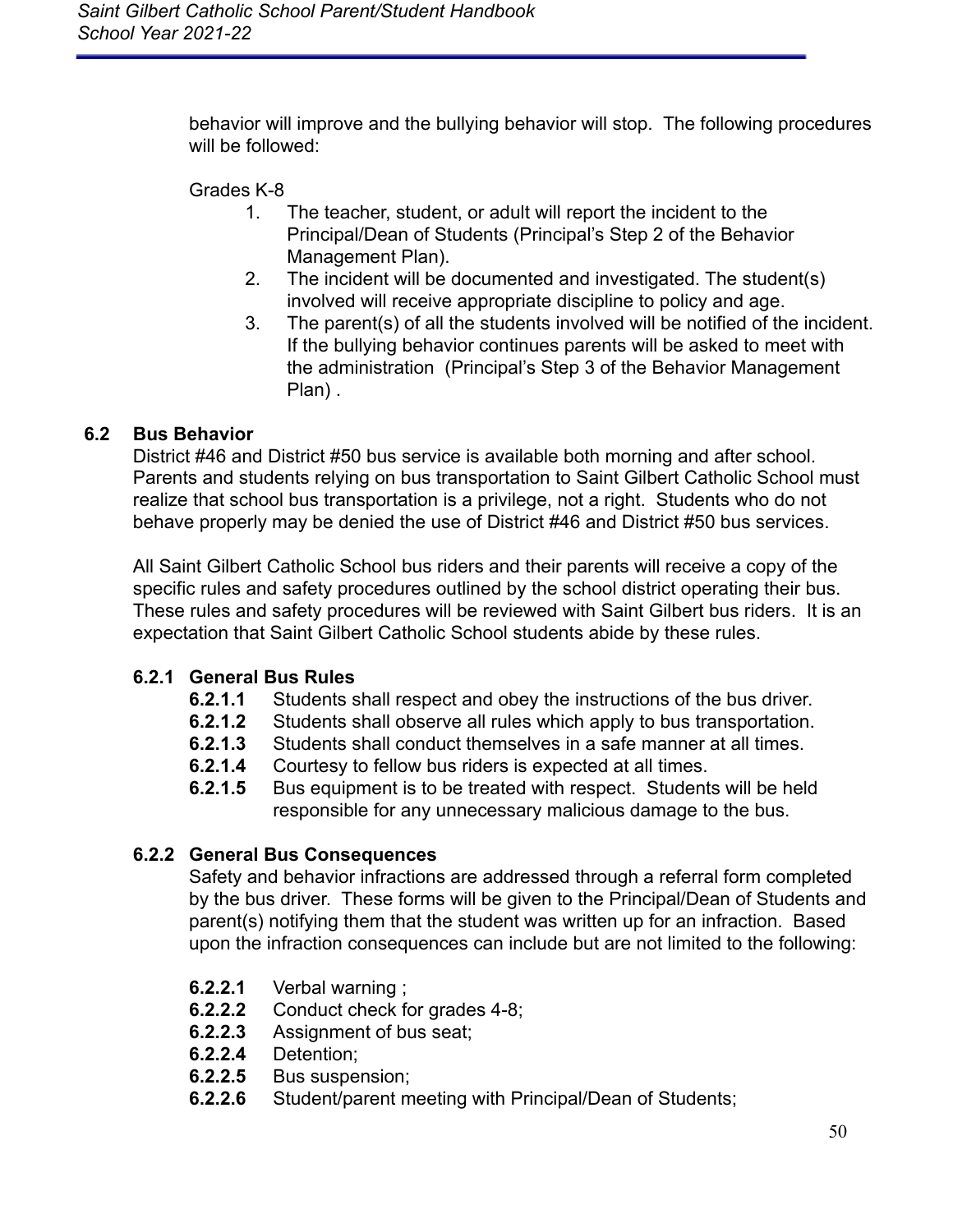behavior will improve and the bullying behavior will stop. The following procedures will be followed:

Grades K-8

1. The teacher, student, or adult will report the incident to the Principal/Dean of Students (Principal's Step 2 of the Behavior Management Plan).
2. The incident will be documented and investigated. The student(s) involved will receive appropriate discipline to policy and age.
3. The parent(s) of all the students involved will be notified of the incident. If the bullying behavior continues parents will be asked to meet with the administration (Principal's Step 3 of the Behavior Management Plan) .

## 6.2 Bus Behavior

District #46 and District #50 bus service is available both morning and after school. Parents and students relying on bus transportation to Saint Gilbert Catholic School must realize that school bus transportation is a privilege, not a right. Students who do not behave properly may be denied the use of District #46 and District #50 bus services.

All Saint Gilbert Catholic School bus riders and their parents will receive a copy of the specific rules and safety procedures outlined by the school district operating their bus. These rules and safety procedures will be reviewed with Saint Gilbert bus riders. It is an expectation that Saint Gilbert Catholic School students abide by these rules.

### 6.2.1 General Bus Rules

**6.2.1.1** Students shall respect and obey the instructions of the bus driver.
**6.2.1.2** Students shall observe all rules which apply to bus transportation.
**6.2.1.3** Students shall conduct themselves in a safe manner at all times.
**6.2.1.4** Courtesy to fellow bus riders is expected at all times.
**6.2.1.5** Bus equipment is to be treated with respect. Students will be held responsible for any unnecessary malicious damage to the bus.

### 6.2.2 General Bus Consequences

Safety and behavior infractions are addressed through a referral form completed by the bus driver. These forms will be given to the Principal/Dean of Students and parent(s) notifying them that the student was written up for an infraction. Based upon the infraction consequences can include but are not limited to the following:

**6.2.2.1** Verbal warning ;
**6.2.2.2** Conduct check for grades 4-8;
**6.2.2.3** Assignment of bus seat;
**6.2.2.4** Detention;
**6.2.2.5** Bus suspension;
**6.2.2.6** Student/parent meeting with Principal/Dean of Students;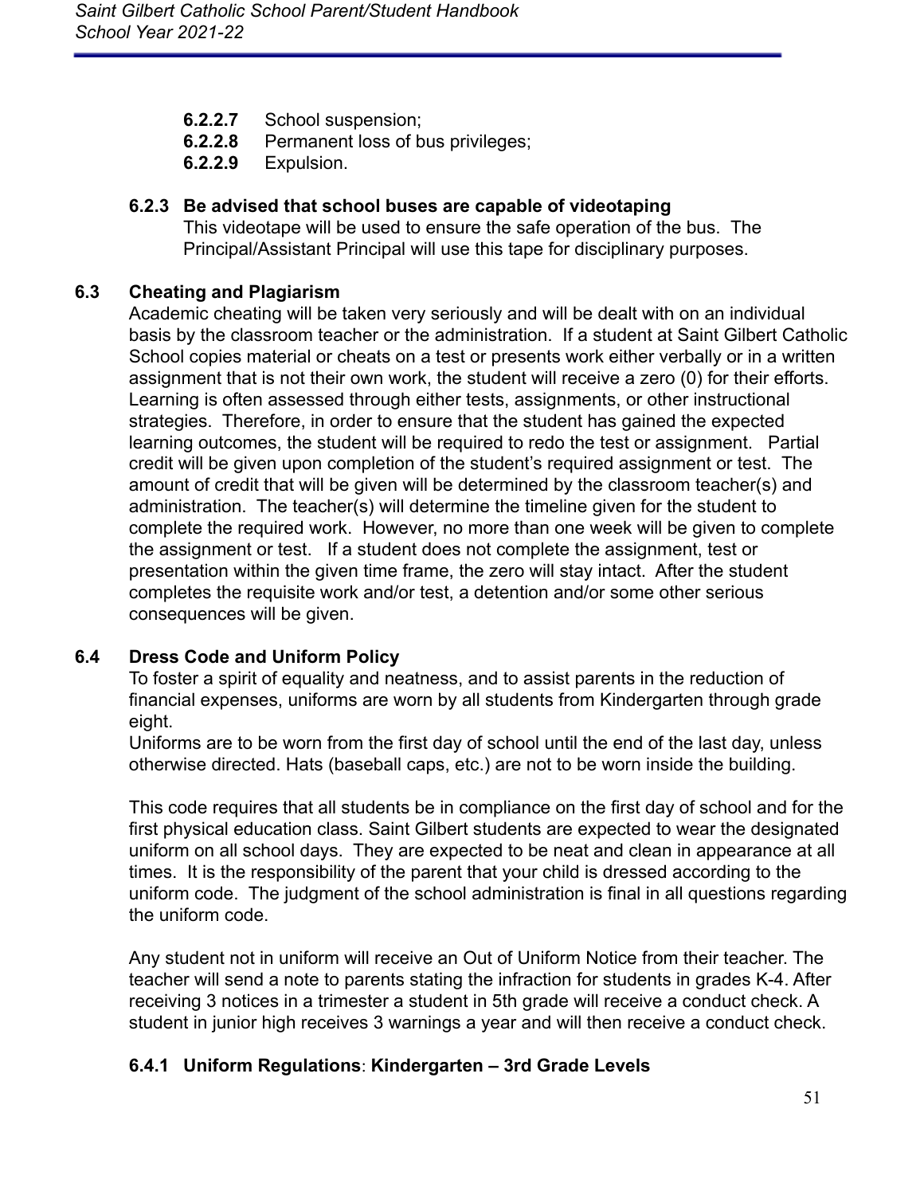- **6.2.2.7** School suspension;
- **6.2.2.8** Permanent loss of bus privileges;
- **6.2.2.9** Expulsion.

### 6.2.3 Be advised that school buses are capable of videotaping

This videotape will be used to ensure the safe operation of the bus. The Principal/Assistant Principal will use this tape for disciplinary purposes.

## 6.3 Cheating and Plagiarism

Academic cheating will be taken very seriously and will be dealt with on an individual basis by the classroom teacher or the administration. If a student at Saint Gilbert Catholic School copies material or cheats on a test or presents work either verbally or in a written assignment that is not their own work, the student will receive a zero (0) for their efforts. Learning is often assessed through either tests, assignments, or other instructional strategies. Therefore, in order to ensure that the student has gained the expected learning outcomes, the student will be required to redo the test or assignment. Partial credit will be given upon completion of the student's required assignment or test. The amount of credit that will be given will be determined by the classroom teacher(s) and administration. The teacher(s) will determine the timeline given for the student to complete the required work. However, no more than one week will be given to complete the assignment or test. If a student does not complete the assignment, test or presentation within the given time frame, the zero will stay intact. After the student completes the requisite work and/or test, a detention and/or some other serious consequences will be given.

## 6.4 Dress Code and Uniform Policy

To foster a spirit of equality and neatness, and to assist parents in the reduction of financial expenses, uniforms are worn by all students from Kindergarten through grade eight.
Uniforms are to be worn from the first day of school until the end of the last day, unless otherwise directed. Hats (baseball caps, etc.) are not to be worn inside the building.

This code requires that all students be in compliance on the first day of school and for the first physical education class. Saint Gilbert students are expected to wear the designated uniform on all school days. They are expected to be neat and clean in appearance at all times. It is the responsibility of the parent that your child is dressed according to the uniform code. The judgment of the school administration is final in all questions regarding the uniform code.

Any student not in uniform will receive an Out of Uniform Notice from their teacher. The teacher will send a note to parents stating the infraction for students in grades K-4. After receiving 3 notices in a trimester a student in 5th grade will receive a conduct check. A student in junior high receives 3 warnings a year and will then receive a conduct check.

### 6.4.1 Uniform Regulations: Kindergarten – 3rd Grade Levels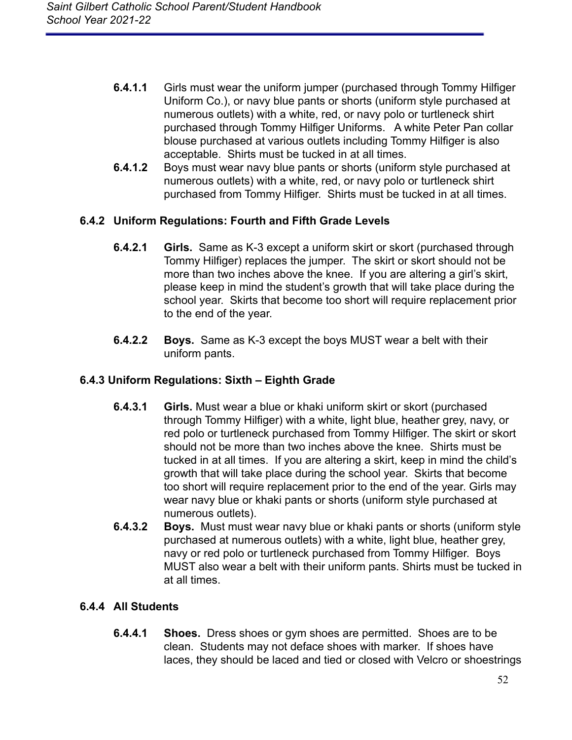**6.4.1.1** Girls must wear the uniform jumper (purchased through Tommy Hilfiger Uniform Co.), or navy blue pants or shorts (uniform style purchased at numerous outlets) with a white, red, or navy polo or turtleneck shirt purchased through Tommy Hilfiger Uniforms. A white Peter Pan collar blouse purchased at various outlets including Tommy Hilfiger is also acceptable. Shirts must be tucked in at all times.

**6.4.1.2** Boys must wear navy blue pants or shorts (uniform style purchased at numerous outlets) with a white, red, or navy polo or turtleneck shirt purchased from Tommy Hilfiger. Shirts must be tucked in at all times.

### 6.4.2 Uniform Regulations: Fourth and Fifth Grade Levels

**6.4.2.1** **Girls.** Same as K-3 except a uniform skirt or skort (purchased through Tommy Hilfiger) replaces the jumper. The skirt or skort should not be more than two inches above the knee. If you are altering a girl's skirt, please keep in mind the student's growth that will take place during the school year. Skirts that become too short will require replacement prior to the end of the year.

**6.4.2.2** **Boys.** Same as K-3 except the boys MUST wear a belt with their uniform pants.

### 6.4.3 Uniform Regulations: Sixth – Eighth Grade

**6.4.3.1** **Girls.** Must wear a blue or khaki uniform skirt or skort (purchased through Tommy Hilfiger) with a white, light blue, heather grey, navy, or red polo or turtleneck purchased from Tommy Hilfiger. The skirt or skort should not be more than two inches above the knee. Shirts must be tucked in at all times. If you are altering a skirt, keep in mind the child's growth that will take place during the school year. Skirts that become too short will require replacement prior to the end of the year. Girls may wear navy blue or khaki pants or shorts (uniform style purchased at numerous outlets).

**6.4.3.2** **Boys.** Must must wear navy blue or khaki pants or shorts (uniform style purchased at numerous outlets) with a white, light blue, heather grey, navy or red polo or turtleneck purchased from Tommy Hilfiger. Boys MUST also wear a belt with their uniform pants. Shirts must be tucked in at all times.

### 6.4.4 All Students

**6.4.4.1** **Shoes.** Dress shoes or gym shoes are permitted. Shoes are to be clean. Students may not deface shoes with marker. If shoes have laces, they should be laced and tied or closed with Velcro or shoestrings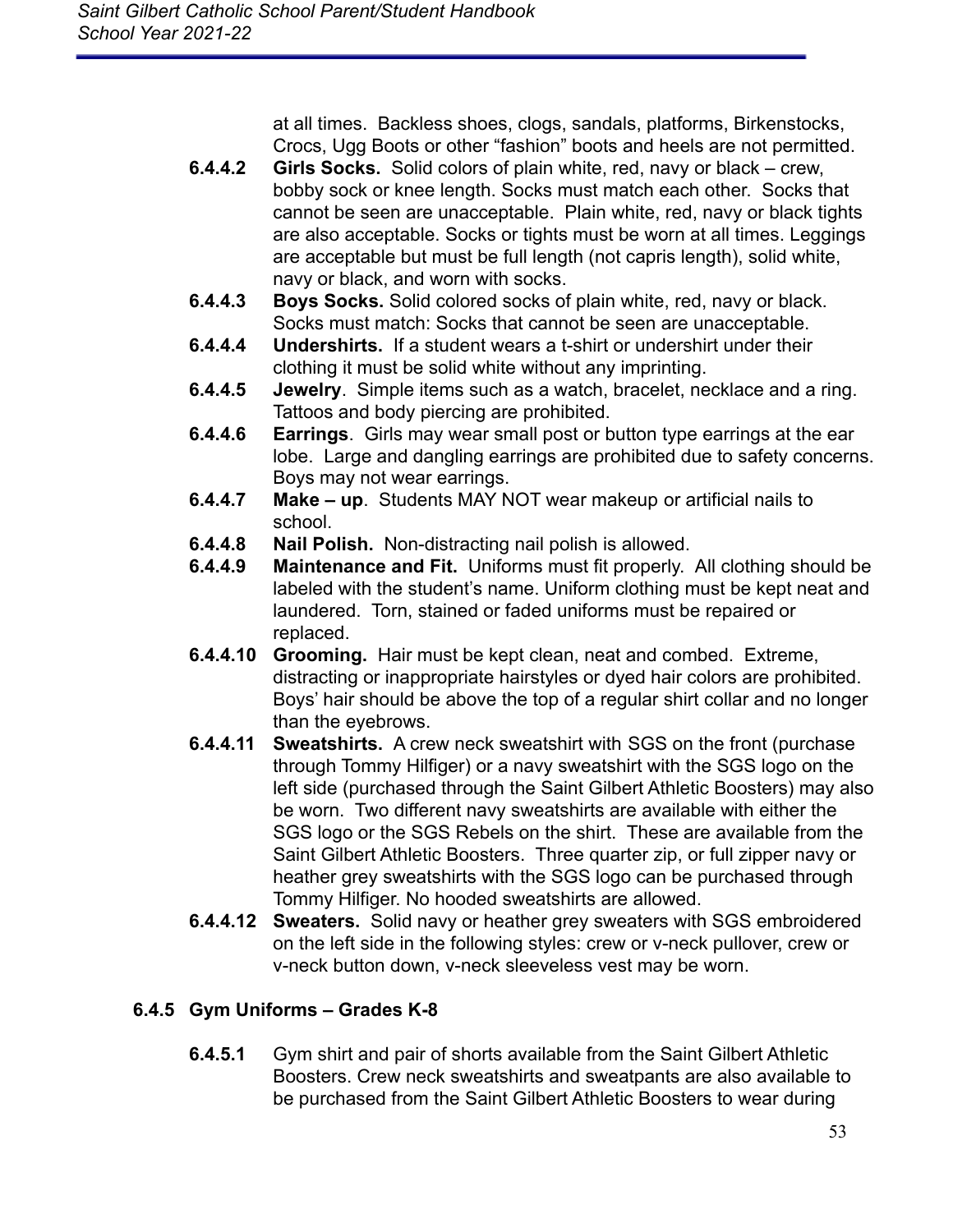at all times. Backless shoes, clogs, sandals, platforms, Birkenstocks, Crocs, Ugg Boots or other "fashion" boots and heels are not permitted.

**6.4.4.2 Girls Socks.** Solid colors of plain white, red, navy or black – crew, bobby sock or knee length. Socks must match each other. Socks that cannot be seen are unacceptable. Plain white, red, navy or black tights are also acceptable. Socks or tights must be worn at all times. Leggings are acceptable but must be full length (not capris length), solid white, navy or black, and worn with socks.

**6.4.4.3 Boys Socks.** Solid colored socks of plain white, red, navy or black. Socks must match: Socks that cannot be seen are unacceptable.

**6.4.4.4 Undershirts.** If a student wears a t-shirt or undershirt under their clothing it must be solid white without any imprinting.

**6.4.4.5 Jewelry**. Simple items such as a watch, bracelet, necklace and a ring. Tattoos and body piercing are prohibited.

**6.4.4.6 Earrings**. Girls may wear small post or button type earrings at the ear lobe. Large and dangling earrings are prohibited due to safety concerns. Boys may not wear earrings.

**6.4.4.7 Make – up**. Students MAY NOT wear makeup or artificial nails to school.

**6.4.4.8 Nail Polish.** Non-distracting nail polish is allowed.

**6.4.4.9 Maintenance and Fit.** Uniforms must fit properly. All clothing should be labeled with the student's name. Uniform clothing must be kept neat and laundered. Torn, stained or faded uniforms must be repaired or replaced.

**6.4.4.10 Grooming.** Hair must be kept clean, neat and combed. Extreme, distracting or inappropriate hairstyles or dyed hair colors are prohibited. Boys' hair should be above the top of a regular shirt collar and no longer than the eyebrows.

**6.4.4.11 Sweatshirts.** A crew neck sweatshirt with SGS on the front (purchase through Tommy Hilfiger) or a navy sweatshirt with the SGS logo on the left side (purchased through the Saint Gilbert Athletic Boosters) may also be worn. Two different navy sweatshirts are available with either the SGS logo or the SGS Rebels on the shirt. These are available from the Saint Gilbert Athletic Boosters. Three quarter zip, or full zipper navy or heather grey sweatshirts with the SGS logo can be purchased through Tommy Hilfiger. No hooded sweatshirts are allowed.

**6.4.4.12 Sweaters.** Solid navy or heather grey sweaters with SGS embroidered on the left side in the following styles: crew or v-neck pullover, crew or v-neck button down, v-neck sleeveless vest may be worn.

### 6.4.5 Gym Uniforms – Grades K-8

**6.4.5.1** Gym shirt and pair of shorts available from the Saint Gilbert Athletic Boosters. Crew neck sweatshirts and sweatpants are also available to be purchased from the Saint Gilbert Athletic Boosters to wear during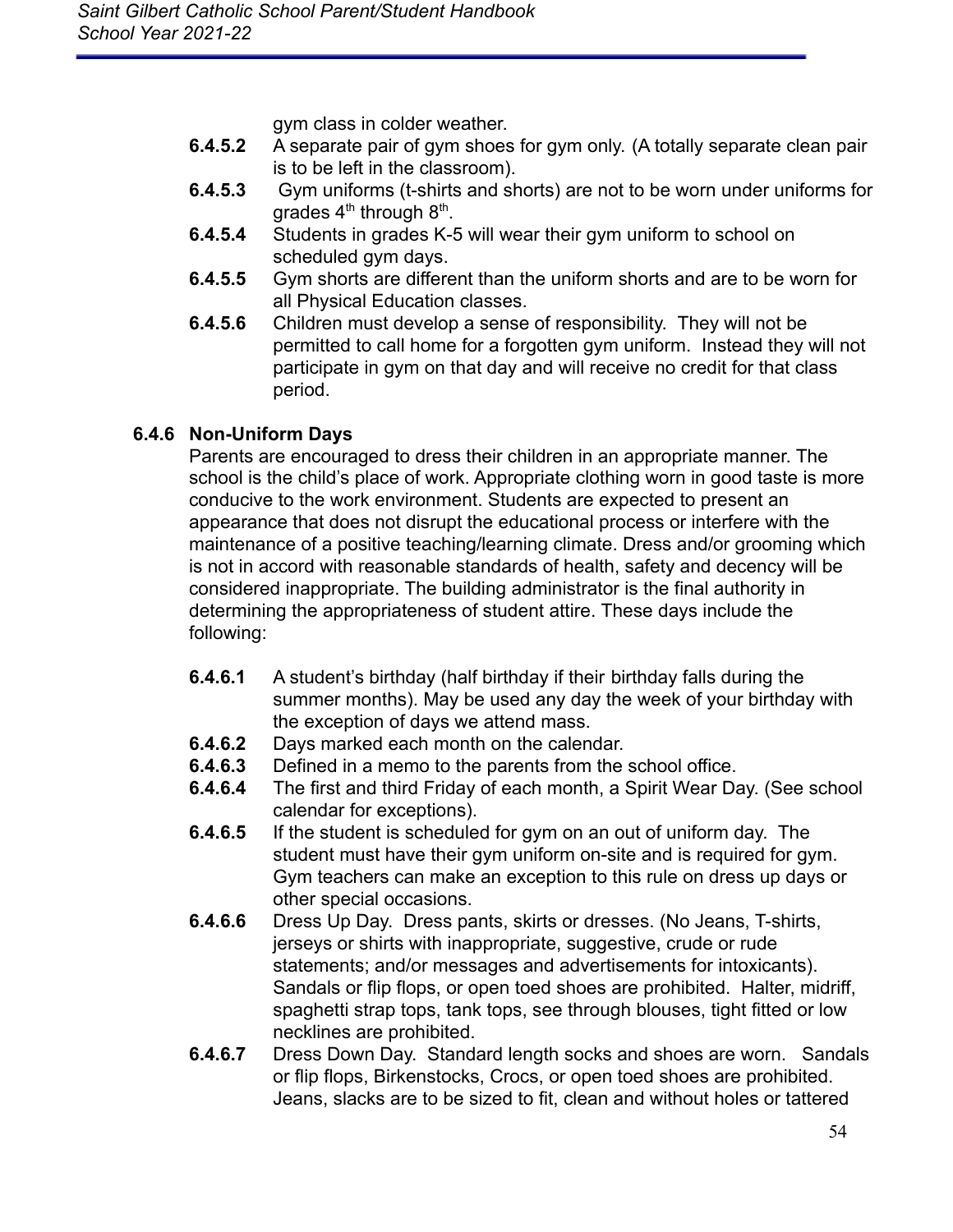gym class in colder weather.

**6.4.5.2** A separate pair of gym shoes for gym only. (A totally separate clean pair is to be left in the classroom).

**6.4.5.3** Gym uniforms (t-shirts and shorts) are not to be worn under uniforms for grades 4th through 8th.

**6.4.5.4** Students in grades K-5 will wear their gym uniform to school on scheduled gym days.

**6.4.5.5** Gym shorts are different than the uniform shorts and are to be worn for all Physical Education classes.

**6.4.5.6** Children must develop a sense of responsibility. They will not be permitted to call home for a forgotten gym uniform. Instead they will not participate in gym on that day and will receive no credit for that class period.

### 6.4.6 Non-Uniform Days

Parents are encouraged to dress their children in an appropriate manner. The school is the child's place of work. Appropriate clothing worn in good taste is more conducive to the work environment. Students are expected to present an appearance that does not disrupt the educational process or interfere with the maintenance of a positive teaching/learning climate. Dress and/or grooming which is not in accord with reasonable standards of health, safety and decency will be considered inappropriate. The building administrator is the final authority in determining the appropriateness of student attire. These days include the following:

**6.4.6.1** A student's birthday (half birthday if their birthday falls during the summer months). May be used any day the week of your birthday with the exception of days we attend mass.

**6.4.6.2** Days marked each month on the calendar.

**6.4.6.3** Defined in a memo to the parents from the school office.

**6.4.6.4** The first and third Friday of each month, a Spirit Wear Day. (See school calendar for exceptions).

**6.4.6.5** If the student is scheduled for gym on an out of uniform day. The student must have their gym uniform on-site and is required for gym. Gym teachers can make an exception to this rule on dress up days or other special occasions.

**6.4.6.6** Dress Up Day. Dress pants, skirts or dresses. (No Jeans, T-shirts, jerseys or shirts with inappropriate, suggestive, crude or rude statements; and/or messages and advertisements for intoxicants). Sandals or flip flops, or open toed shoes are prohibited. Halter, midriff, spaghetti strap tops, tank tops, see through blouses, tight fitted or low necklines are prohibited.

**6.4.6.7** Dress Down Day. Standard length socks and shoes are worn. Sandals or flip flops, Birkenstocks, Crocs, or open toed shoes are prohibited. Jeans, slacks are to be sized to fit, clean and without holes or tattered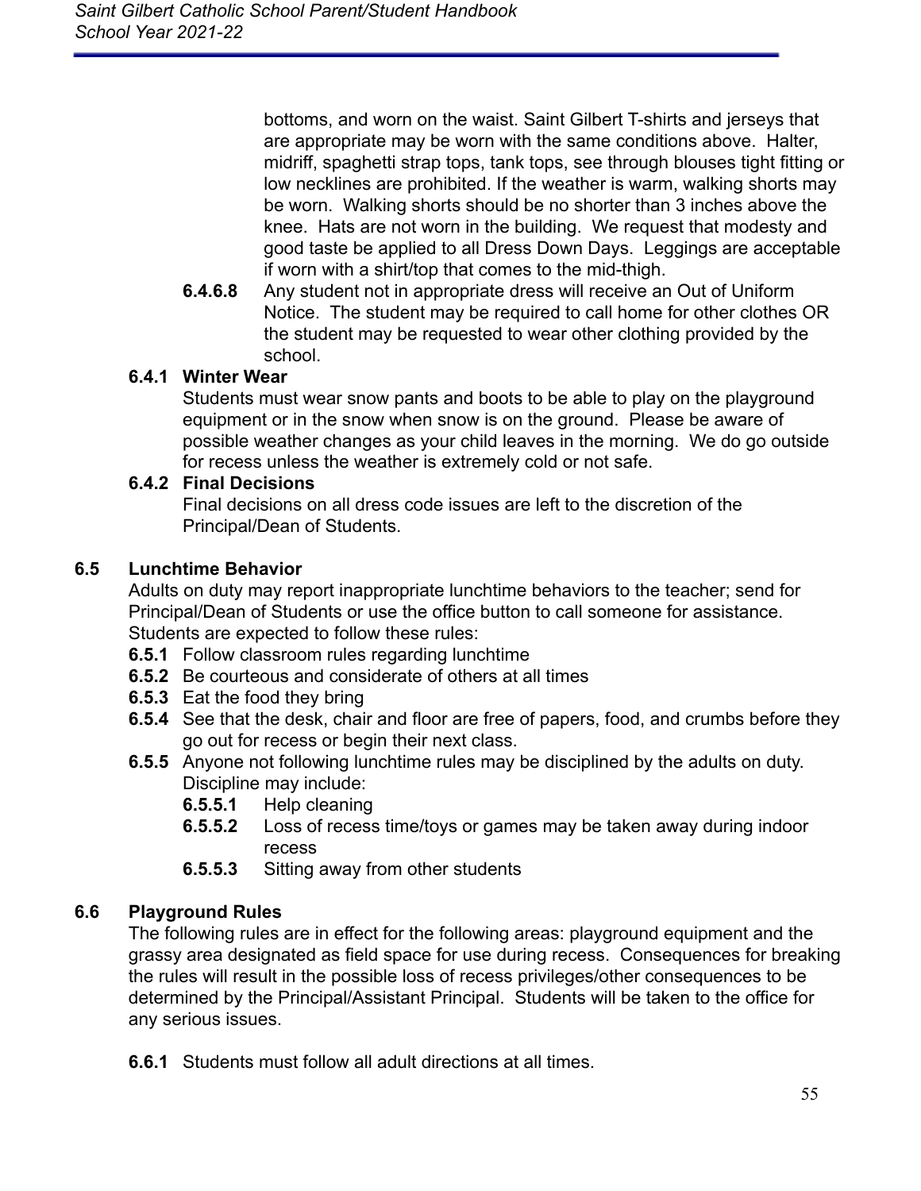bottoms, and worn on the waist. Saint Gilbert T-shirts and jerseys that are appropriate may be worn with the same conditions above. Halter, midriff, spaghetti strap tops, tank tops, see through blouses tight fitting or low necklines are prohibited. If the weather is warm, walking shorts may be worn. Walking shorts should be no shorter than 3 inches above the knee. Hats are not worn in the building. We request that modesty and good taste be applied to all Dress Down Days. Leggings are acceptable if worn with a shirt/top that comes to the mid-thigh.

**6.4.6.8** Any student not in appropriate dress will receive an Out of Uniform Notice. The student may be required to call home for other clothes OR the student may be requested to wear other clothing provided by the school.

### 6.4.1 Winter Wear

Students must wear snow pants and boots to be able to play on the playground equipment or in the snow when snow is on the ground. Please be aware of possible weather changes as your child leaves in the morning. We do go outside for recess unless the weather is extremely cold or not safe.

### 6.4.2 Final Decisions

Final decisions on all dress code issues are left to the discretion of the Principal/Dean of Students.

## 6.5 Lunchtime Behavior

Adults on duty may report inappropriate lunchtime behaviors to the teacher; send for Principal/Dean of Students or use the office button to call someone for assistance. Students are expected to follow these rules:

**6.5.1** Follow classroom rules regarding lunchtime

**6.5.2** Be courteous and considerate of others at all times

**6.5.3** Eat the food they bring

**6.5.4** See that the desk, chair and floor are free of papers, food, and crumbs before they go out for recess or begin their next class.

**6.5.5** Anyone not following lunchtime rules may be disciplined by the adults on duty. Discipline may include:

- **6.5.5.1** Help cleaning
- **6.5.5.2** Loss of recess time/toys or games may be taken away during indoor recess
- **6.5.5.3** Sitting away from other students

## 6.6 Playground Rules

The following rules are in effect for the following areas: playground equipment and the grassy area designated as field space for use during recess. Consequences for breaking the rules will result in the possible loss of recess privileges/other consequences to be determined by the Principal/Assistant Principal. Students will be taken to the office for any serious issues.

**6.6.1** Students must follow all adult directions at all times.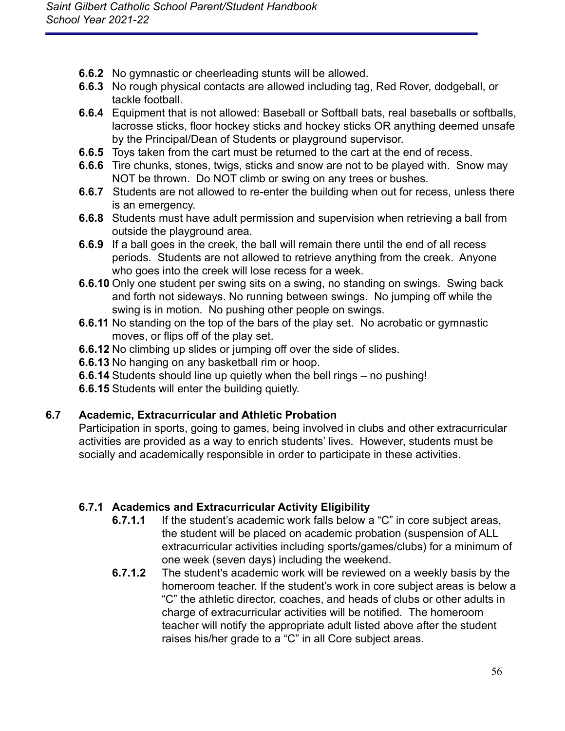- **6.6.2** No gymnastic or cheerleading stunts will be allowed.
- **6.6.3** No rough physical contacts are allowed including tag, Red Rover, dodgeball, or tackle football.
- **6.6.4** Equipment that is not allowed: Baseball or Softball bats, real baseballs or softballs, lacrosse sticks, floor hockey sticks and hockey sticks OR anything deemed unsafe by the Principal/Dean of Students or playground supervisor.
- **6.6.5** Toys taken from the cart must be returned to the cart at the end of recess.
- **6.6.6** Tire chunks, stones, twigs, sticks and snow are not to be played with. Snow may NOT be thrown. Do NOT climb or swing on any trees or bushes.
- **6.6.7** Students are not allowed to re-enter the building when out for recess, unless there is an emergency.
- **6.6.8** Students must have adult permission and supervision when retrieving a ball from outside the playground area.
- **6.6.9** If a ball goes in the creek, the ball will remain there until the end of all recess periods. Students are not allowed to retrieve anything from the creek. Anyone who goes into the creek will lose recess for a week.
- **6.6.10** Only one student per swing sits on a swing, no standing on swings. Swing back and forth not sideways. No running between swings. No jumping off while the swing is in motion. No pushing other people on swings.
- **6.6.11** No standing on the top of the bars of the play set. No acrobatic or gymnastic moves, or flips off of the play set.
- **6.6.12** No climbing up slides or jumping off over the side of slides.
- **6.6.13** No hanging on any basketball rim or hoop.
- **6.6.14** Students should line up quietly when the bell rings – no pushing!
- **6.6.15** Students will enter the building quietly.

## 6.7 Academic, Extracurricular and Athletic Probation

Participation in sports, going to games, being involved in clubs and other extracurricular activities are provided as a way to enrich students' lives. However, students must be socially and academically responsible in order to participate in these activities.

### 6.7.1 Academics and Extracurricular Activity Eligibility

- **6.7.1.1** If the student's academic work falls below a "C" in core subject areas, the student will be placed on academic probation (suspension of ALL extracurricular activities including sports/games/clubs) for a minimum of one week (seven days) including the weekend.
- **6.7.1.2** The student's academic work will be reviewed on a weekly basis by the homeroom teacher. If the student's work in core subject areas is below a "C" the athletic director, coaches, and heads of clubs or other adults in charge of extracurricular activities will be notified. The homeroom teacher will notify the appropriate adult listed above after the student raises his/her grade to a "C" in all Core subject areas.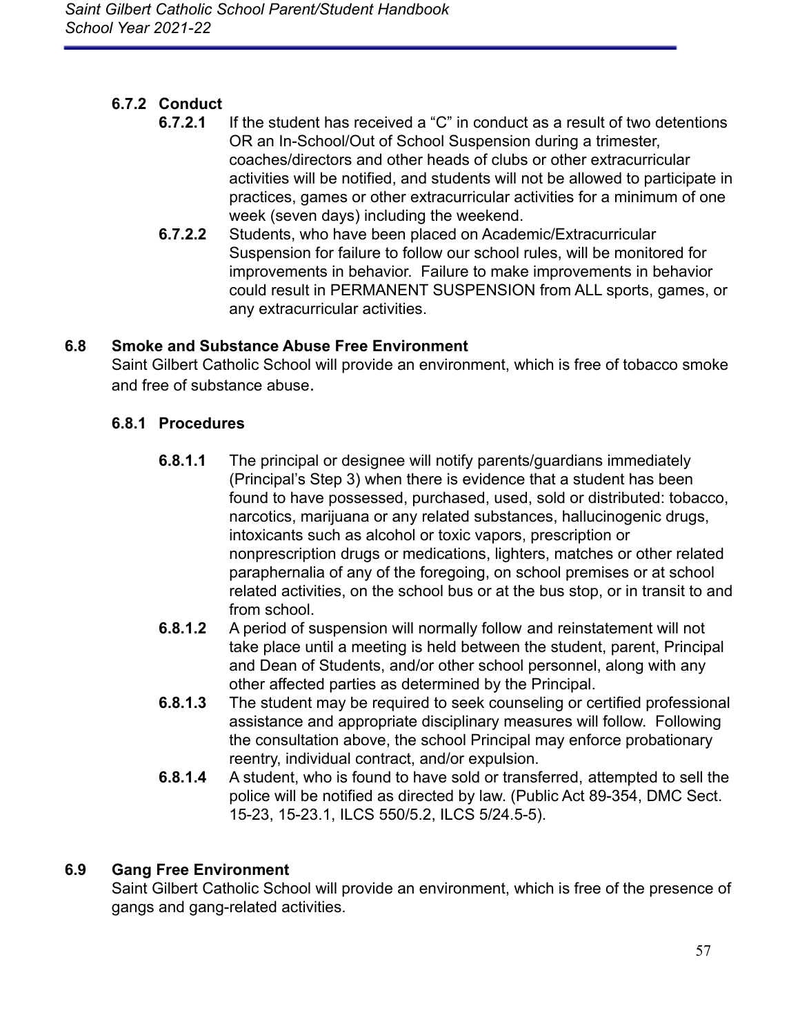### 6.7.2 Conduct

**6.7.2.1** If the student has received a "C" in conduct as a result of two detentions OR an In-School/Out of School Suspension during a trimester, coaches/directors and other heads of clubs or other extracurricular activities will be notified, and students will not be allowed to participate in practices, games or other extracurricular activities for a minimum of one week (seven days) including the weekend.

**6.7.2.2** Students, who have been placed on Academic/Extracurricular Suspension for failure to follow our school rules, will be monitored for improvements in behavior. Failure to make improvements in behavior could result in PERMANENT SUSPENSION from ALL sports, games, or any extracurricular activities.

## 6.8 Smoke and Substance Abuse Free Environment

Saint Gilbert Catholic School will provide an environment, which is free of tobacco smoke and free of substance abuse.

### 6.8.1 Procedures

**6.8.1.1** The principal or designee will notify parents/guardians immediately (Principal's Step 3) when there is evidence that a student has been found to have possessed, purchased, used, sold or distributed: tobacco, narcotics, marijuana or any related substances, hallucinogenic drugs, intoxicants such as alcohol or toxic vapors, prescription or nonprescription drugs or medications, lighters, matches or other related paraphernalia of any of the foregoing, on school premises or at school related activities, on the school bus or at the bus stop, or in transit to and from school.

**6.8.1.2** A period of suspension will normally follow and reinstatement will not take place until a meeting is held between the student, parent, Principal and Dean of Students, and/or other school personnel, along with any other affected parties as determined by the Principal.

**6.8.1.3** The student may be required to seek counseling or certified professional assistance and appropriate disciplinary measures will follow. Following the consultation above, the school Principal may enforce probationary reentry, individual contract, and/or expulsion.

**6.8.1.4** A student, who is found to have sold or transferred, attempted to sell the police will be notified as directed by law. (Public Act 89-354, DMC Sect. 15-23, 15-23.1, ILCS 550/5.2, ILCS 5/24.5-5).

## 6.9 Gang Free Environment

Saint Gilbert Catholic School will provide an environment, which is free of the presence of gangs and gang-related activities.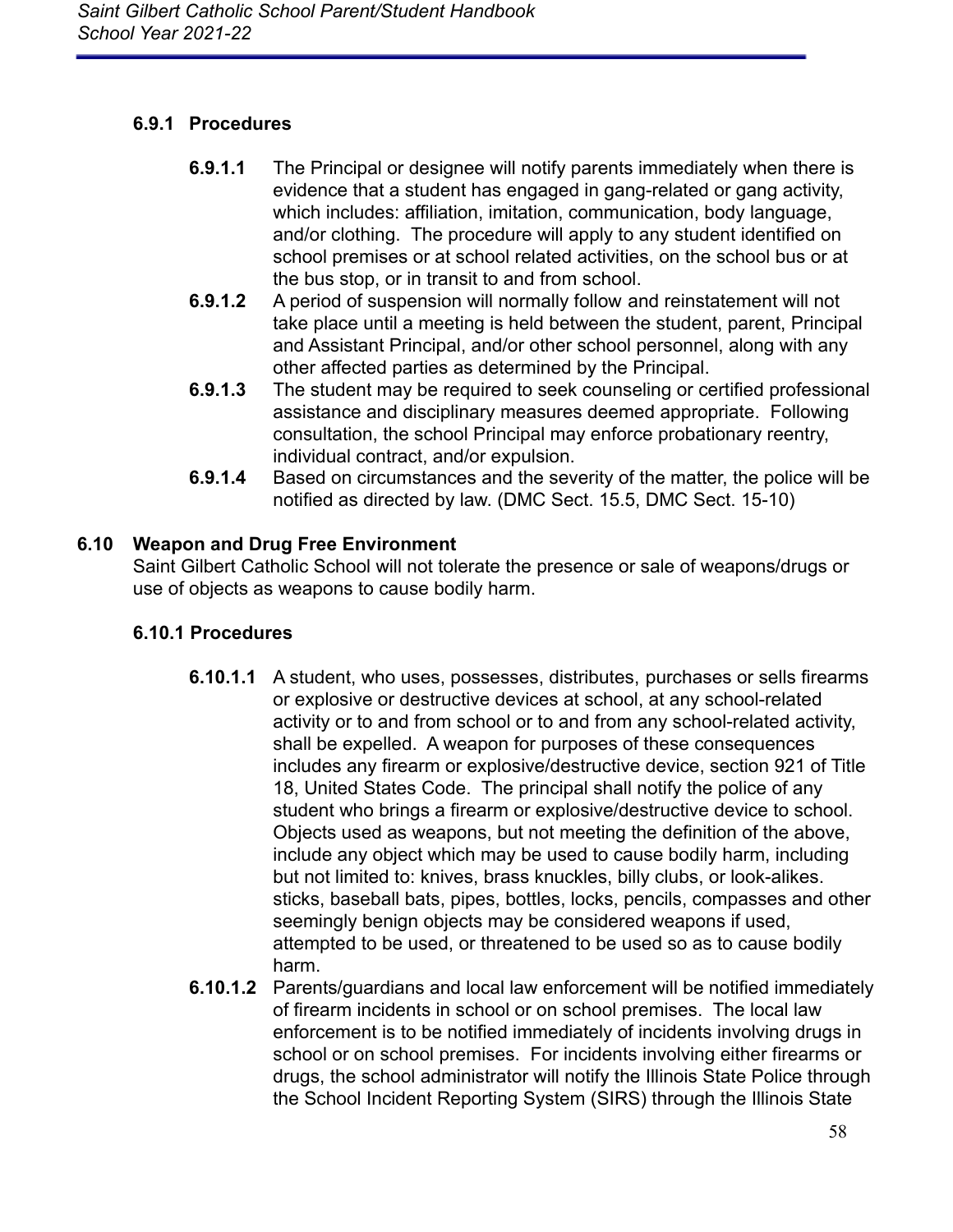### 6.9.1 Procedures

**6.9.1.1** The Principal or designee will notify parents immediately when there is evidence that a student has engaged in gang-related or gang activity, which includes: affiliation, imitation, communication, body language, and/or clothing. The procedure will apply to any student identified on school premises or at school related activities, on the school bus or at the bus stop, or in transit to and from school.

**6.9.1.2** A period of suspension will normally follow and reinstatement will not take place until a meeting is held between the student, parent, Principal and Assistant Principal, and/or other school personnel, along with any other affected parties as determined by the Principal.

**6.9.1.3** The student may be required to seek counseling or certified professional assistance and disciplinary measures deemed appropriate. Following consultation, the school Principal may enforce probationary reentry, individual contract, and/or expulsion.

**6.9.1.4** Based on circumstances and the severity of the matter, the police will be notified as directed by law. (DMC Sect. 15.5, DMC Sect. 15-10)

## 6.10 Weapon and Drug Free Environment

Saint Gilbert Catholic School will not tolerate the presence or sale of weapons/drugs or use of objects as weapons to cause bodily harm.

### 6.10.1 Procedures

**6.10.1.1** A student, who uses, possesses, distributes, purchases or sells firearms or explosive or destructive devices at school, at any school-related activity or to and from school or to and from any school-related activity, shall be expelled. A weapon for purposes of these consequences includes any firearm or explosive/destructive device, section 921 of Title 18, United States Code. The principal shall notify the police of any student who brings a firearm or explosive/destructive device to school. Objects used as weapons, but not meeting the definition of the above, include any object which may be used to cause bodily harm, including but not limited to: knives, brass knuckles, billy clubs, or look-alikes. sticks, baseball bats, pipes, bottles, locks, pencils, compasses and other seemingly benign objects may be considered weapons if used, attempted to be used, or threatened to be used so as to cause bodily harm.

**6.10.1.2** Parents/guardians and local law enforcement will be notified immediately of firearm incidents in school or on school premises. The local law enforcement is to be notified immediately of incidents involving drugs in school or on school premises. For incidents involving either firearms or drugs, the school administrator will notify the Illinois State Police through the School Incident Reporting System (SIRS) through the Illinois State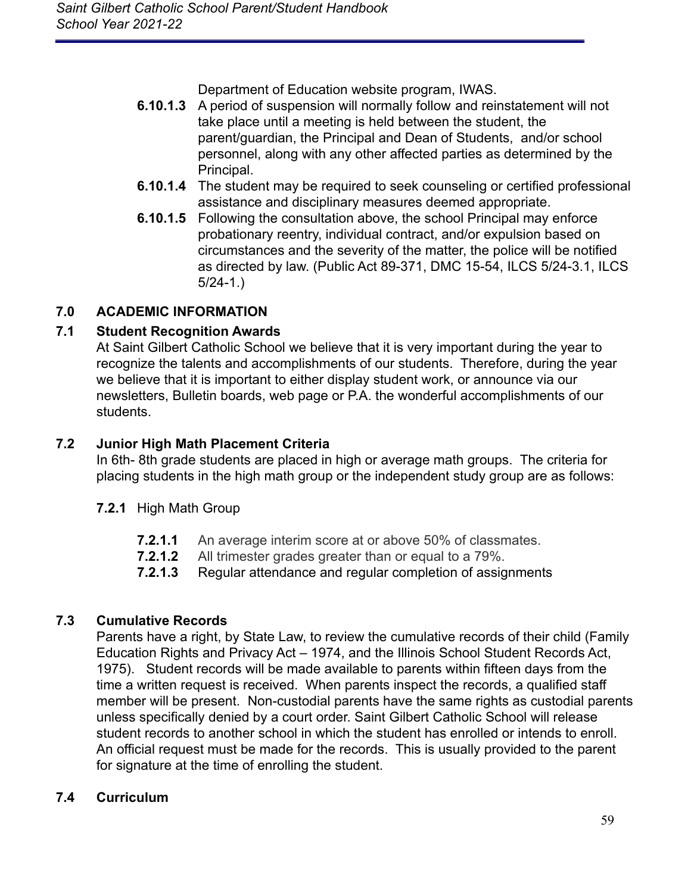Department of Education website program, IWAS.

**6.10.1.3** A period of suspension will normally follow and reinstatement will not take place until a meeting is held between the student, the parent/guardian, the Principal and Dean of Students, and/or school personnel, along with any other affected parties as determined by the Principal.

**6.10.1.4** The student may be required to seek counseling or certified professional assistance and disciplinary measures deemed appropriate.

**6.10.1.5** Following the consultation above, the school Principal may enforce probationary reentry, individual contract, and/or expulsion based on circumstances and the severity of the matter, the police will be notified as directed by law. (Public Act 89-371, DMC 15-54, ILCS 5/24-3.1, ILCS 5/24-1.)

## 7.0 ACADEMIC INFORMATION

### 7.1 Student Recognition Awards

At Saint Gilbert Catholic School we believe that it is very important during the year to recognize the talents and accomplishments of our students. Therefore, during the year we believe that it is important to either display student work, or announce via our newsletters, Bulletin boards, web page or P.A. the wonderful accomplishments of our students.

### 7.2 Junior High Math Placement Criteria

In 6th- 8th grade students are placed in high or average math groups. The criteria for placing students in the high math group or the independent study group are as follows:

**7.2.1** High Math Group

**7.2.1.1** An average interim score at or above 50% of classmates.

**7.2.1.2** All trimester grades greater than or equal to a 79%.

**7.2.1.3** Regular attendance and regular completion of assignments

### 7.3 Cumulative Records

Parents have a right, by State Law, to review the cumulative records of their child (Family Education Rights and Privacy Act – 1974, and the Illinois School Student Records Act, 1975). Student records will be made available to parents within fifteen days from the time a written request is received. When parents inspect the records, a qualified staff member will be present. Non-custodial parents have the same rights as custodial parents unless specifically denied by a court order. Saint Gilbert Catholic School will release student records to another school in which the student has enrolled or intends to enroll. An official request must be made for the records. This is usually provided to the parent for signature at the time of enrolling the student.

### 7.4 Curriculum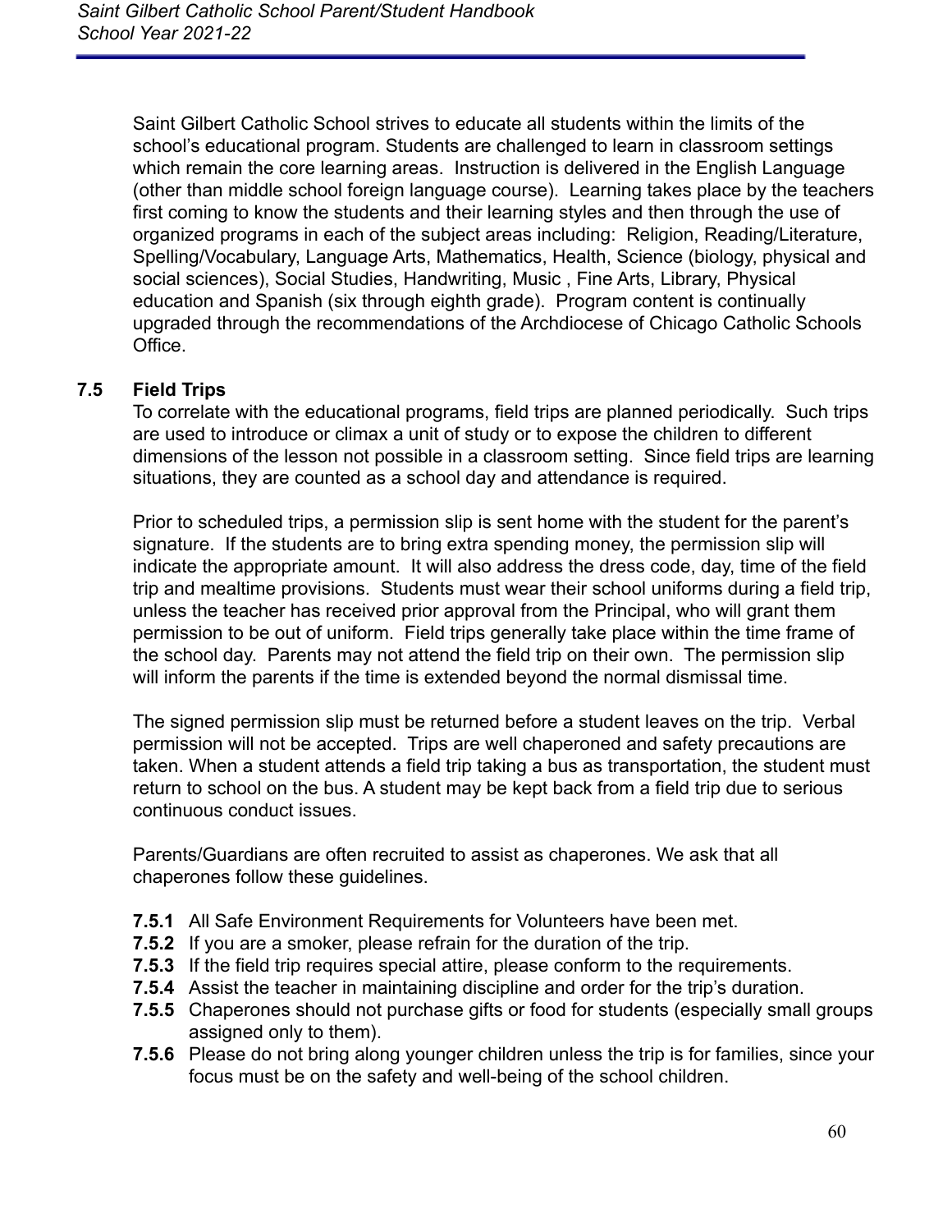Saint Gilbert Catholic School strives to educate all students within the limits of the school's educational program. Students are challenged to learn in classroom settings which remain the core learning areas. Instruction is delivered in the English Language (other than middle school foreign language course). Learning takes place by the teachers first coming to know the students and their learning styles and then through the use of organized programs in each of the subject areas including: Religion, Reading/Literature, Spelling/Vocabulary, Language Arts, Mathematics, Health, Science (biology, physical and social sciences), Social Studies, Handwriting, Music , Fine Arts, Library, Physical education and Spanish (six through eighth grade). Program content is continually upgraded through the recommendations of the Archdiocese of Chicago Catholic Schools Office.

### 7.5 Field Trips

To correlate with the educational programs, field trips are planned periodically. Such trips are used to introduce or climax a unit of study or to expose the children to different dimensions of the lesson not possible in a classroom setting. Since field trips are learning situations, they are counted as a school day and attendance is required.

Prior to scheduled trips, a permission slip is sent home with the student for the parent's signature. If the students are to bring extra spending money, the permission slip will indicate the appropriate amount. It will also address the dress code, day, time of the field trip and mealtime provisions. Students must wear their school uniforms during a field trip, unless the teacher has received prior approval from the Principal, who will grant them permission to be out of uniform. Field trips generally take place within the time frame of the school day. Parents may not attend the field trip on their own. The permission slip will inform the parents if the time is extended beyond the normal dismissal time.

The signed permission slip must be returned before a student leaves on the trip. Verbal permission will not be accepted. Trips are well chaperoned and safety precautions are taken. When a student attends a field trip taking a bus as transportation, the student must return to school on the bus. A student may be kept back from a field trip due to serious continuous conduct issues.

Parents/Guardians are often recruited to assist as chaperones. We ask that all chaperones follow these guidelines.

- **7.5.1** All Safe Environment Requirements for Volunteers have been met.
- **7.5.2** If you are a smoker, please refrain for the duration of the trip.
- **7.5.3** If the field trip requires special attire, please conform to the requirements.
- **7.5.4** Assist the teacher in maintaining discipline and order for the trip's duration.
- **7.5.5** Chaperones should not purchase gifts or food for students (especially small groups assigned only to them).
- **7.5.6** Please do not bring along younger children unless the trip is for families, since your focus must be on the safety and well-being of the school children.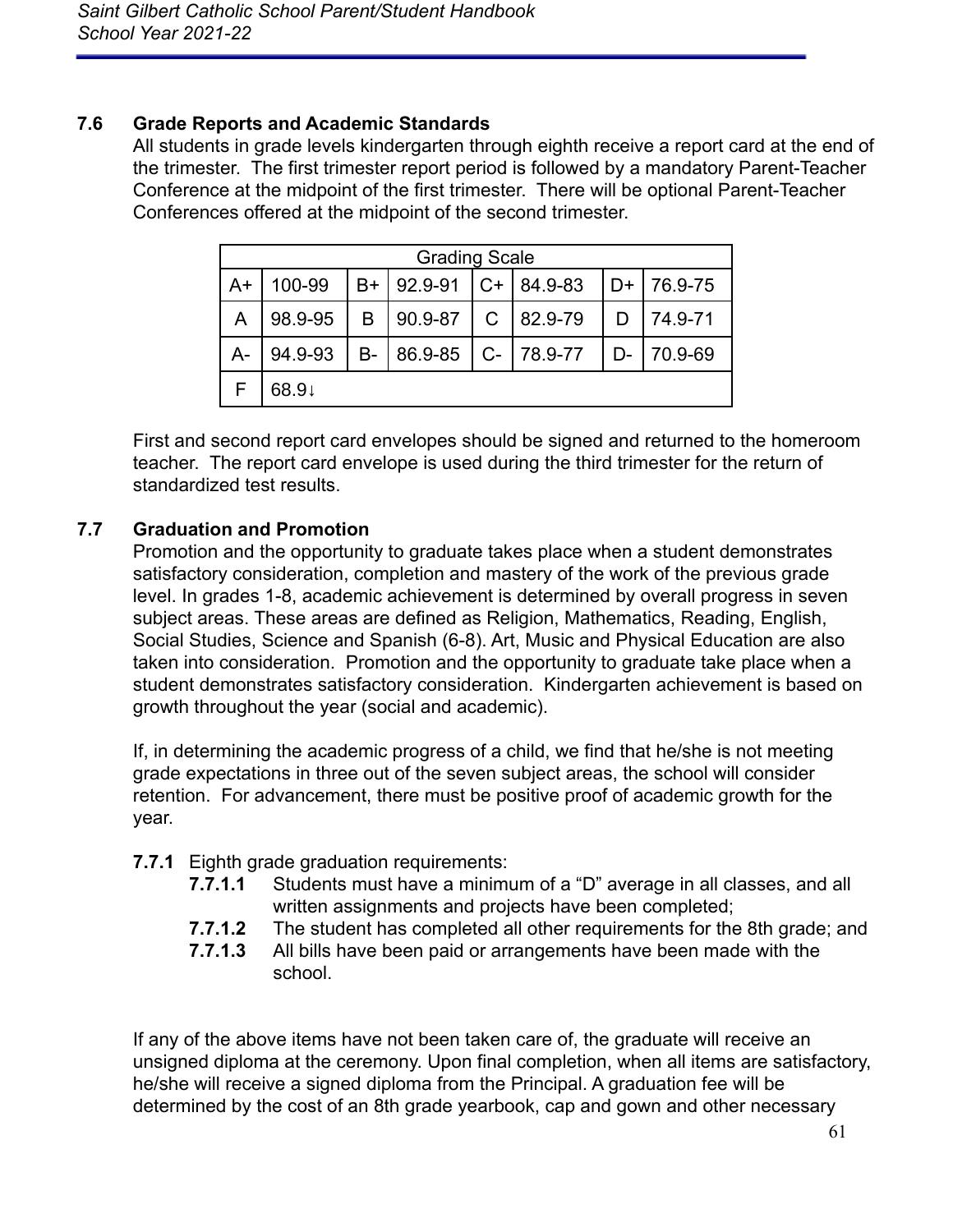### 7.6 Grade Reports and Academic Standards

All students in grade levels kindergarten through eighth receive a report card at the end of the trimester. The first trimester report period is followed by a mandatory Parent-Teacher Conference at the midpoint of the first trimester. There will be optional Parent-Teacher Conferences offered at the midpoint of the second trimester.

| Grading Scale | | | | | | | |
|---|---|---|---|---|---|---|---|
| A+ | 100-99 | B+ | 92.9-91 | C+ | 84.9-83 | D+ | 76.9-75 |
| A | 98.9-95 | B | 90.9-87 | C | 82.9-79 | D | 74.9-71 |
| A- | 94.9-93 | B- | 86.9-85 | C- | 78.9-77 | D- | 70.9-69 |
| F | 68.9↓ | | | | | | |

First and second report card envelopes should be signed and returned to the homeroom teacher. The report card envelope is used during the third trimester for the return of standardized test results.

### 7.7 Graduation and Promotion

Promotion and the opportunity to graduate takes place when a student demonstrates satisfactory consideration, completion and mastery of the work of the previous grade level. In grades 1-8, academic achievement is determined by overall progress in seven subject areas. These areas are defined as Religion, Mathematics, Reading, English, Social Studies, Science and Spanish (6-8). Art, Music and Physical Education are also taken into consideration. Promotion and the opportunity to graduate take place when a student demonstrates satisfactory consideration. Kindergarten achievement is based on growth throughout the year (social and academic).

If, in determining the academic progress of a child, we find that he/she is not meeting grade expectations in three out of the seven subject areas, the school will consider retention. For advancement, there must be positive proof of academic growth for the year.

**7.7.1** Eighth grade graduation requirements:

- **7.7.1.1** Students must have a minimum of a "D" average in all classes, and all written assignments and projects have been completed;
- **7.7.1.2** The student has completed all other requirements for the 8th grade; and
- **7.7.1.3** All bills have been paid or arrangements have been made with the school.

If any of the above items have not been taken care of, the graduate will receive an unsigned diploma at the ceremony. Upon final completion, when all items are satisfactory, he/she will receive a signed diploma from the Principal. A graduation fee will be determined by the cost of an 8th grade yearbook, cap and gown and other necessary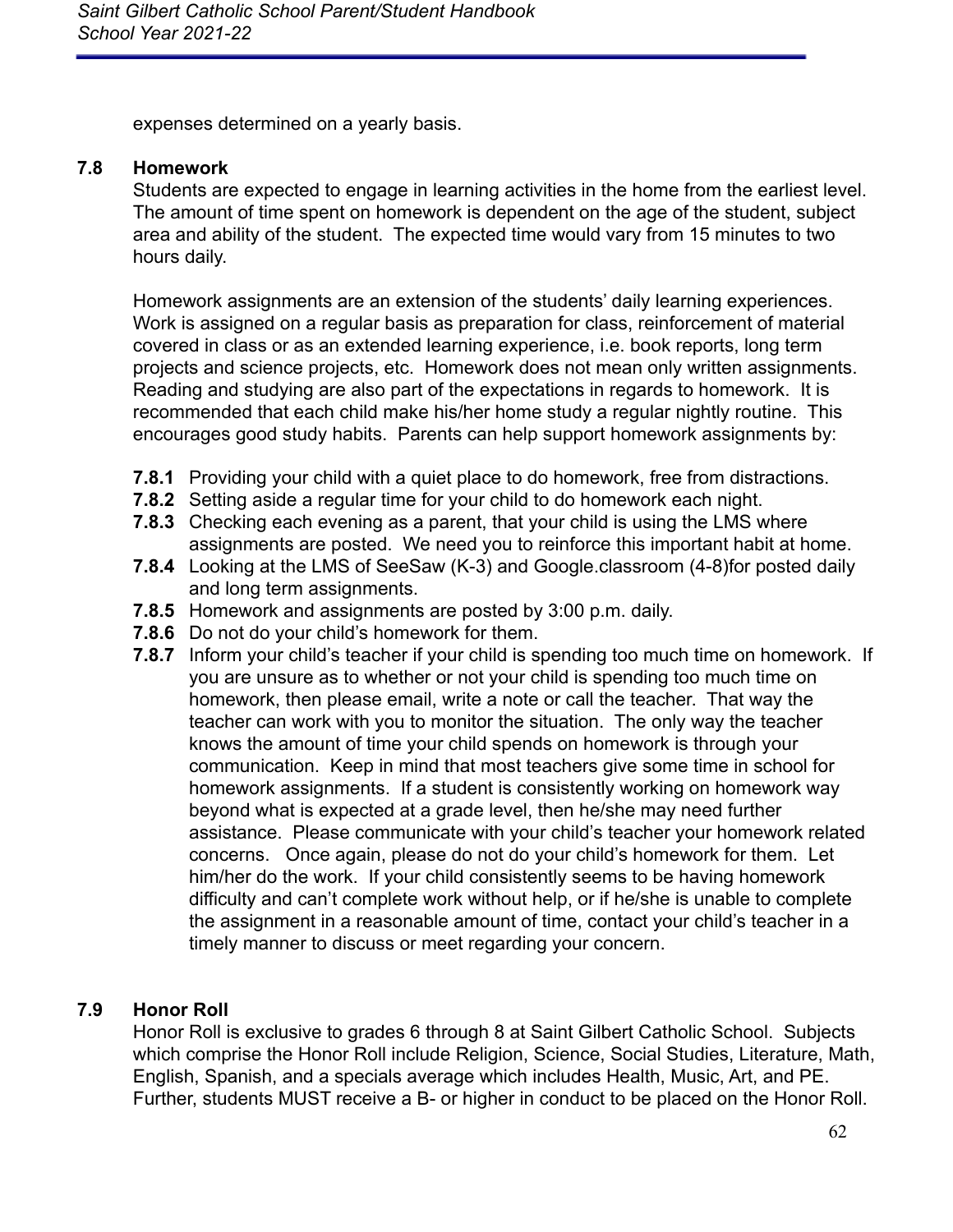expenses determined on a yearly basis.

### 7.8 Homework

Students are expected to engage in learning activities in the home from the earliest level. The amount of time spent on homework is dependent on the age of the student, subject area and ability of the student. The expected time would vary from 15 minutes to two hours daily.

Homework assignments are an extension of the students' daily learning experiences. Work is assigned on a regular basis as preparation for class, reinforcement of material covered in class or as an extended learning experience, i.e. book reports, long term projects and science projects, etc. Homework does not mean only written assignments. Reading and studying are also part of the expectations in regards to homework. It is recommended that each child make his/her home study a regular nightly routine. This encourages good study habits. Parents can help support homework assignments by:

- **7.8.1** Providing your child with a quiet place to do homework, free from distractions.
- **7.8.2** Setting aside a regular time for your child to do homework each night.
- **7.8.3** Checking each evening as a parent, that your child is using the LMS where assignments are posted. We need you to reinforce this important habit at home.
- **7.8.4** Looking at the LMS of SeeSaw (K-3) and Google.classroom (4-8)for posted daily and long term assignments.
- **7.8.5** Homework and assignments are posted by 3:00 p.m. daily.
- **7.8.6** Do not do your child's homework for them.
- **7.8.7** Inform your child's teacher if your child is spending too much time on homework. If you are unsure as to whether or not your child is spending too much time on homework, then please email, write a note or call the teacher. That way the teacher can work with you to monitor the situation. The only way the teacher knows the amount of time your child spends on homework is through your communication. Keep in mind that most teachers give some time in school for homework assignments. If a student is consistently working on homework way beyond what is expected at a grade level, then he/she may need further assistance. Please communicate with your child's teacher your homework related concerns. Once again, please do not do your child's homework for them. Let him/her do the work. If your child consistently seems to be having homework difficulty and can't complete work without help, or if he/she is unable to complete the assignment in a reasonable amount of time, contact your child's teacher in a timely manner to discuss or meet regarding your concern.

### 7.9 Honor Roll

Honor Roll is exclusive to grades 6 through 8 at Saint Gilbert Catholic School. Subjects which comprise the Honor Roll include Religion, Science, Social Studies, Literature, Math, English, Spanish, and a specials average which includes Health, Music, Art, and PE. Further, students MUST receive a B- or higher in conduct to be placed on the Honor Roll.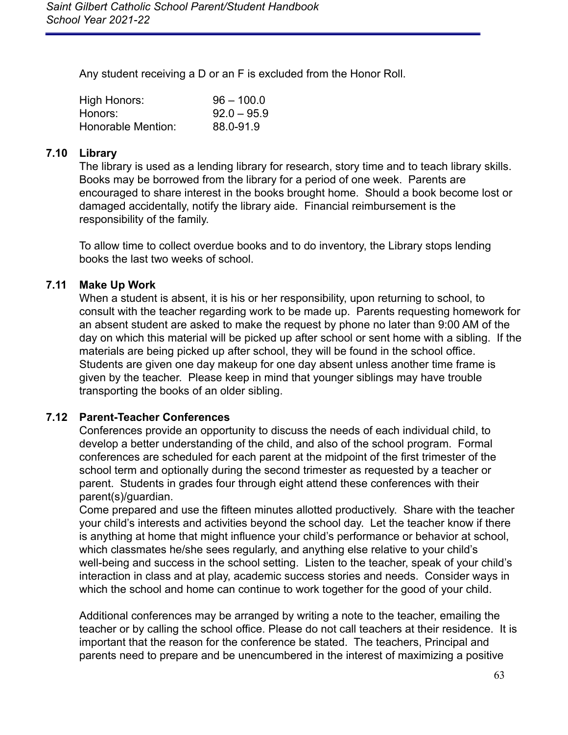Any student receiving a D or an F is excluded from the Honor Roll.

| | |
|---|---|
| High Honors: | 96 – 100.0 |
| Honors: | 92.0 – 95.9 |
| Honorable Mention: | 88.0-91.9 |

### 7.10 Library

The library is used as a lending library for research, story time and to teach library skills. Books may be borrowed from the library for a period of one week. Parents are encouraged to share interest in the books brought home. Should a book become lost or damaged accidentally, notify the library aide. Financial reimbursement is the responsibility of the family.

To allow time to collect overdue books and to do inventory, the Library stops lending books the last two weeks of school.

### 7.11 Make Up Work

When a student is absent, it is his or her responsibility, upon returning to school, to consult with the teacher regarding work to be made up. Parents requesting homework for an absent student are asked to make the request by phone no later than 9:00 AM of the day on which this material will be picked up after school or sent home with a sibling. If the materials are being picked up after school, they will be found in the school office. Students are given one day makeup for one day absent unless another time frame is given by the teacher. Please keep in mind that younger siblings may have trouble transporting the books of an older sibling.

### 7.12 Parent-Teacher Conferences

Conferences provide an opportunity to discuss the needs of each individual child, to develop a better understanding of the child, and also of the school program. Formal conferences are scheduled for each parent at the midpoint of the first trimester of the school term and optionally during the second trimester as requested by a teacher or parent. Students in grades four through eight attend these conferences with their parent(s)/guardian.

Come prepared and use the fifteen minutes allotted productively. Share with the teacher your child's interests and activities beyond the school day. Let the teacher know if there is anything at home that might influence your child's performance or behavior at school, which classmates he/she sees regularly, and anything else relative to your child's well-being and success in the school setting. Listen to the teacher, speak of your child's interaction in class and at play, academic success stories and needs. Consider ways in which the school and home can continue to work together for the good of your child.

Additional conferences may be arranged by writing a note to the teacher, emailing the teacher or by calling the school office. Please do not call teachers at their residence. It is important that the reason for the conference be stated. The teachers, Principal and parents need to prepare and be unencumbered in the interest of maximizing a positive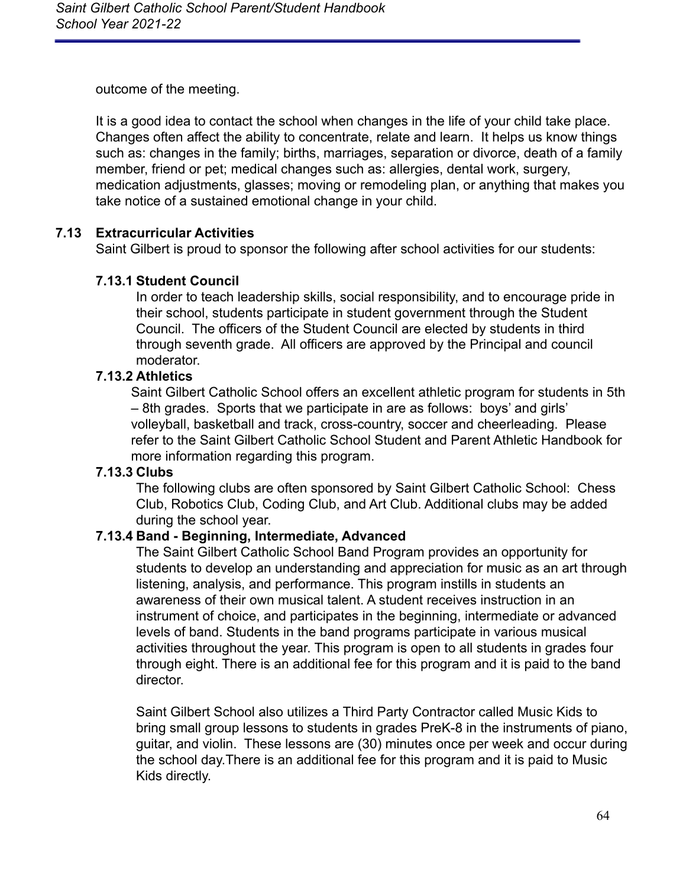outcome of the meeting.

It is a good idea to contact the school when changes in the life of your child take place. Changes often affect the ability to concentrate, relate and learn. It helps us know things such as: changes in the family; births, marriages, separation or divorce, death of a family member, friend or pet; medical changes such as: allergies, dental work, surgery, medication adjustments, glasses; moving or remodeling plan, or anything that makes you take notice of a sustained emotional change in your child.

## 7.13 Extracurricular Activities

Saint Gilbert is proud to sponsor the following after school activities for our students:

### 7.13.1 Student Council

In order to teach leadership skills, social responsibility, and to encourage pride in their school, students participate in student government through the Student Council. The officers of the Student Council are elected by students in third through seventh grade. All officers are approved by the Principal and council moderator.

### 7.13.2 Athletics

Saint Gilbert Catholic School offers an excellent athletic program for students in 5th – 8th grades. Sports that we participate in are as follows: boys' and girls' volleyball, basketball and track, cross-country, soccer and cheerleading. Please refer to the Saint Gilbert Catholic School Student and Parent Athletic Handbook for more information regarding this program.

### 7.13.3 Clubs

The following clubs are often sponsored by Saint Gilbert Catholic School: Chess Club, Robotics Club, Coding Club, and Art Club. Additional clubs may be added during the school year.

### 7.13.4 Band - Beginning, Intermediate, Advanced

The Saint Gilbert Catholic School Band Program provides an opportunity for students to develop an understanding and appreciation for music as an art through listening, analysis, and performance. This program instills in students an awareness of their own musical talent. A student receives instruction in an instrument of choice, and participates in the beginning, intermediate or advanced levels of band. Students in the band programs participate in various musical activities throughout the year. This program is open to all students in grades four through eight. There is an additional fee for this program and it is paid to the band director.

Saint Gilbert School also utilizes a Third Party Contractor called Music Kids to bring small group lessons to students in grades PreK-8 in the instruments of piano, guitar, and violin. These lessons are (30) minutes once per week and occur during the school day.There is an additional fee for this program and it is paid to Music Kids directly.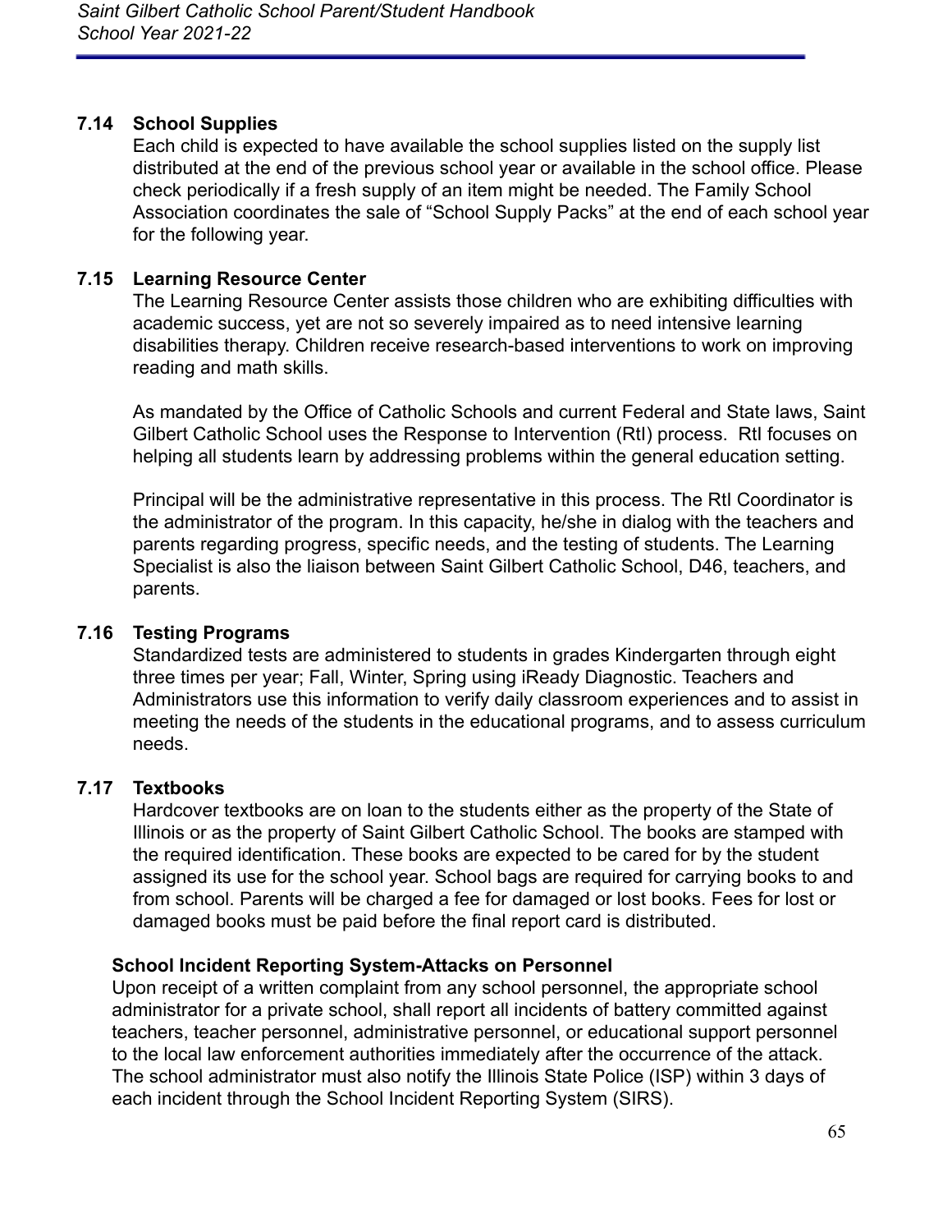### 7.14 School Supplies

Each child is expected to have available the school supplies listed on the supply list distributed at the end of the previous school year or available in the school office. Please check periodically if a fresh supply of an item might be needed. The Family School Association coordinates the sale of “School Supply Packs” at the end of each school year for the following year.

### 7.15 Learning Resource Center

The Learning Resource Center assists those children who are exhibiting difficulties with academic success, yet are not so severely impaired as to need intensive learning disabilities therapy. Children receive research-based interventions to work on improving reading and math skills.

As mandated by the Office of Catholic Schools and current Federal and State laws, Saint Gilbert Catholic School uses the Response to Intervention (RtI) process. RtI focuses on helping all students learn by addressing problems within the general education setting.

Principal will be the administrative representative in this process. The RtI Coordinator is the administrator of the program. In this capacity, he/she in dialog with the teachers and parents regarding progress, specific needs, and the testing of students. The Learning Specialist is also the liaison between Saint Gilbert Catholic School, D46, teachers, and parents.

### 7.16 Testing Programs

Standardized tests are administered to students in grades Kindergarten through eight three times per year; Fall, Winter, Spring using iReady Diagnostic. Teachers and Administrators use this information to verify daily classroom experiences and to assist in meeting the needs of the students in the educational programs, and to assess curriculum needs.

### 7.17 Textbooks

Hardcover textbooks are on loan to the students either as the property of the State of Illinois or as the property of Saint Gilbert Catholic School. The books are stamped with the required identification. These books are expected to be cared for by the student assigned its use for the school year. School bags are required for carrying books to and from school. Parents will be charged a fee for damaged or lost books. Fees for lost or damaged books must be paid before the final report card is distributed.

**School Incident Reporting System-Attacks on Personnel**

Upon receipt of a written complaint from any school personnel, the appropriate school administrator for a private school, shall report all incidents of battery committed against teachers, teacher personnel, administrative personnel, or educational support personnel to the local law enforcement authorities immediately after the occurrence of the attack. The school administrator must also notify the Illinois State Police (ISP) within 3 days of each incident through the School Incident Reporting System (SIRS).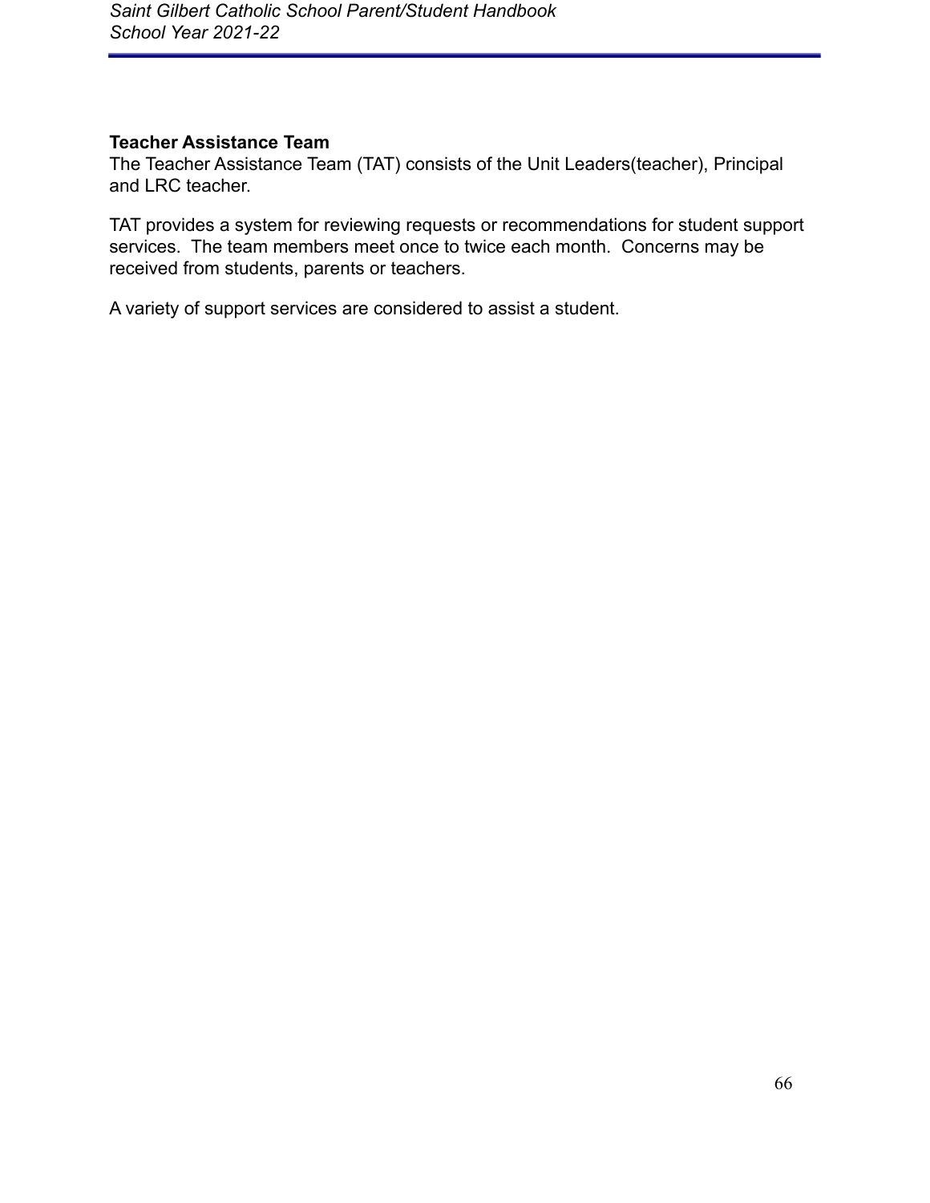**Teacher Assistance Team**

The Teacher Assistance Team (TAT) consists of the Unit Leaders(teacher), Principal and LRC teacher.

TAT provides a system for reviewing requests or recommendations for student support services. The team members meet once to twice each month. Concerns may be received from students, parents or teachers.

A variety of support services are considered to assist a student.